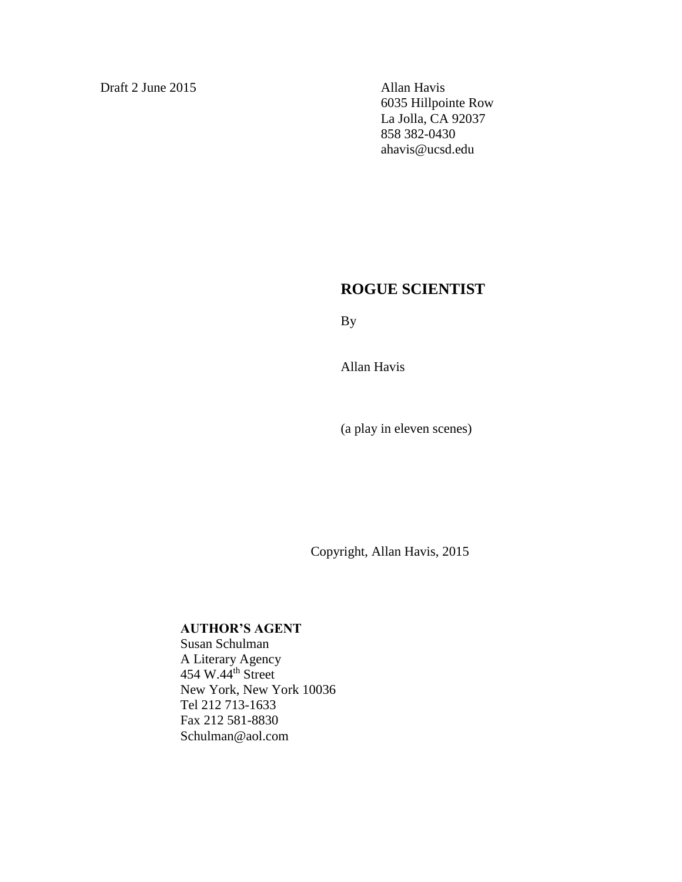Draft 2 June 2015

Allan Havis
6035 Hillpointe Row
La Jolla, CA 92037
858 382-0430
ahavis@ucsd.edu

# ROGUE SCIENTIST

By

Allan Havis

(a play in eleven scenes)

Copyright, Allan Havis, 2015

**AUTHOR'S AGENT**
Susan Schulman
A Literary Agency
454 W.44th Street
New York, New York 10036
Tel 212 713-1633
Fax 212 581-8830
Schulman@aol.com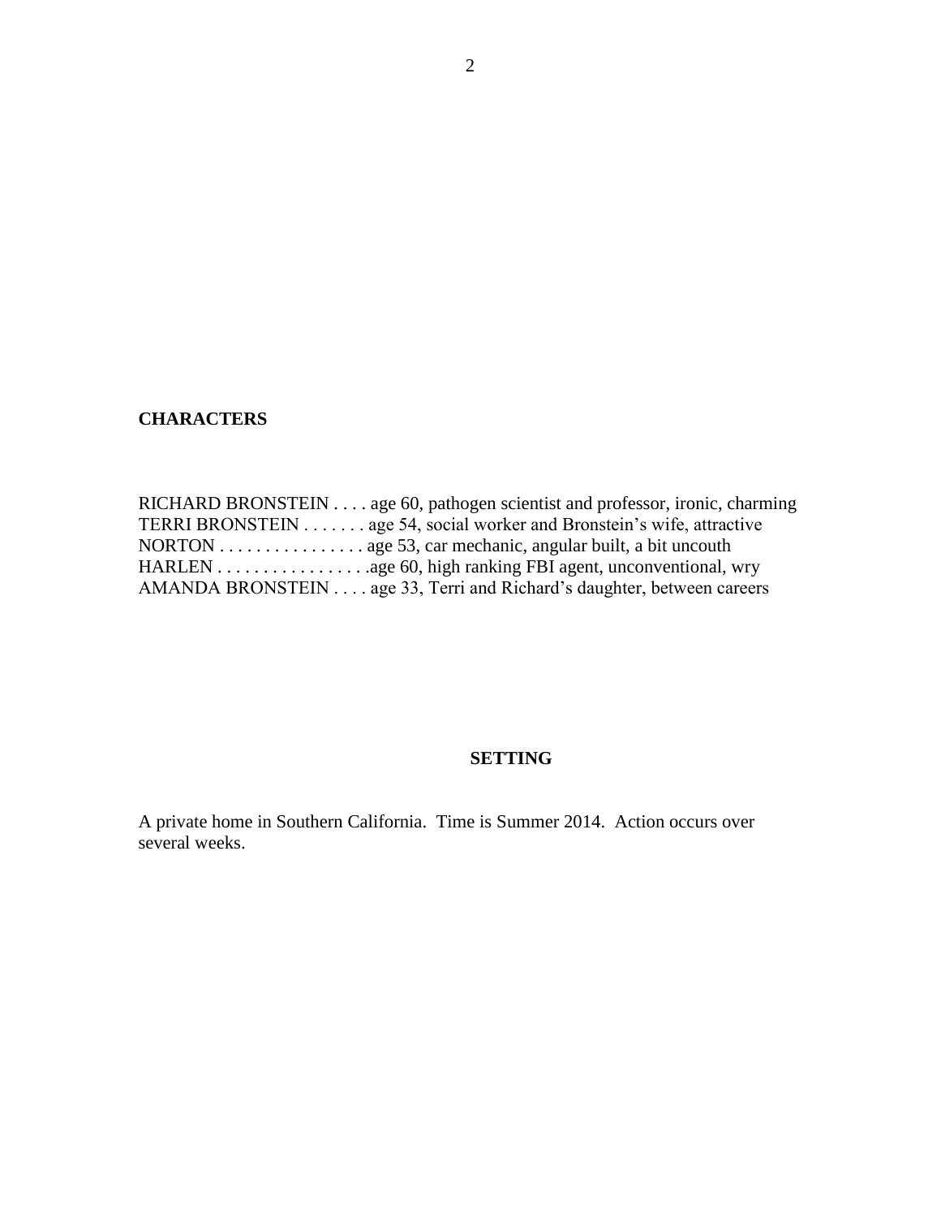**CHARACTERS**

RICHARD BRONSTEIN . . . . age 60, pathogen scientist and professor, ironic, charming
TERRI BRONSTEIN . . . . . . . age 54, social worker and Bronstein's wife, attractive
NORTON . . . . . . . . . . . . . . . . age 53, car mechanic, angular built, a bit uncouth
HARLEN . . . . . . . . . . . . . . . . .age 60, high ranking FBI agent, unconventional, wry
AMANDA BRONSTEIN . . . . age 33, Terri and Richard's daughter, between careers

**SETTING**

A private home in Southern California. Time is Summer 2014. Action occurs over several weeks.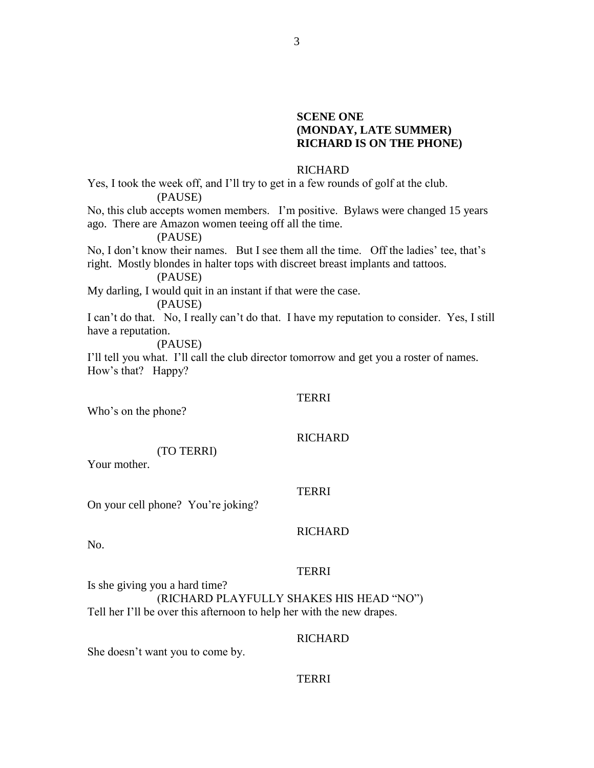**SCENE ONE**
**(MONDAY, LATE SUMMER)**
**RICHARD IS ON THE PHONE)**

RICHARD

Yes, I took the week off, and I'll try to get in a few rounds of golf at the club.

(PAUSE)

No, this club accepts women members. I'm positive. Bylaws were changed 15 years ago. There are Amazon women teeing off all the time.

(PAUSE)

No, I don't know their names. But I see them all the time. Off the ladies' tee, that's right. Mostly blondes in halter tops with discreet breast implants and tattoos.

(PAUSE)

My darling, I would quit in an instant if that were the case.

(PAUSE)

I can't do that. No, I really can't do that. I have my reputation to consider. Yes, I still have a reputation.

(PAUSE)

I'll tell you what. I'll call the club director tomorrow and get you a roster of names. How's that? Happy?

TERRI

Who's on the phone?

RICHARD

(TO TERRI)

Your mother.

TERRI

On your cell phone? You're joking?

RICHARD

No.

TERRI

Is she giving you a hard time?

(RICHARD PLAYFULLY SHAKES HIS HEAD "NO")

Tell her I'll be over this afternoon to help her with the new drapes.

RICHARD

She doesn't want you to come by.

TERRI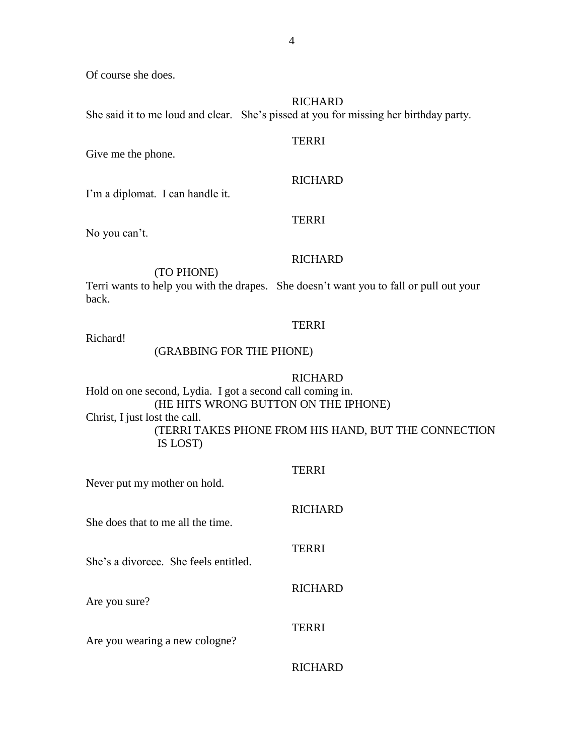Of course she does.

RICHARD

She said it to me loud and clear. She's pissed at you for missing her birthday party.

TERRI

Give me the phone.

RICHARD

I'm a diplomat. I can handle it.

TERRI

No you can't.

RICHARD

(TO PHONE)

Terri wants to help you with the drapes. She doesn't want you to fall or pull out your back.

TERRI

Richard!

(GRABBING FOR THE PHONE)

RICHARD

Hold on one second, Lydia. I got a second call coming in.

(HE HITS WRONG BUTTON ON THE IPHONE)

Christ, I just lost the call.

(TERRI TAKES PHONE FROM HIS HAND, BUT THE CONNECTION IS LOST)

TERRI

Never put my mother on hold.

RICHARD

She does that to me all the time.

TERRI

She's a divorcee. She feels entitled.

RICHARD

Are you sure?

TERRI

Are you wearing a new cologne?

RICHARD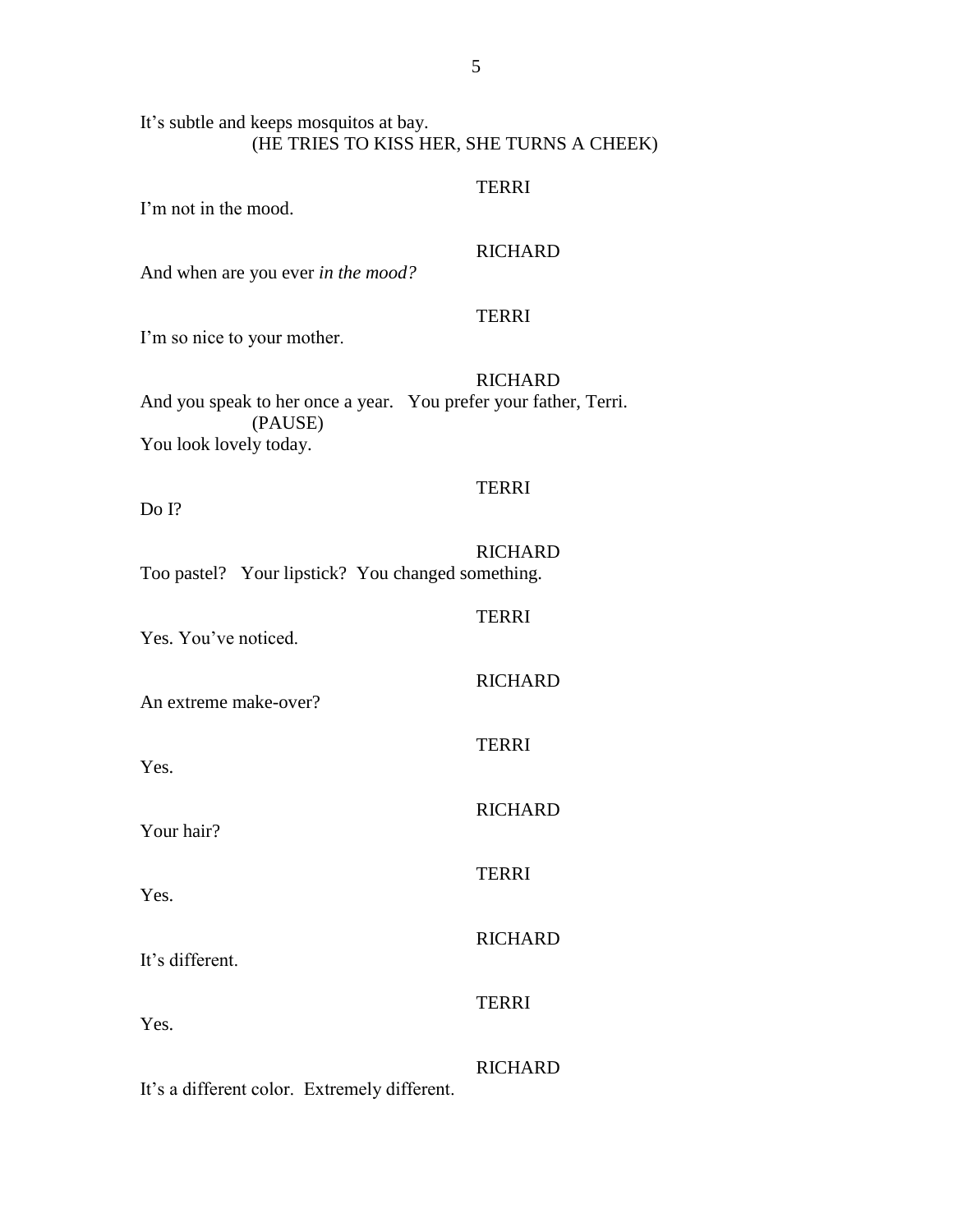It's subtle and keeps mosquitos at bay.

(HE TRIES TO KISS HER, SHE TURNS A CHEEK)

TERRI

I'm not in the mood.

RICHARD

And when are you ever *in the mood?*

TERRI

I'm so nice to your mother.

RICHARD

And you speak to her once a year. You prefer your father, Terri.

(PAUSE)

You look lovely today.

TERRI

Do I?

RICHARD

Too pastel? Your lipstick? You changed something.

TERRI

Yes. You've noticed.

RICHARD

An extreme make-over?

TERRI

Yes.

RICHARD

Your hair?

TERRI

Yes.

RICHARD

It's different.

TERRI

Yes.

RICHARD

It's a different color. Extremely different.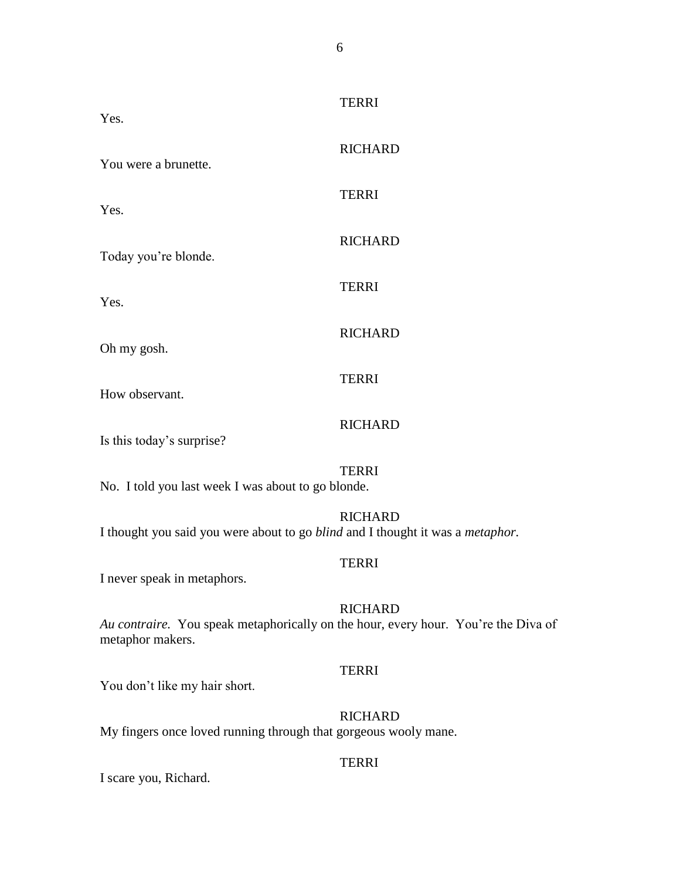TERRI

Yes.

RICHARD

You were a brunette.

TERRI

Yes.

RICHARD

Today you're blonde.

TERRI

Yes.

RICHARD

Oh my gosh.

TERRI

How observant.

RICHARD

Is this today's surprise?

TERRI

No. I told you last week I was about to go blonde.

RICHARD

I thought you said you were about to go *blind* and I thought it was a *metaphor*.

TERRI

I never speak in metaphors.

RICHARD

*Au contraire.* You speak metaphorically on the hour, every hour. You're the Diva of metaphor makers.

TERRI

You don't like my hair short.

RICHARD

My fingers once loved running through that gorgeous wooly mane.

TERRI

I scare you, Richard.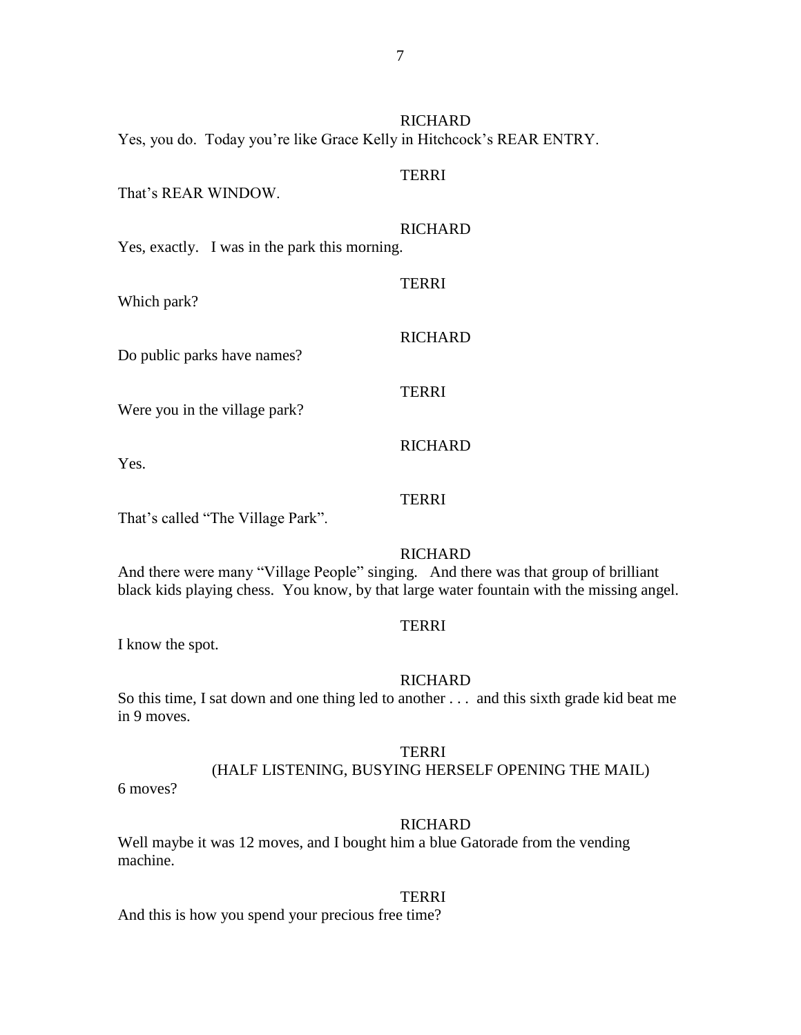RICHARD

Yes, you do. Today you're like Grace Kelly in Hitchcock's REAR ENTRY.

TERRI

That's REAR WINDOW.

RICHARD

Yes, exactly. I was in the park this morning.

TERRI

Which park?

RICHARD

Do public parks have names?

TERRI

Were you in the village park?

RICHARD

Yes.

TERRI

That's called "The Village Park".

RICHARD

And there were many "Village People" singing. And there was that group of brilliant black kids playing chess. You know, by that large water fountain with the missing angel.

TERRI

I know the spot.

RICHARD

So this time, I sat down and one thing led to another . . . and this sixth grade kid beat me in 9 moves.

TERRI

(HALF LISTENING, BUSYING HERSELF OPENING THE MAIL)

6 moves?

RICHARD

Well maybe it was 12 moves, and I bought him a blue Gatorade from the vending machine.

TERRI

And this is how you spend your precious free time?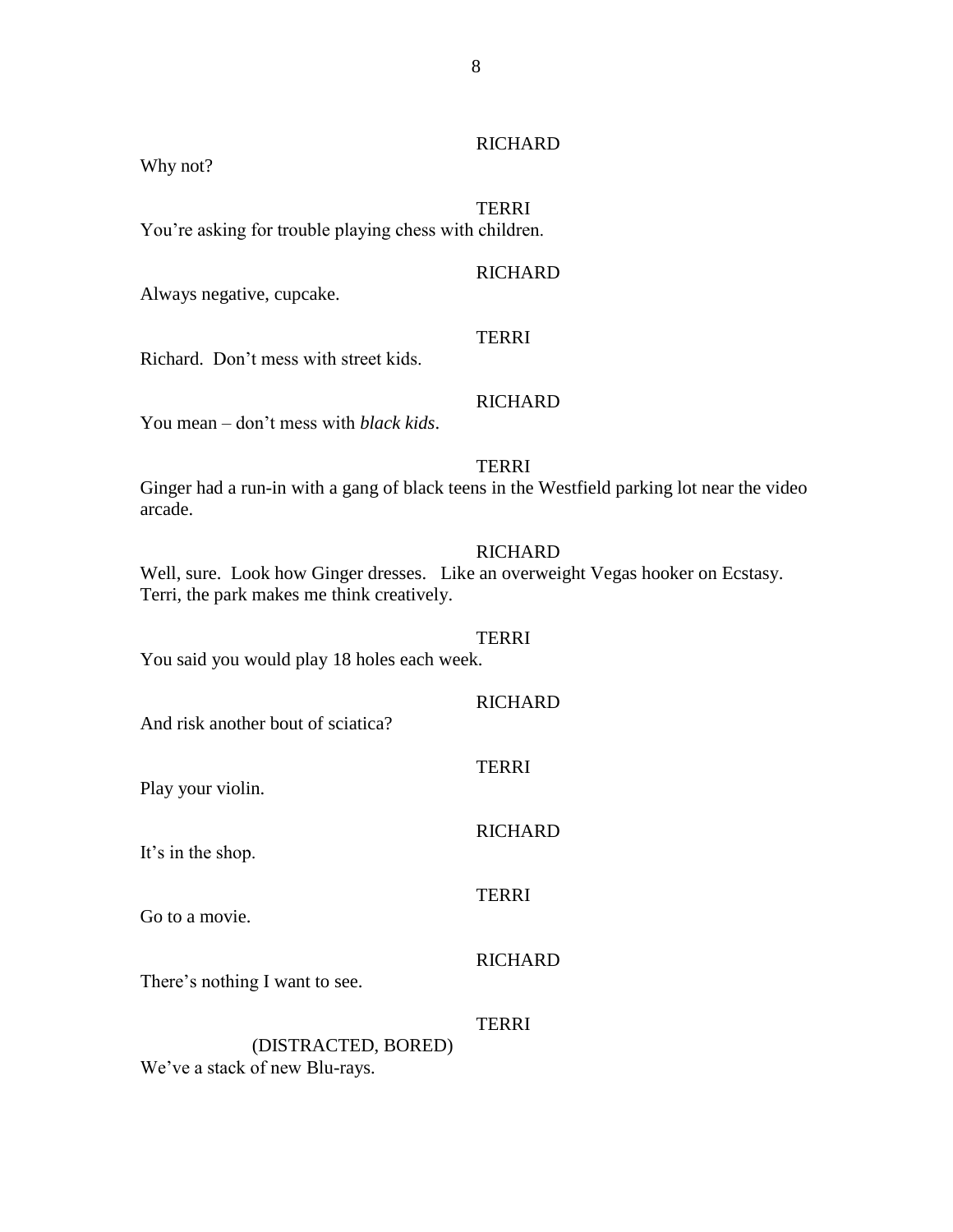RICHARD

Why not?

TERRI

You're asking for trouble playing chess with children.

RICHARD

Always negative, cupcake.

TERRI

Richard. Don't mess with street kids.

RICHARD

You mean – don't mess with *black kids*.

TERRI

Ginger had a run-in with a gang of black teens in the Westfield parking lot near the video arcade.

RICHARD

Well, sure. Look how Ginger dresses. Like an overweight Vegas hooker on Ecstasy. Terri, the park makes me think creatively.

TERRI

You said you would play 18 holes each week.

RICHARD

And risk another bout of sciatica?

TERRI

Play your violin.

RICHARD

It's in the shop.

TERRI

Go to a movie.

RICHARD

There's nothing I want to see.

TERRI

(DISTRACTED, BORED)

We've a stack of new Blu-rays.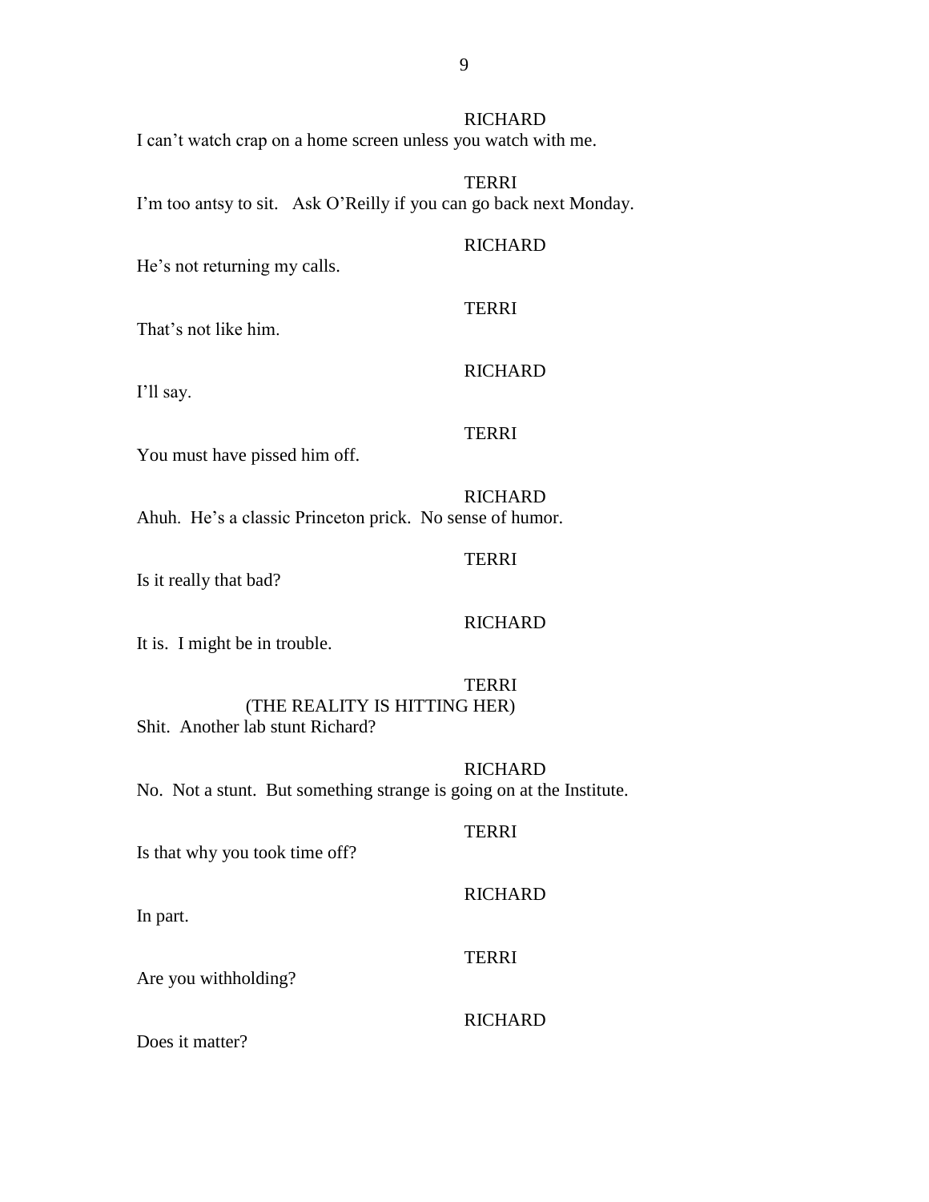RICHARD

I can't watch crap on a home screen unless you watch with me.

TERRI

I'm too antsy to sit. Ask O'Reilly if you can go back next Monday.

RICHARD

He's not returning my calls.

TERRI

That's not like him.

RICHARD

I'll say.

TERRI

You must have pissed him off.

RICHARD

Ahuh. He's a classic Princeton prick. No sense of humor.

TERRI

Is it really that bad?

RICHARD

It is. I might be in trouble.

TERRI

(THE REALITY IS HITTING HER)

Shit. Another lab stunt Richard?

RICHARD

No. Not a stunt. But something strange is going on at the Institute.

TERRI

Is that why you took time off?

RICHARD

In part.

TERRI

Are you withholding?

RICHARD

Does it matter?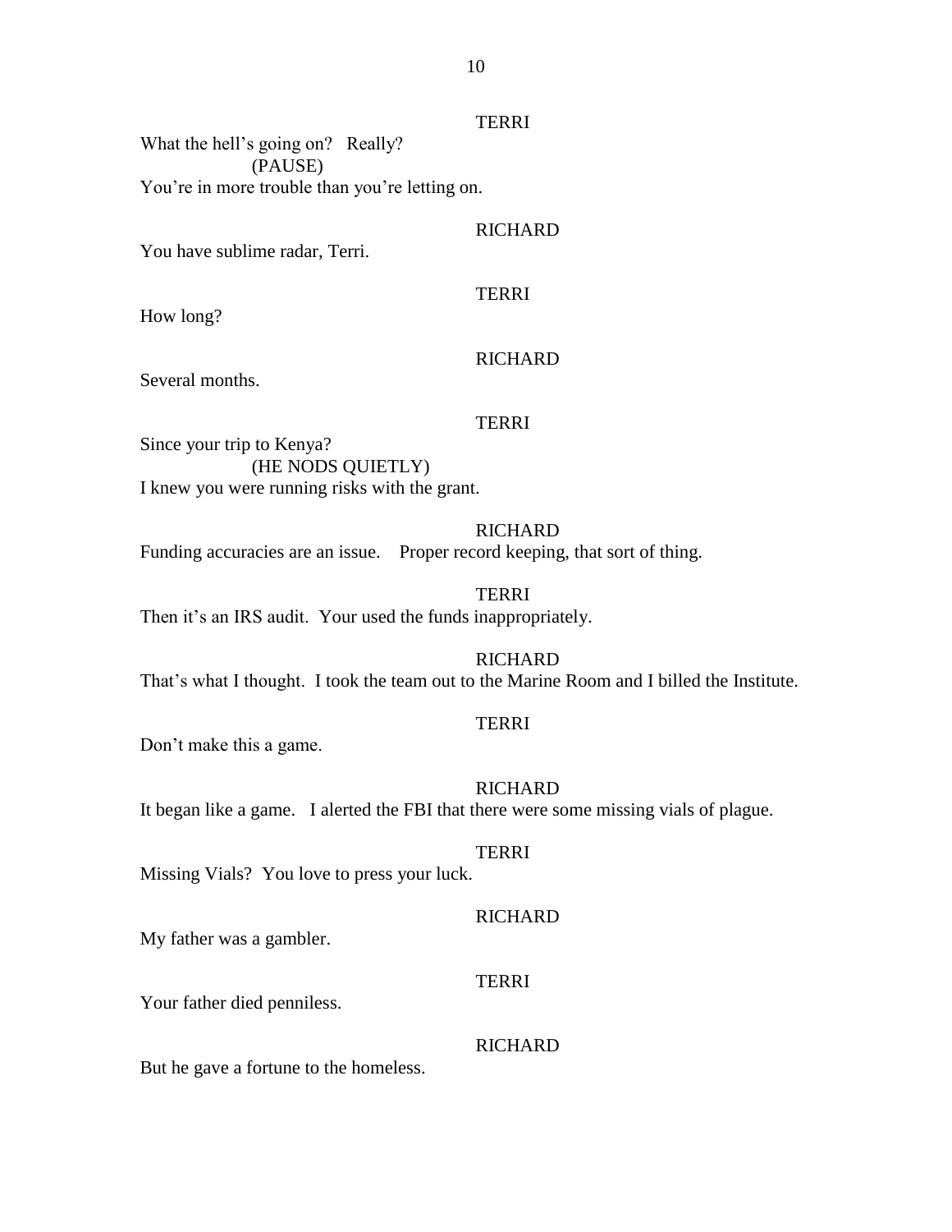TERRI

What the hell's going on? Really?

(PAUSE)

You're in more trouble than you're letting on.

RICHARD

You have sublime radar, Terri.

TERRI

How long?

RICHARD

Several months.

TERRI

Since your trip to Kenya?

(HE NODS QUIETLY)

I knew you were running risks with the grant.

RICHARD

Funding accuracies are an issue. Proper record keeping, that sort of thing.

TERRI

Then it's an IRS audit. Your used the funds inappropriately.

RICHARD

That's what I thought. I took the team out to the Marine Room and I billed the Institute.

TERRI

Don't make this a game.

RICHARD

It began like a game. I alerted the FBI that there were some missing vials of plague.

TERRI

Missing Vials? You love to press your luck.

RICHARD

My father was a gambler.

TERRI

Your father died penniless.

RICHARD

But he gave a fortune to the homeless.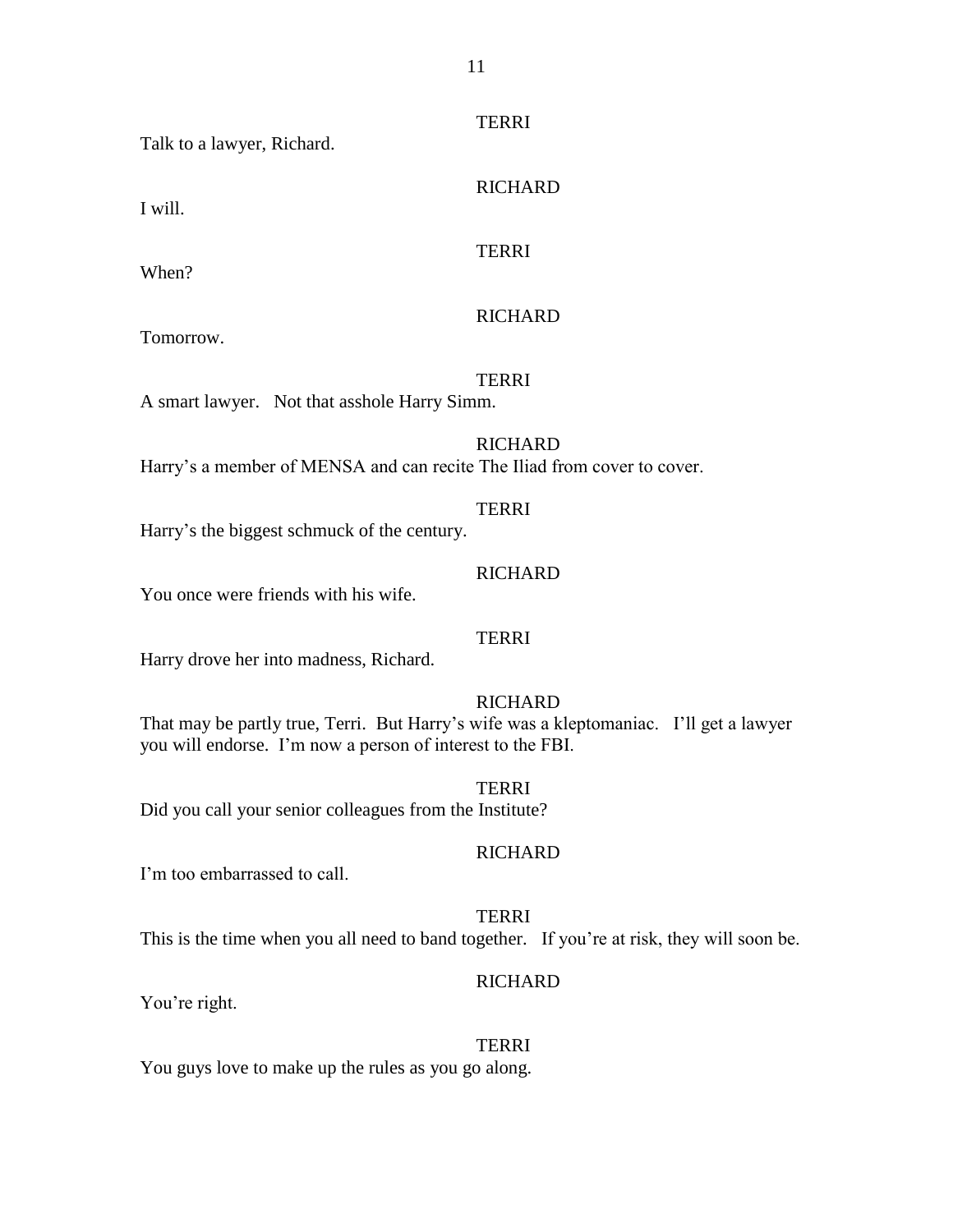TERRI

Talk to a lawyer, Richard.

RICHARD

I will.

TERRI

When?

RICHARD

Tomorrow.

TERRI

A smart lawyer. Not that asshole Harry Simm.

RICHARD

Harry's a member of MENSA and can recite The Iliad from cover to cover.

TERRI

Harry's the biggest schmuck of the century.

RICHARD

You once were friends with his wife.

TERRI

Harry drove her into madness, Richard.

RICHARD

That may be partly true, Terri. But Harry's wife was a kleptomaniac. I'll get a lawyer you will endorse. I'm now a person of interest to the FBI.

TERRI

Did you call your senior colleagues from the Institute?

RICHARD

I'm too embarrassed to call.

TERRI

This is the time when you all need to band together. If you're at risk, they will soon be.

RICHARD

You're right.

TERRI

You guys love to make up the rules as you go along.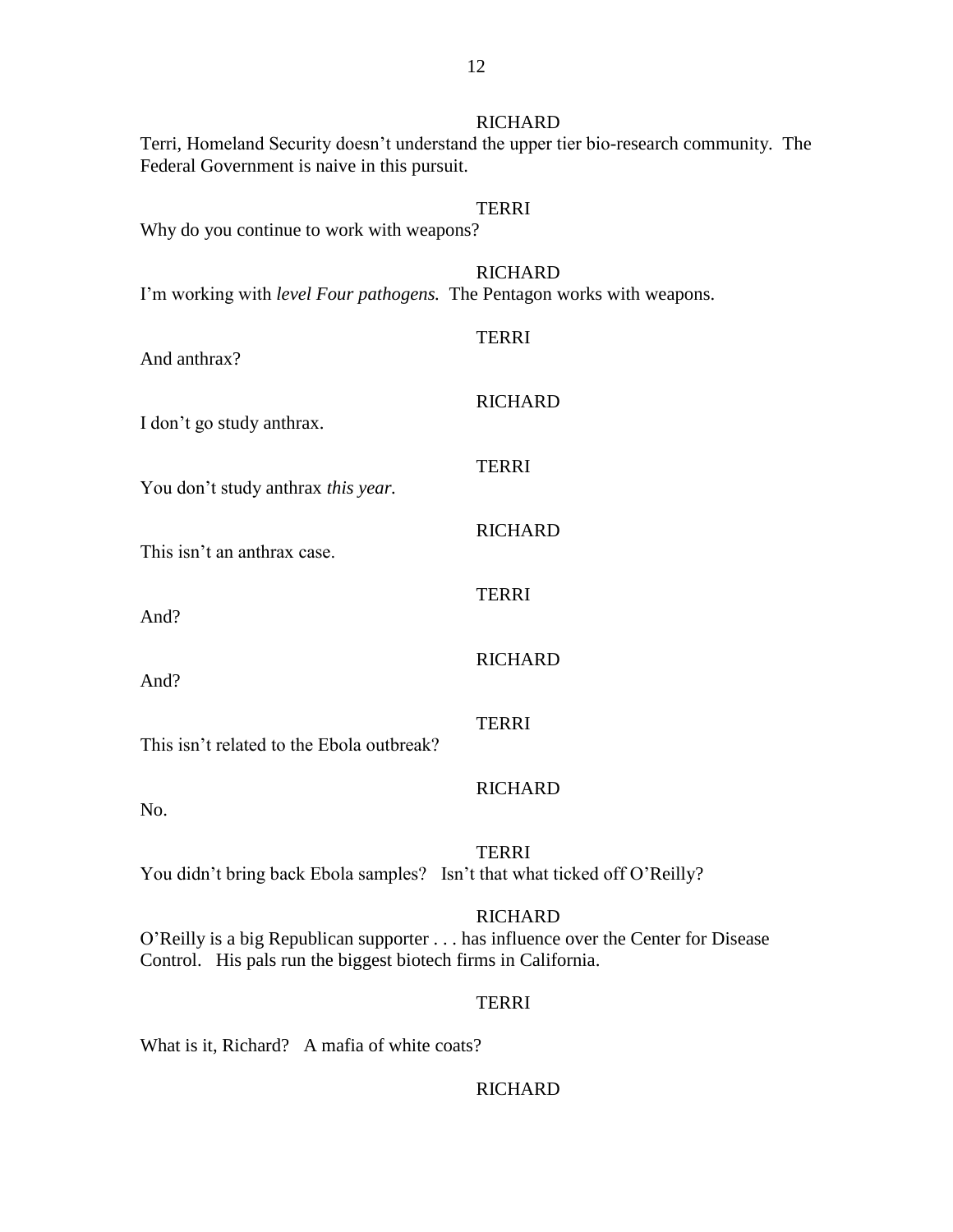RICHARD

Terri, Homeland Security doesn't understand the upper tier bio-research community. The Federal Government is naive in this pursuit.

TERRI

Why do you continue to work with weapons?

RICHARD

I'm working with *level Four pathogens.* The Pentagon works with weapons.

TERRI

And anthrax?

RICHARD

I don't go study anthrax.

TERRI

You don't study anthrax *this year.*

RICHARD

This isn't an anthrax case.

TERRI

And?

RICHARD

And?

TERRI

This isn't related to the Ebola outbreak?

RICHARD

No.

TERRI

You didn't bring back Ebola samples? Isn't that what ticked off O'Reilly?

RICHARD

O'Reilly is a big Republican supporter . . . has influence over the Center for Disease Control. His pals run the biggest biotech firms in California.

TERRI

What is it, Richard? A mafia of white coats?

RICHARD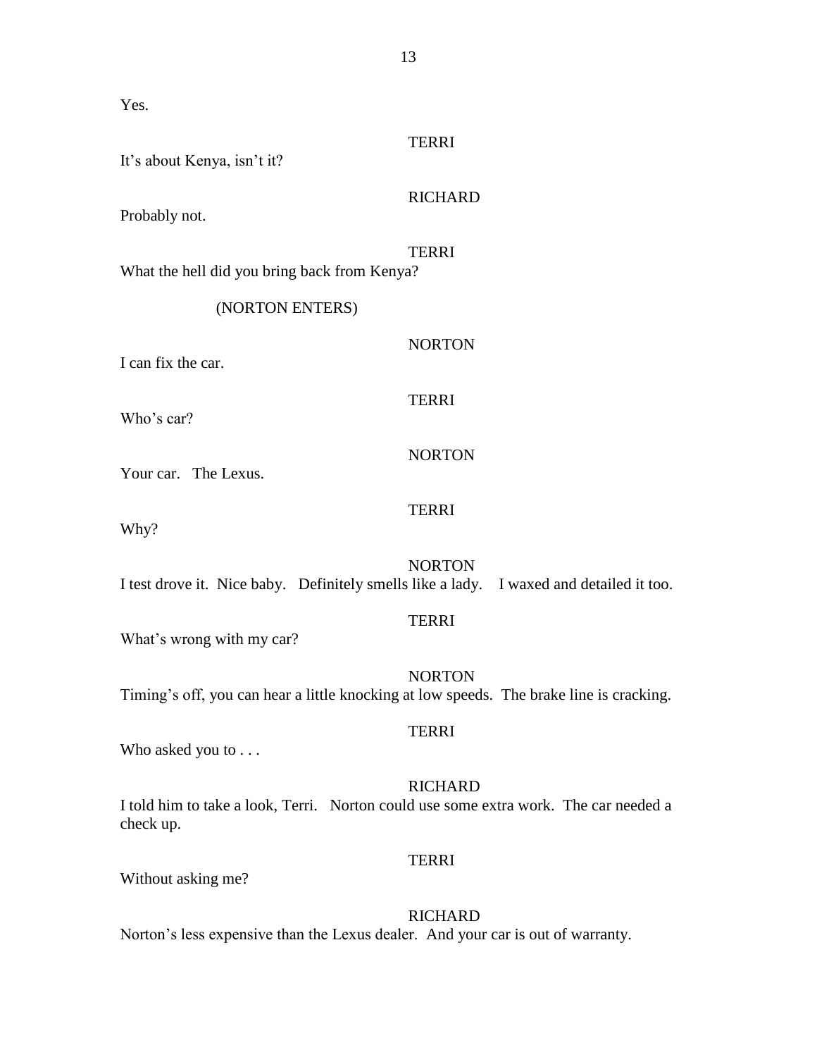Yes.

TERRI

It's about Kenya, isn't it?

RICHARD

Probably not.

TERRI

What the hell did you bring back from Kenya?

(NORTON ENTERS)

NORTON

I can fix the car.

TERRI

Who's car?

NORTON

Your car. The Lexus.

TERRI

Why?

NORTON

I test drove it. Nice baby. Definitely smells like a lady. I waxed and detailed it too.

TERRI

What's wrong with my car?

NORTON

Timing's off, you can hear a little knocking at low speeds. The brake line is cracking.

TERRI

Who asked you to . . .

RICHARD

I told him to take a look, Terri. Norton could use some extra work. The car needed a check up.

TERRI

Without asking me?

RICHARD

Norton's less expensive than the Lexus dealer. And your car is out of warranty.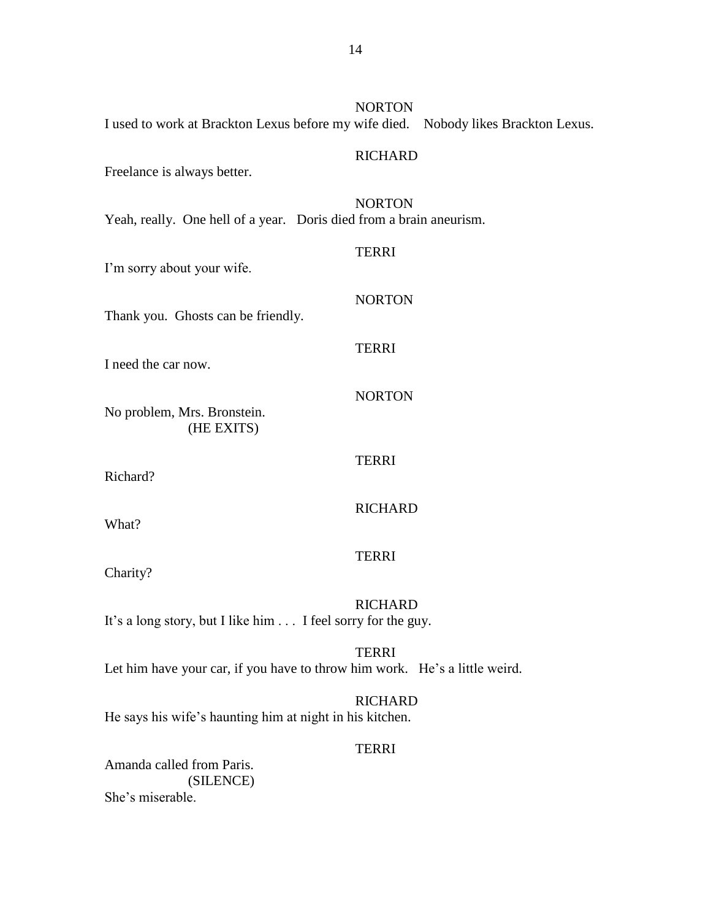NORTON

I used to work at Brackton Lexus before my wife died.    Nobody likes Brackton Lexus.

RICHARD

Freelance is always better.

NORTON

Yeah, really.  One hell of a year.   Doris died from a brain aneurism.

TERRI

I'm sorry about your wife.

NORTON

Thank you.  Ghosts can be friendly.

TERRI

I need the car now.

NORTON

No problem, Mrs. Bronstein.
(HE EXITS)

TERRI

Richard?

RICHARD

What?

TERRI

Charity?

RICHARD

It's a long story, but I like him . . .  I feel sorry for the guy.

TERRI

Let him have your car, if you have to throw him work.   He's a little weird.

RICHARD

He says his wife's haunting him at night in his kitchen.

TERRI

Amanda called from Paris.
(SILENCE)
She's miserable.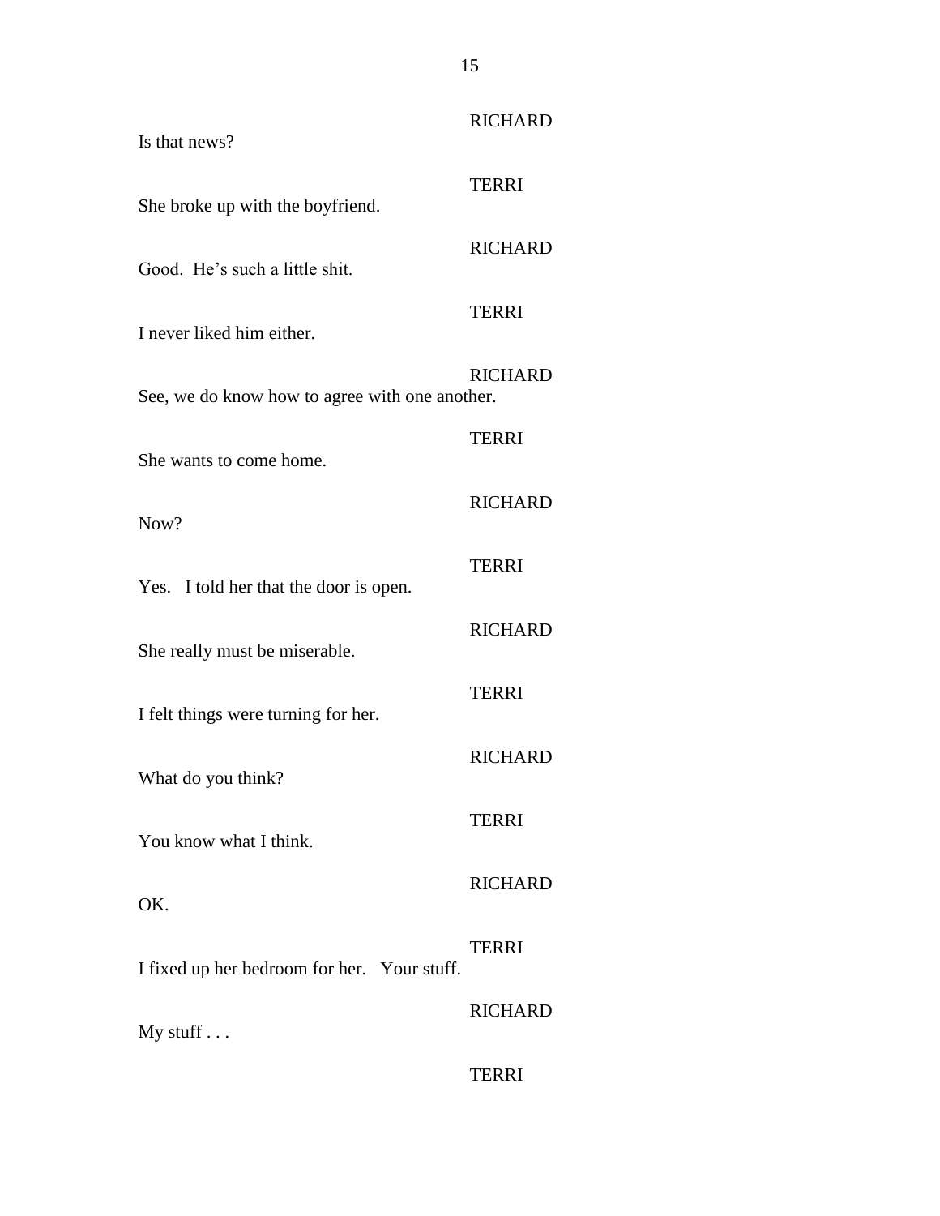RICHARD

Is that news?

TERRI

She broke up with the boyfriend.

RICHARD

Good. He's such a little shit.

TERRI

I never liked him either.

RICHARD

See, we do know how to agree with one another.

TERRI

She wants to come home.

RICHARD

Now?

TERRI

Yes. I told her that the door is open.

RICHARD

She really must be miserable.

TERRI

I felt things were turning for her.

RICHARD

What do you think?

TERRI

You know what I think.

RICHARD

OK.

TERRI

I fixed up her bedroom for her. Your stuff.

RICHARD

My stuff . . .

TERRI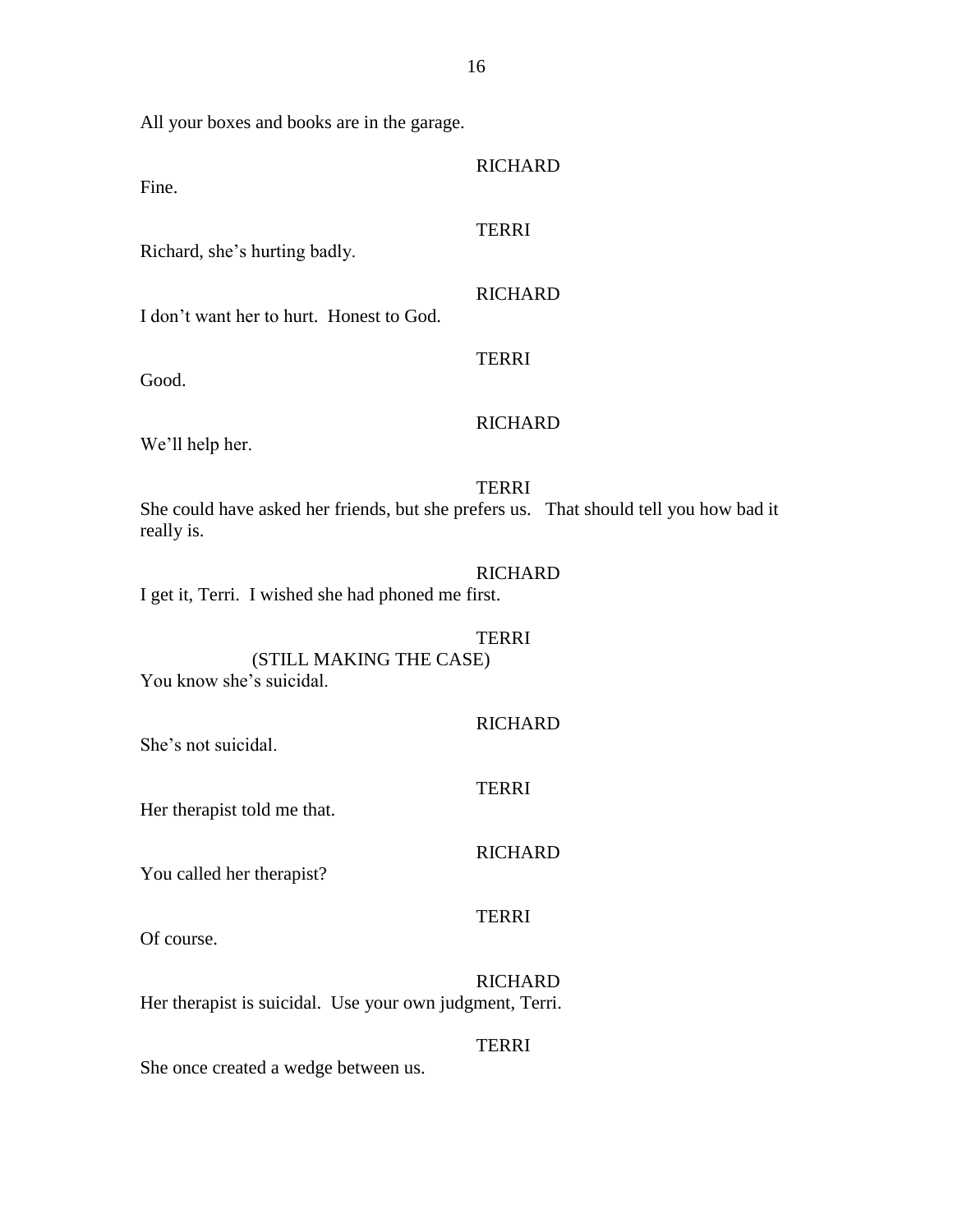All your boxes and books are in the garage.

RICHARD

Fine.

TERRI

Richard, she's hurting badly.

RICHARD

I don't want her to hurt. Honest to God.

TERRI

Good.

RICHARD

We'll help her.

TERRI

She could have asked her friends, but she prefers us. That should tell you how bad it really is.

RICHARD

I get it, Terri. I wished she had phoned me first.

TERRI

(STILL MAKING THE CASE)

You know she's suicidal.

RICHARD

She's not suicidal.

TERRI

Her therapist told me that.

RICHARD

You called her therapist?

TERRI

Of course.

RICHARD

Her therapist is suicidal. Use your own judgment, Terri.

TERRI

She once created a wedge between us.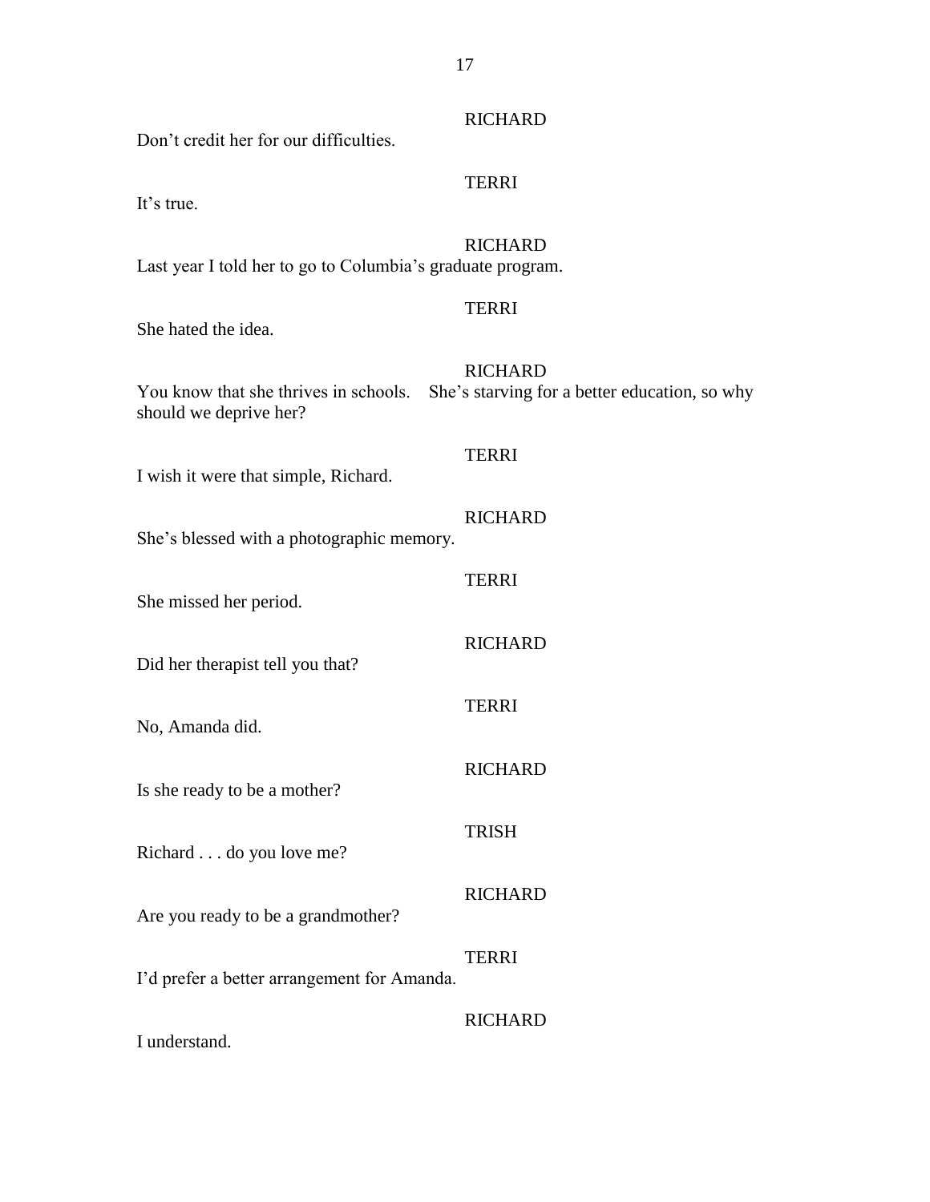RICHARD

Don't credit her for our difficulties.

TERRI

It's true.

RICHARD

Last year I told her to go to Columbia's graduate program.

TERRI

She hated the idea.

RICHARD

You know that she thrives in schools.  She's starving for a better education, so why should we deprive her?

TERRI

I wish it were that simple, Richard.

RICHARD

She's blessed with a photographic memory.

TERRI

She missed her period.

RICHARD

Did her therapist tell you that?

TERRI

No, Amanda did.

RICHARD

Is she ready to be a mother?

TRISH

Richard . . . do you love me?

RICHARD

Are you ready to be a grandmother?

TERRI

I'd prefer a better arrangement for Amanda.

RICHARD

I understand.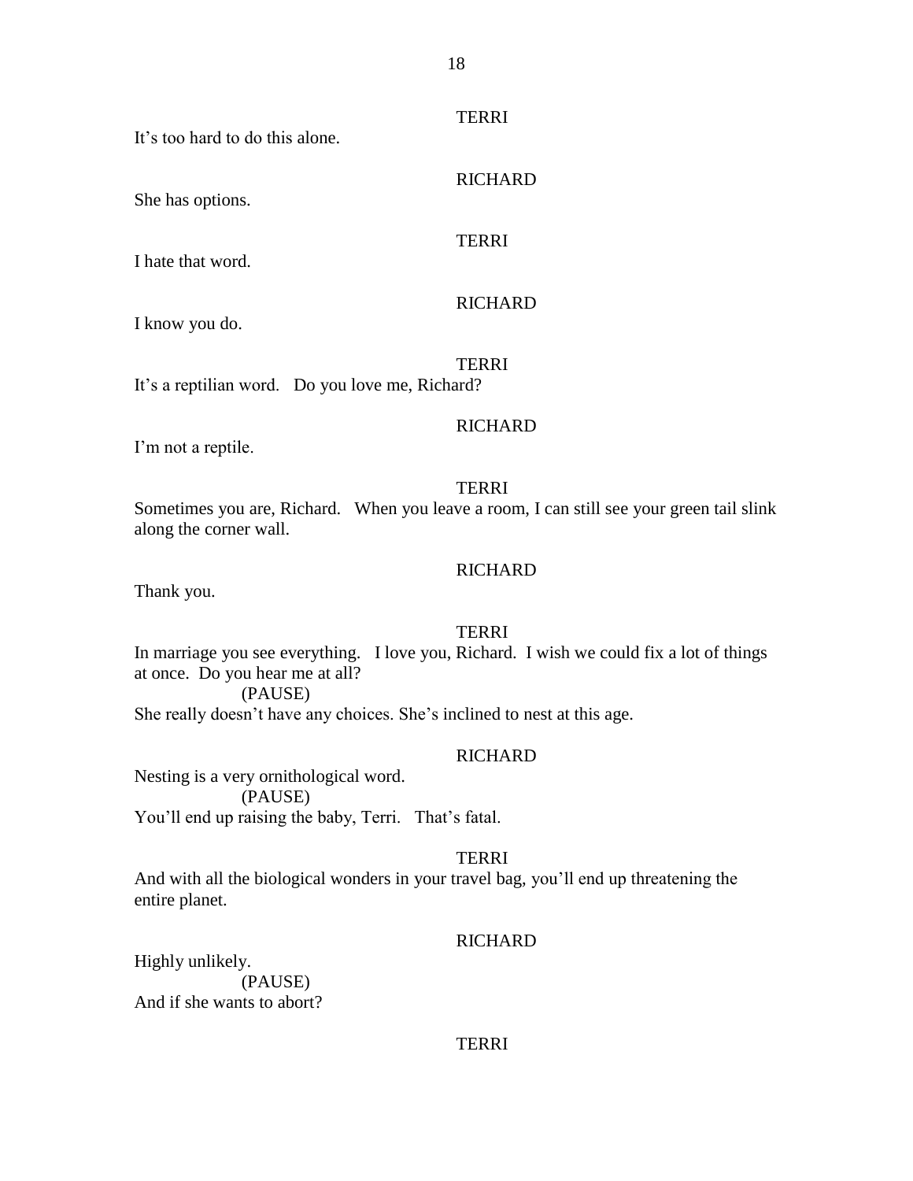TERRI

It's too hard to do this alone.

RICHARD

She has options.

TERRI

I hate that word.

RICHARD

I know you do.

TERRI

It's a reptilian word. Do you love me, Richard?

RICHARD

I'm not a reptile.

TERRI

Sometimes you are, Richard. When you leave a room, I can still see your green tail slink along the corner wall.

RICHARD

Thank you.

TERRI

In marriage you see everything. I love you, Richard. I wish we could fix a lot of things at once. Do you hear me at all?

(PAUSE)

She really doesn't have any choices. She's inclined to nest at this age.

RICHARD

Nesting is a very ornithological word.

(PAUSE)

You'll end up raising the baby, Terri. That's fatal.

TERRI

And with all the biological wonders in your travel bag, you'll end up threatening the entire planet.

RICHARD

Highly unlikely.

(PAUSE)

And if she wants to abort?

TERRI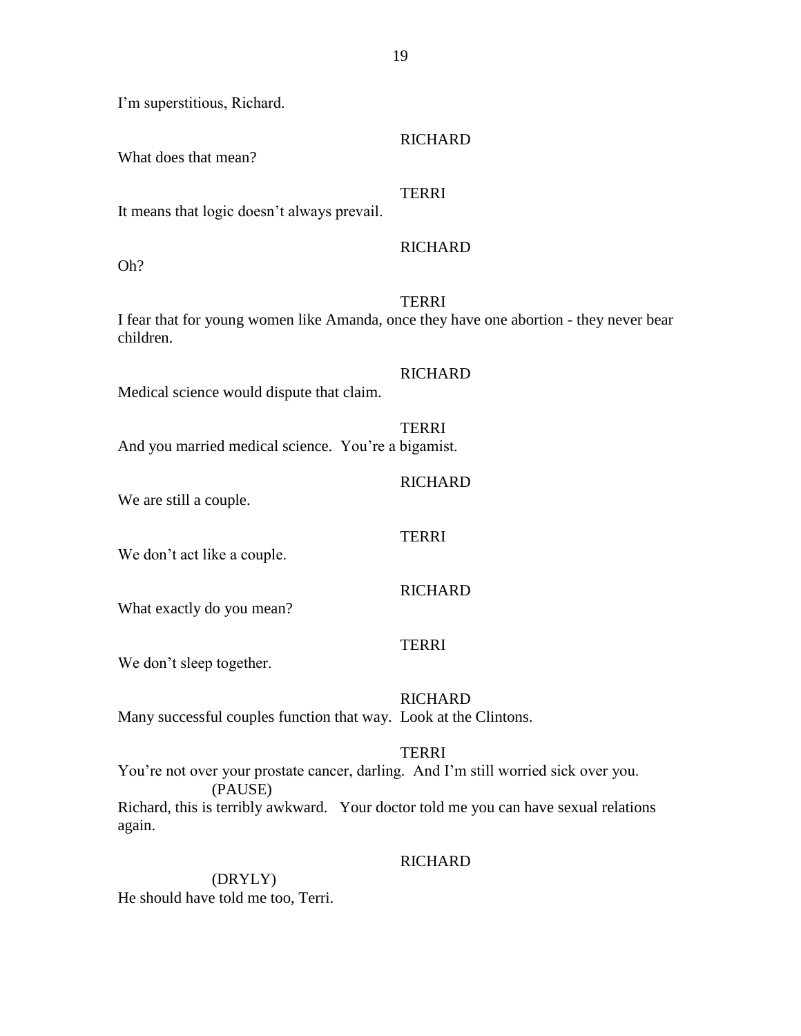I'm superstitious, Richard.

RICHARD

What does that mean?

TERRI

It means that logic doesn't always prevail.

RICHARD

Oh?

TERRI

I fear that for young women like Amanda, once they have one abortion - they never bear children.

RICHARD

Medical science would dispute that claim.

TERRI

And you married medical science. You're a bigamist.

RICHARD

We are still a couple.

TERRI

We don't act like a couple.

RICHARD

What exactly do you mean?

TERRI

We don't sleep together.

RICHARD

Many successful couples function that way. Look at the Clintons.

TERRI

You're not over your prostate cancer, darling. And I'm still worried sick over you.

(PAUSE)

Richard, this is terribly awkward. Your doctor told me you can have sexual relations again.

RICHARD

(DRYLY)

He should have told me too, Terri.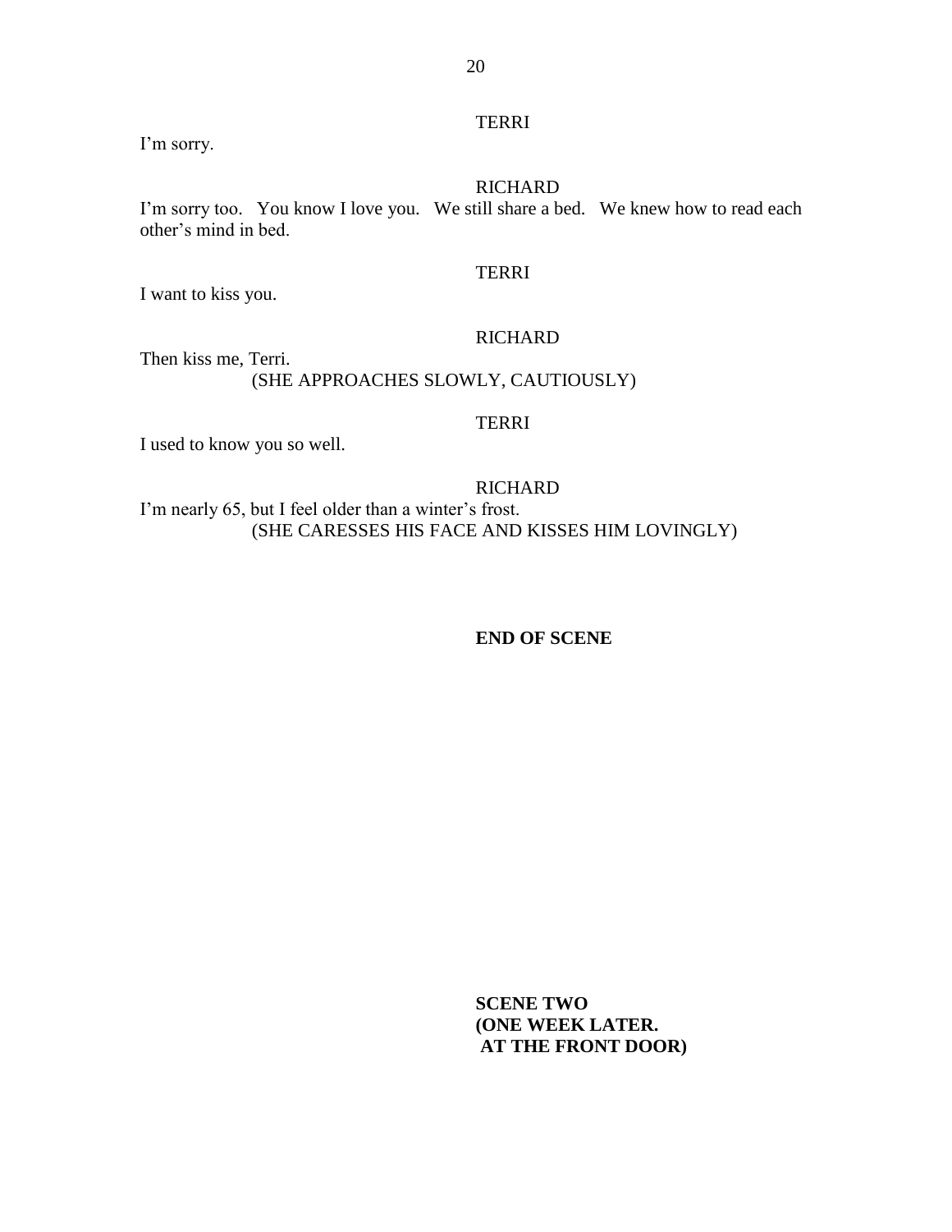TERRI

I'm sorry.

RICHARD

I'm sorry too. You know I love you. We still share a bed. We knew how to read each other's mind in bed.

TERRI

I want to kiss you.

RICHARD

Then kiss me, Terri.

(SHE APPROACHES SLOWLY, CAUTIOUSLY)

TERRI

I used to know you so well.

RICHARD

I'm nearly 65, but I feel older than a winter's frost.

(SHE CARESSES HIS FACE AND KISSES HIM LOVINGLY)

**END OF SCENE**

**SCENE TWO**
**(ONE WEEK LATER.**
**AT THE FRONT DOOR)**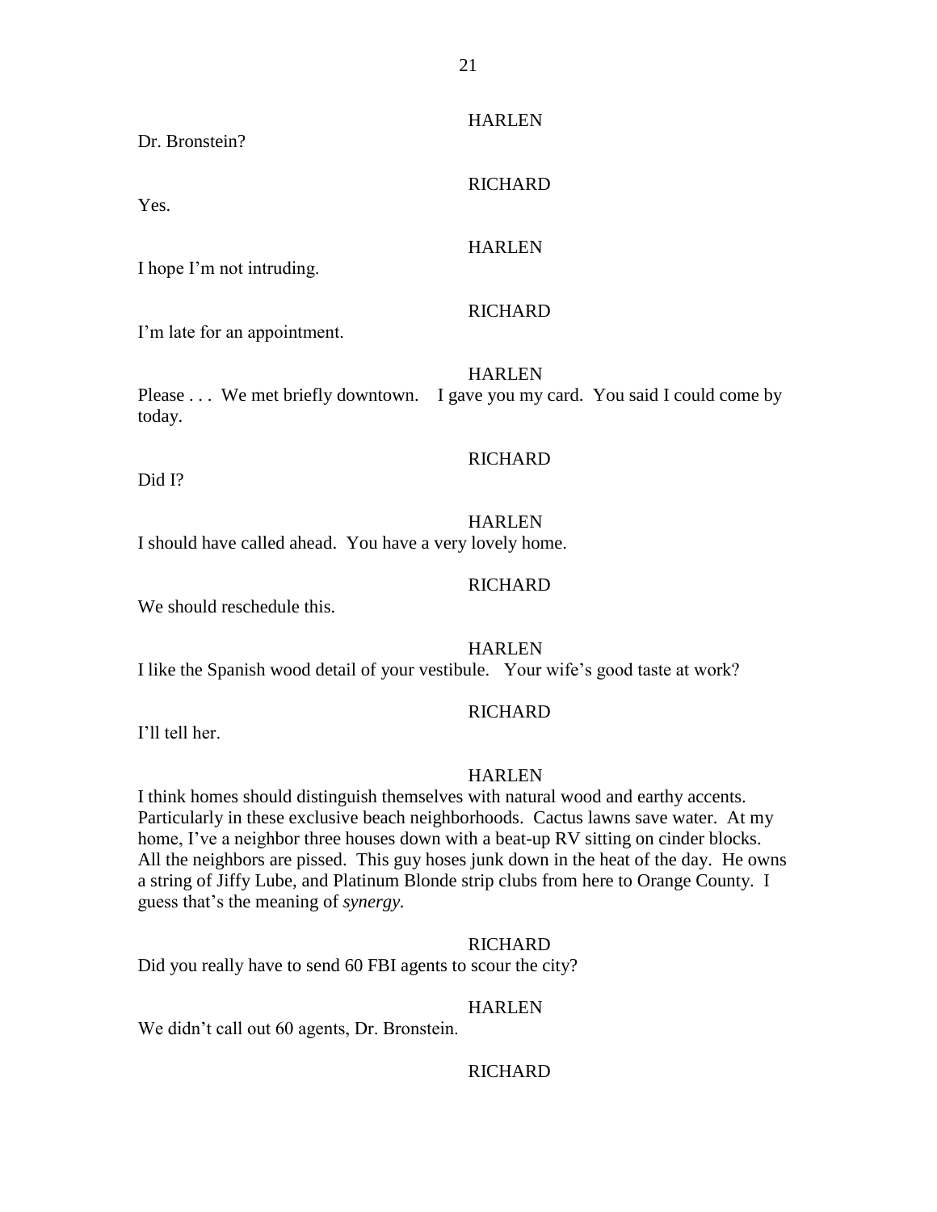HARLEN

Dr. Bronstein?

RICHARD

Yes.

HARLEN

I hope I'm not intruding.

RICHARD

I'm late for an appointment.

HARLEN

Please . . . We met briefly downtown. I gave you my card. You said I could come by today.

RICHARD

Did I?

HARLEN

I should have called ahead. You have a very lovely home.

RICHARD

We should reschedule this.

HARLEN

I like the Spanish wood detail of your vestibule. Your wife's good taste at work?

RICHARD

I'll tell her.

HARLEN

I think homes should distinguish themselves with natural wood and earthy accents. Particularly in these exclusive beach neighborhoods. Cactus lawns save water. At my home, I've a neighbor three houses down with a beat-up RV sitting on cinder blocks. All the neighbors are pissed. This guy hoses junk down in the heat of the day. He owns a string of Jiffy Lube, and Platinum Blonde strip clubs from here to Orange County. I guess that's the meaning of *synergy.*

RICHARD

Did you really have to send 60 FBI agents to scour the city?

HARLEN

We didn't call out 60 agents, Dr. Bronstein.

RICHARD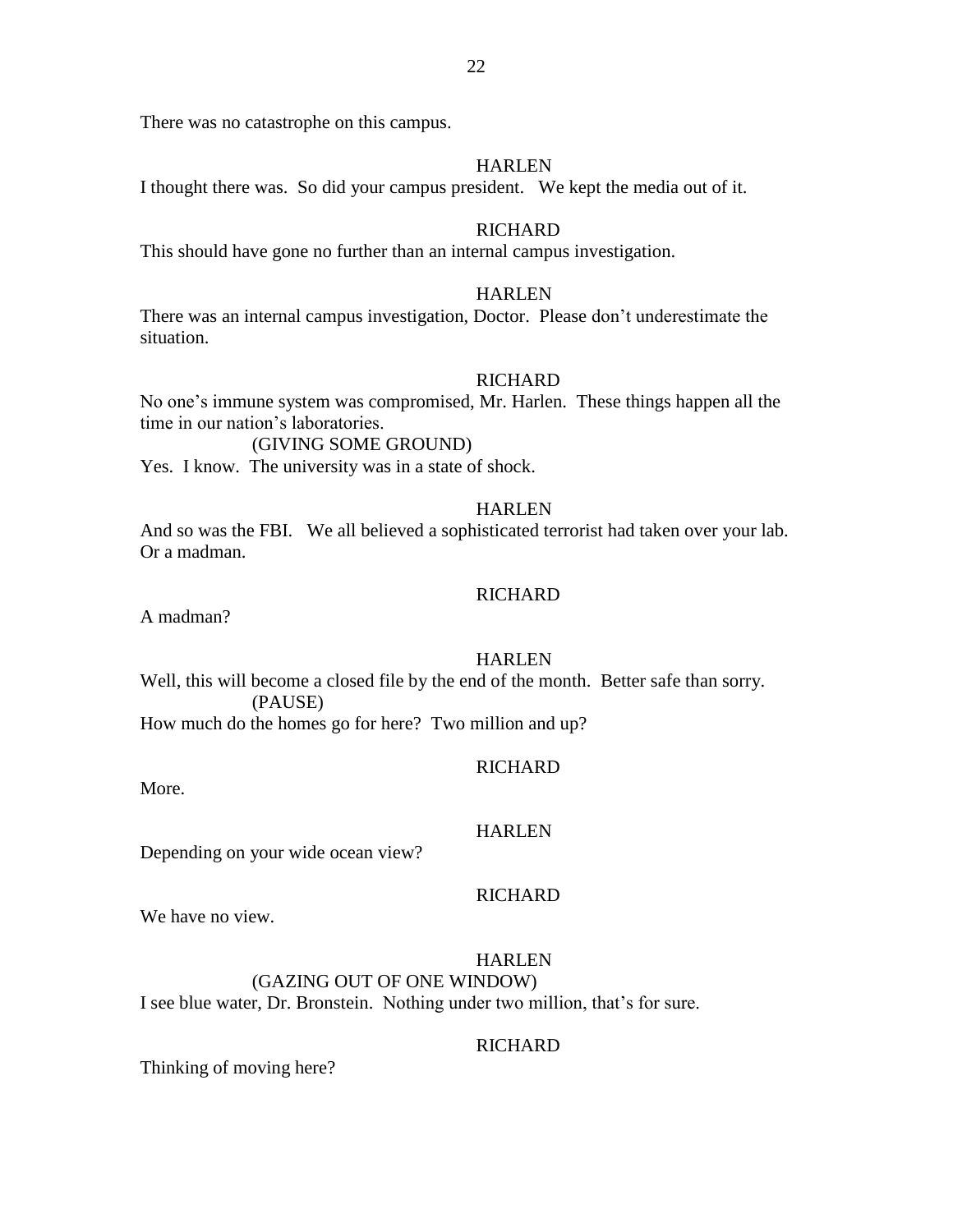There was no catastrophe on this campus.

HARLEN

I thought there was. So did your campus president. We kept the media out of it.

RICHARD

This should have gone no further than an internal campus investigation.

HARLEN

There was an internal campus investigation, Doctor. Please don't underestimate the situation.

RICHARD

No one's immune system was compromised, Mr. Harlen. These things happen all the time in our nation's laboratories.

(GIVING SOME GROUND)

Yes. I know. The university was in a state of shock.

HARLEN

And so was the FBI. We all believed a sophisticated terrorist had taken over your lab. Or a madman.

RICHARD

A madman?

HARLEN

Well, this will become a closed file by the end of the month. Better safe than sorry.

(PAUSE)

How much do the homes go for here? Two million and up?

RICHARD

More.

HARLEN

Depending on your wide ocean view?

RICHARD

We have no view.

HARLEN

(GAZING OUT OF ONE WINDOW)

I see blue water, Dr. Bronstein. Nothing under two million, that's for sure.

RICHARD

Thinking of moving here?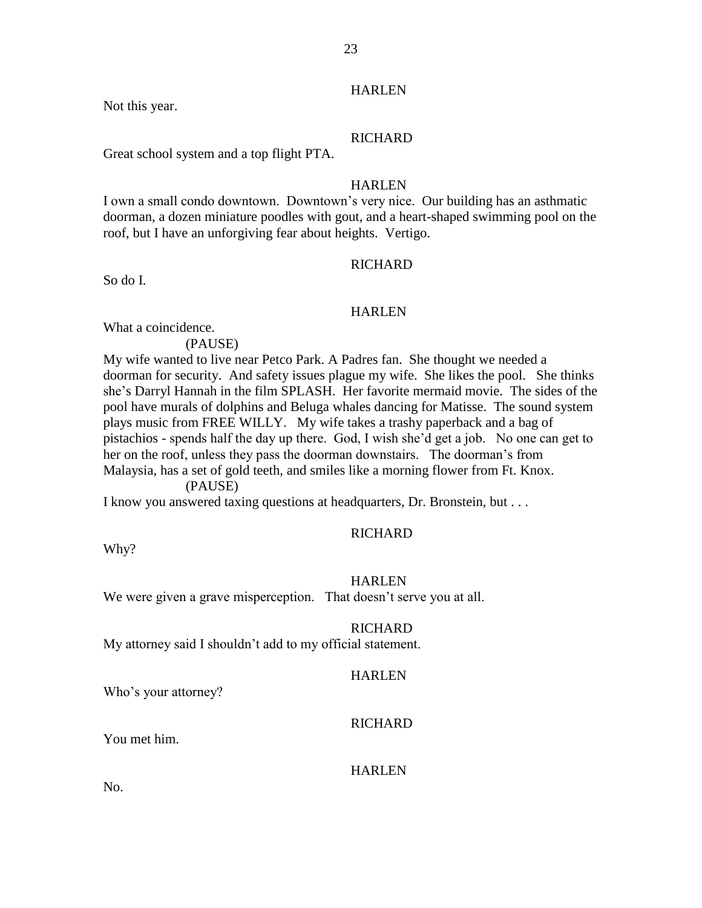HARLEN

Not this year.

RICHARD

Great school system and a top flight PTA.

HARLEN

I own a small condo downtown. Downtown's very nice. Our building has an asthmatic doorman, a dozen miniature poodles with gout, and a heart-shaped swimming pool on the roof, but I have an unforgiving fear about heights. Vertigo.

RICHARD

So do I.

HARLEN

What a coincidence.

(PAUSE)

My wife wanted to live near Petco Park. A Padres fan. She thought we needed a doorman for security. And safety issues plague my wife. She likes the pool. She thinks she's Darryl Hannah in the film SPLASH. Her favorite mermaid movie. The sides of the pool have murals of dolphins and Beluga whales dancing for Matisse. The sound system plays music from FREE WILLY. My wife takes a trashy paperback and a bag of pistachios - spends half the day up there. God, I wish she'd get a job. No one can get to her on the roof, unless they pass the doorman downstairs. The doorman's from Malaysia, has a set of gold teeth, and smiles like a morning flower from Ft. Knox.

(PAUSE)

I know you answered taxing questions at headquarters, Dr. Bronstein, but . . .

RICHARD

Why?

HARLEN

We were given a grave misperception. That doesn't serve you at all.

RICHARD

My attorney said I shouldn't add to my official statement.

HARLEN

Who's your attorney?

RICHARD

You met him.

HARLEN

No.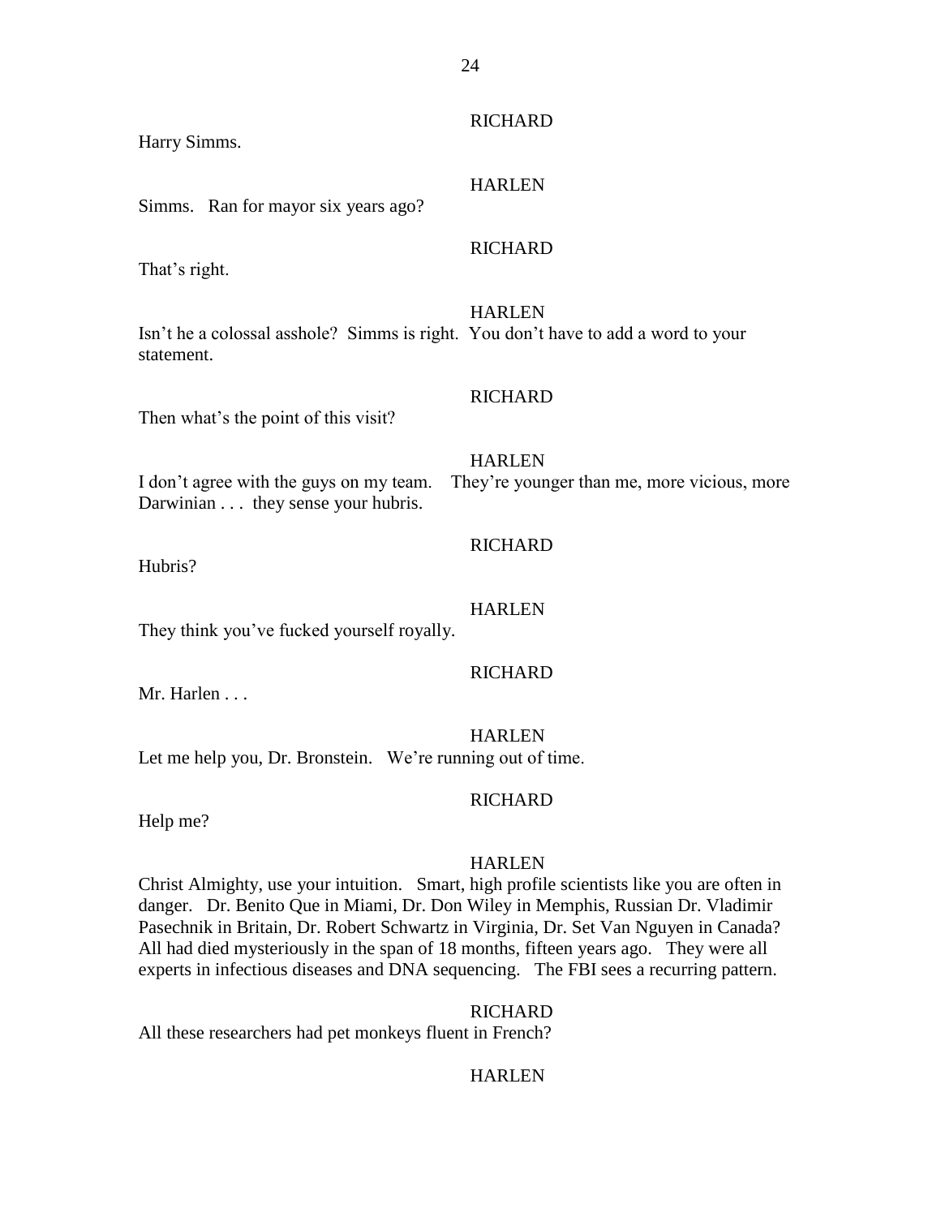RICHARD

Harry Simms.

HARLEN

Simms. Ran for mayor six years ago?

RICHARD

That's right.

HARLEN

Isn't he a colossal asshole? Simms is right. You don't have to add a word to your statement.

RICHARD

Then what's the point of this visit?

HARLEN

I don't agree with the guys on my team. They're younger than me, more vicious, more Darwinian . . . they sense your hubris.

RICHARD

Hubris?

HARLEN

They think you've fucked yourself royally.

RICHARD

Mr. Harlen . . .

HARLEN

Let me help you, Dr. Bronstein. We're running out of time.

RICHARD

Help me?

HARLEN

Christ Almighty, use your intuition. Smart, high profile scientists like you are often in danger. Dr. Benito Que in Miami, Dr. Don Wiley in Memphis, Russian Dr. Vladimir Pasechnik in Britain, Dr. Robert Schwartz in Virginia, Dr. Set Van Nguyen in Canada? All had died mysteriously in the span of 18 months, fifteen years ago. They were all experts in infectious diseases and DNA sequencing. The FBI sees a recurring pattern.

RICHARD

All these researchers had pet monkeys fluent in French?

HARLEN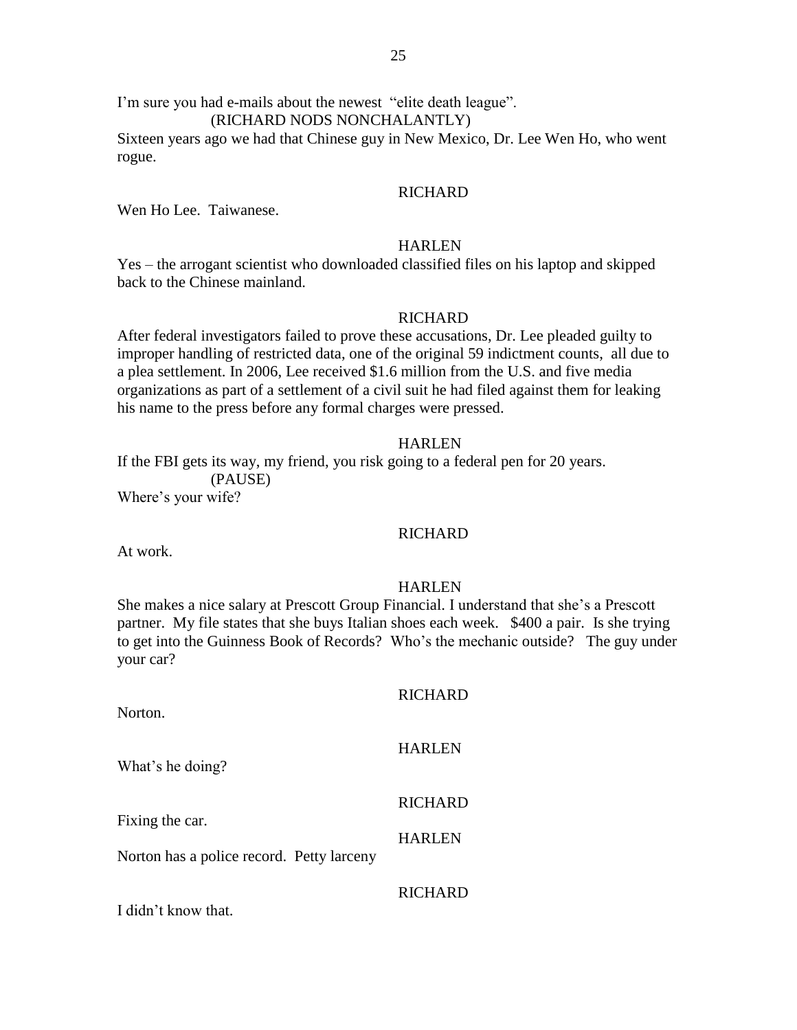I'm sure you had e-mails about the newest "elite death league".

(RICHARD NODS NONCHALANTLY)

Sixteen years ago we had that Chinese guy in New Mexico, Dr. Lee Wen Ho, who went rogue.

RICHARD

Wen Ho Lee. Taiwanese.

HARLEN

Yes – the arrogant scientist who downloaded classified files on his laptop and skipped back to the Chinese mainland.

RICHARD

After federal investigators failed to prove these accusations, Dr. Lee pleaded guilty to improper handling of restricted data, one of the original 59 indictment counts, all due to a plea settlement. In 2006, Lee received $1.6 million from the U.S. and five media organizations as part of a settlement of a civil suit he had filed against them for leaking his name to the press before any formal charges were pressed.

HARLEN

If the FBI gets its way, my friend, you risk going to a federal pen for 20 years.

(PAUSE)

Where's your wife?

RICHARD

At work.

HARLEN

She makes a nice salary at Prescott Group Financial. I understand that she's a Prescott partner. My file states that she buys Italian shoes each week. $400 a pair. Is she trying to get into the Guinness Book of Records? Who's the mechanic outside? The guy under your car?

RICHARD

Norton.

HARLEN

What's he doing?

RICHARD

Fixing the car.

HARLEN

Norton has a police record. Petty larceny

RICHARD

I didn't know that.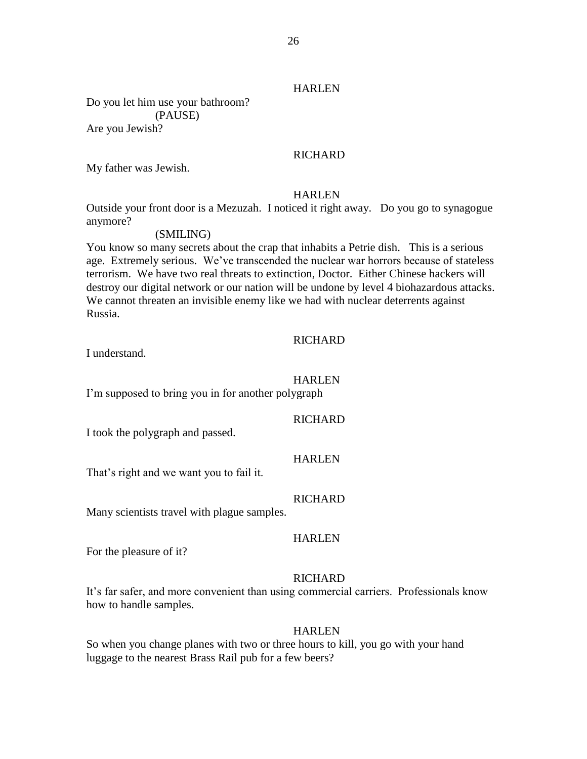HARLEN

Do you let him use your bathroom?
(PAUSE)
Are you Jewish?

RICHARD

My father was Jewish.

HARLEN

Outside your front door is a Mezuzah. I noticed it right away. Do you go to synagogue anymore?
(SMILING)
You know so many secrets about the crap that inhabits a Petrie dish. This is a serious age. Extremely serious. We've transcended the nuclear war horrors because of stateless terrorism. We have two real threats to extinction, Doctor. Either Chinese hackers will destroy our digital network or our nation will be undone by level 4 biohazardous attacks. We cannot threaten an invisible enemy like we had with nuclear deterrents against Russia.

RICHARD

I understand.

HARLEN

I'm supposed to bring you in for another polygraph

RICHARD

I took the polygraph and passed.

HARLEN

That's right and we want you to fail it.

RICHARD

Many scientists travel with plague samples.

HARLEN

For the pleasure of it?

RICHARD

It's far safer, and more convenient than using commercial carriers. Professionals know how to handle samples.

HARLEN

So when you change planes with two or three hours to kill, you go with your hand luggage to the nearest Brass Rail pub for a few beers?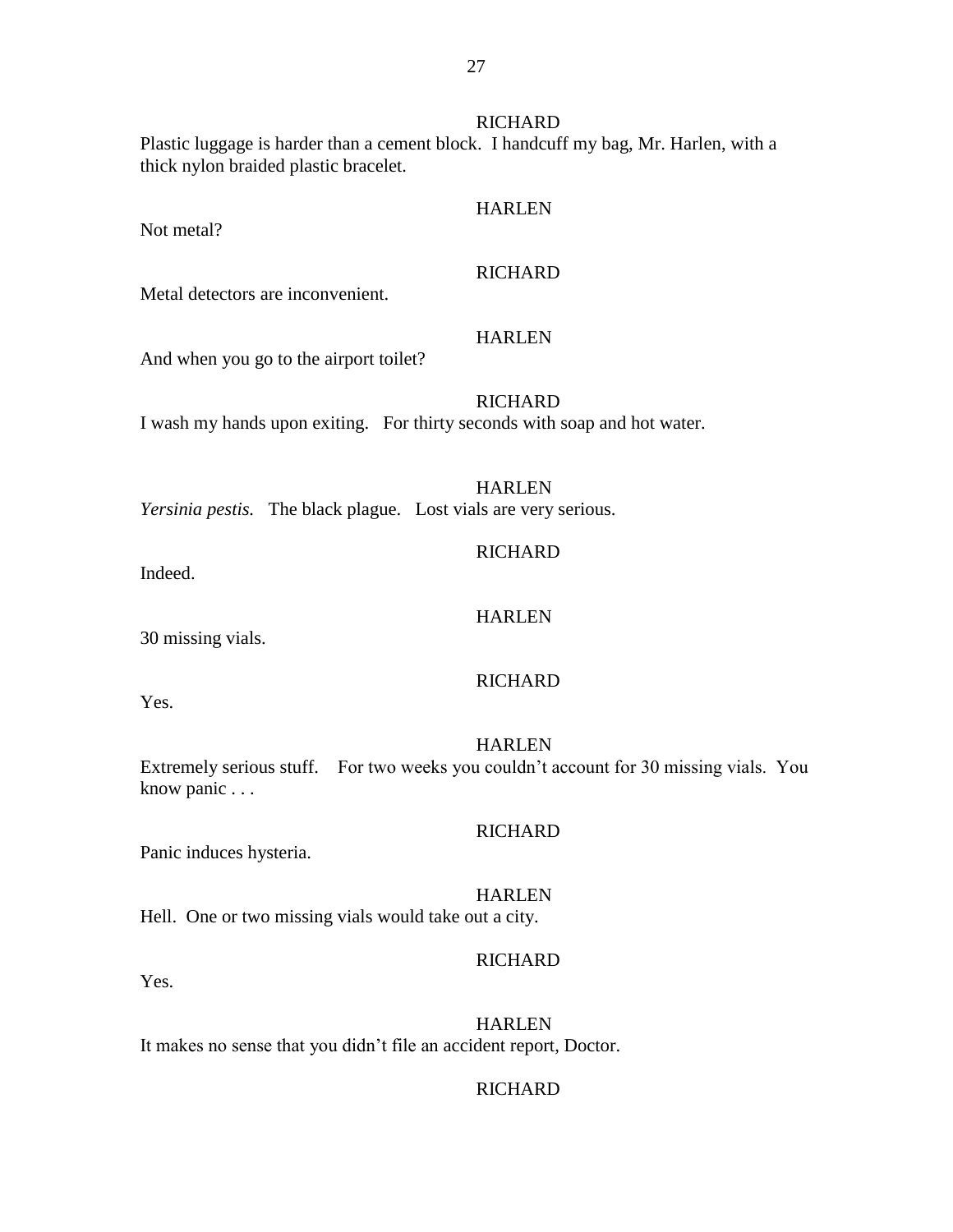RICHARD

Plastic luggage is harder than a cement block.  I handcuff my bag, Mr. Harlen, with a thick nylon braided plastic bracelet.

HARLEN

Not metal?

RICHARD

Metal detectors are inconvenient.

HARLEN

And when you go to the airport toilet?

RICHARD

I wash my hands upon exiting.   For thirty seconds with soap and hot water.

HARLEN

*Yersinia pestis.*   The black plague.   Lost vials are very serious.

RICHARD

Indeed.

HARLEN

30 missing vials.

RICHARD

Yes.

HARLEN

Extremely serious stuff.    For two weeks you couldn't account for 30 missing vials.  You know panic . . .

RICHARD

Panic induces hysteria.

HARLEN

Hell.  One or two missing vials would take out a city.

RICHARD

Yes.

HARLEN

It makes no sense that you didn't file an accident report, Doctor.

RICHARD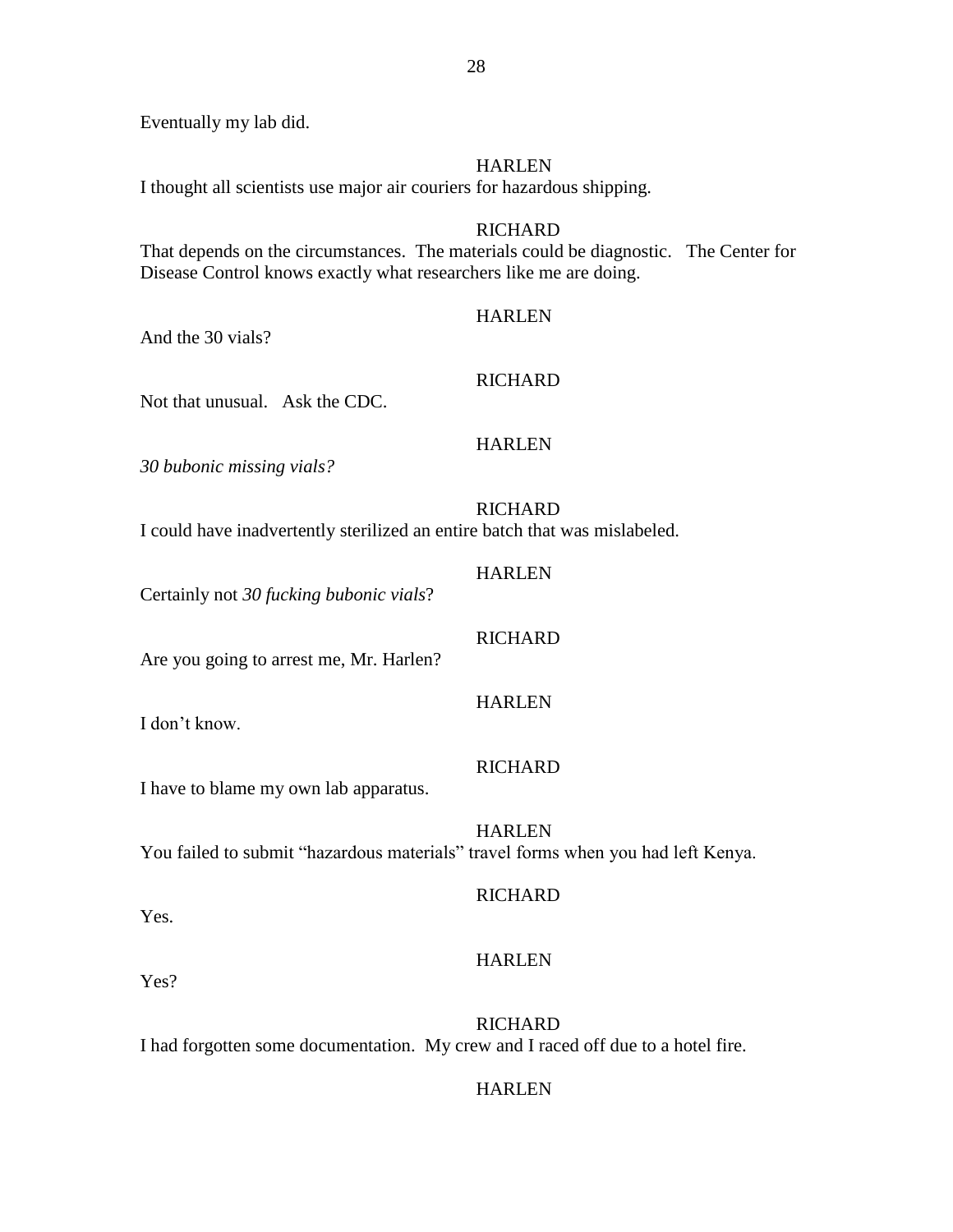Eventually my lab did.

HARLEN

I thought all scientists use major air couriers for hazardous shipping.

RICHARD

That depends on the circumstances. The materials could be diagnostic. The Center for Disease Control knows exactly what researchers like me are doing.

HARLEN

And the 30 vials?

RICHARD

Not that unusual. Ask the CDC.

HARLEN

*30 bubonic missing vials?*

RICHARD

I could have inadvertently sterilized an entire batch that was mislabeled.

HARLEN

Certainly not *30 fucking bubonic vials*?

RICHARD

Are you going to arrest me, Mr. Harlen?

HARLEN

I don't know.

RICHARD

I have to blame my own lab apparatus.

HARLEN

You failed to submit "hazardous materials" travel forms when you had left Kenya.

RICHARD

Yes.

HARLEN

Yes?

RICHARD

I had forgotten some documentation. My crew and I raced off due to a hotel fire.

HARLEN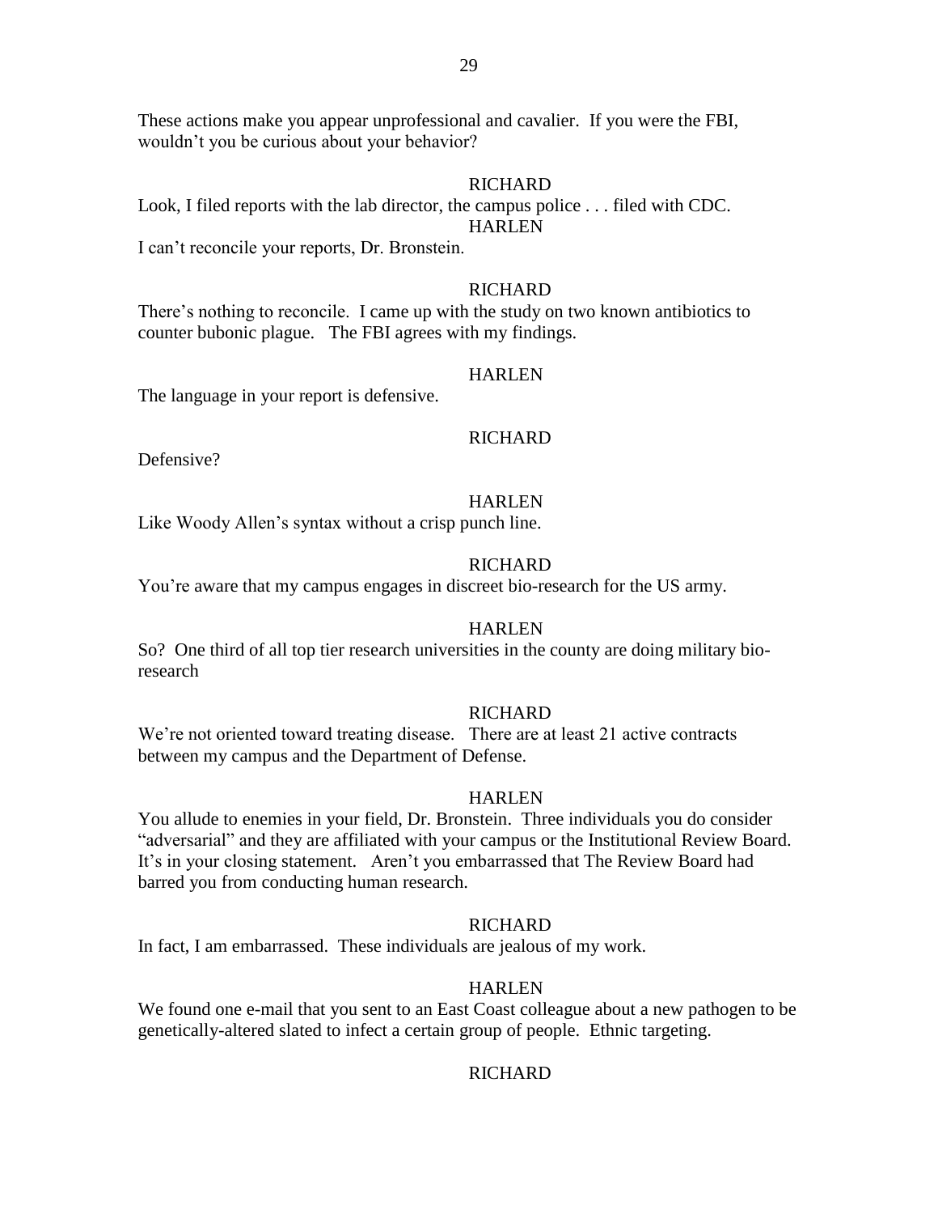These actions make you appear unprofessional and cavalier. If you were the FBI, wouldn't you be curious about your behavior?

RICHARD

Look, I filed reports with the lab director, the campus police . . . filed with CDC.

HARLEN

I can't reconcile your reports, Dr. Bronstein.

RICHARD

There's nothing to reconcile. I came up with the study on two known antibiotics to counter bubonic plague. The FBI agrees with my findings.

HARLEN

The language in your report is defensive.

RICHARD

Defensive?

HARLEN

Like Woody Allen's syntax without a crisp punch line.

RICHARD

You're aware that my campus engages in discreet bio-research for the US army.

HARLEN

So? One third of all top tier research universities in the county are doing military bio-research

RICHARD

We're not oriented toward treating disease. There are at least 21 active contracts between my campus and the Department of Defense.

HARLEN

You allude to enemies in your field, Dr. Bronstein. Three individuals you do consider "adversarial" and they are affiliated with your campus or the Institutional Review Board. It's in your closing statement. Aren't you embarrassed that The Review Board had barred you from conducting human research.

RICHARD

In fact, I am embarrassed. These individuals are jealous of my work.

HARLEN

We found one e-mail that you sent to an East Coast colleague about a new pathogen to be genetically-altered slated to infect a certain group of people. Ethnic targeting.

RICHARD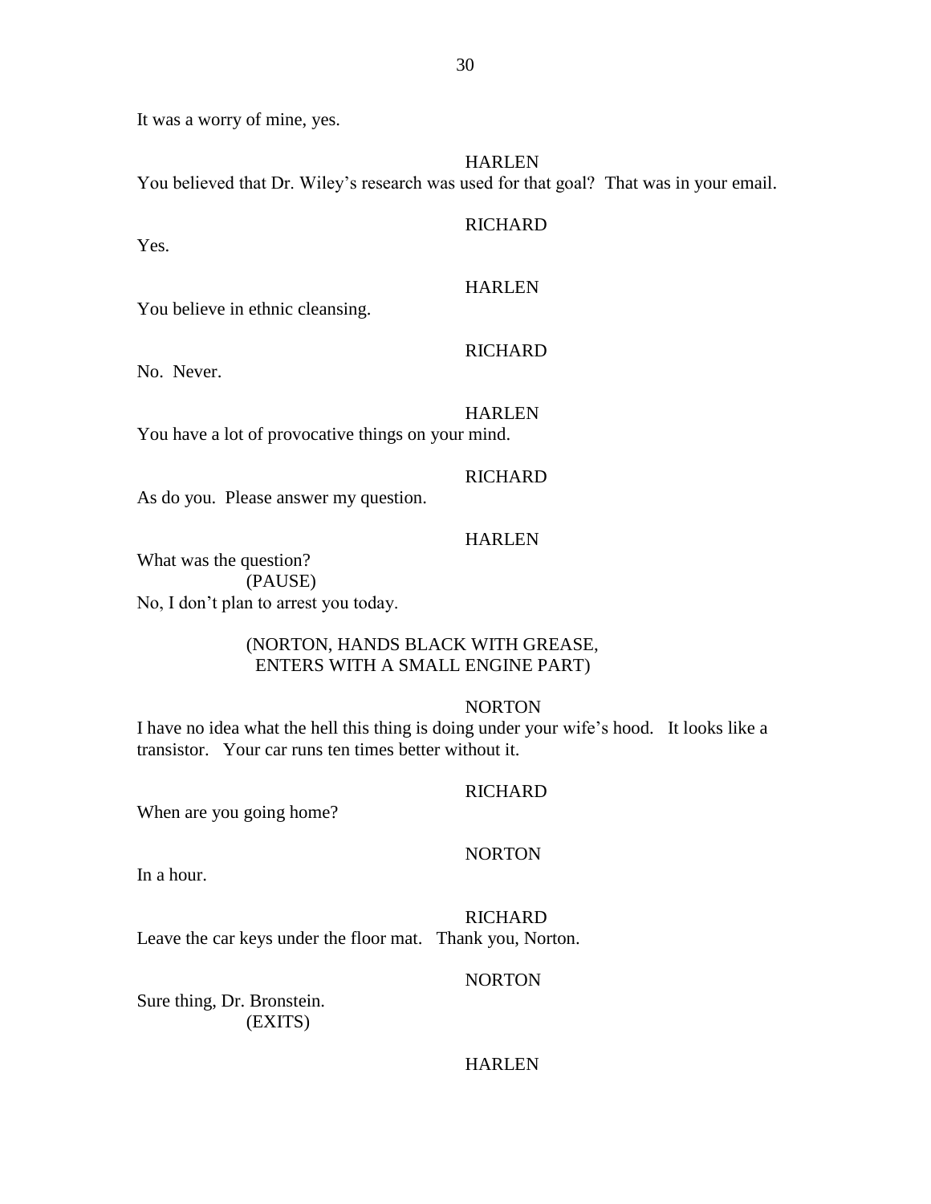It was a worry of mine, yes.

HARLEN

You believed that Dr. Wiley's research was used for that goal? That was in your email.

RICHARD

Yes.

HARLEN

You believe in ethnic cleansing.

RICHARD

No. Never.

HARLEN

You have a lot of provocative things on your mind.

RICHARD

As do you. Please answer my question.

HARLEN

What was the question?

(PAUSE)

No, I don't plan to arrest you today.

(NORTON, HANDS BLACK WITH GREASE, ENTERS WITH A SMALL ENGINE PART)

NORTON

I have no idea what the hell this thing is doing under your wife's hood. It looks like a transistor. Your car runs ten times better without it.

RICHARD

When are you going home?

NORTON

In a hour.

RICHARD

Leave the car keys under the floor mat. Thank you, Norton.

NORTON

Sure thing, Dr. Bronstein.

(EXITS)

HARLEN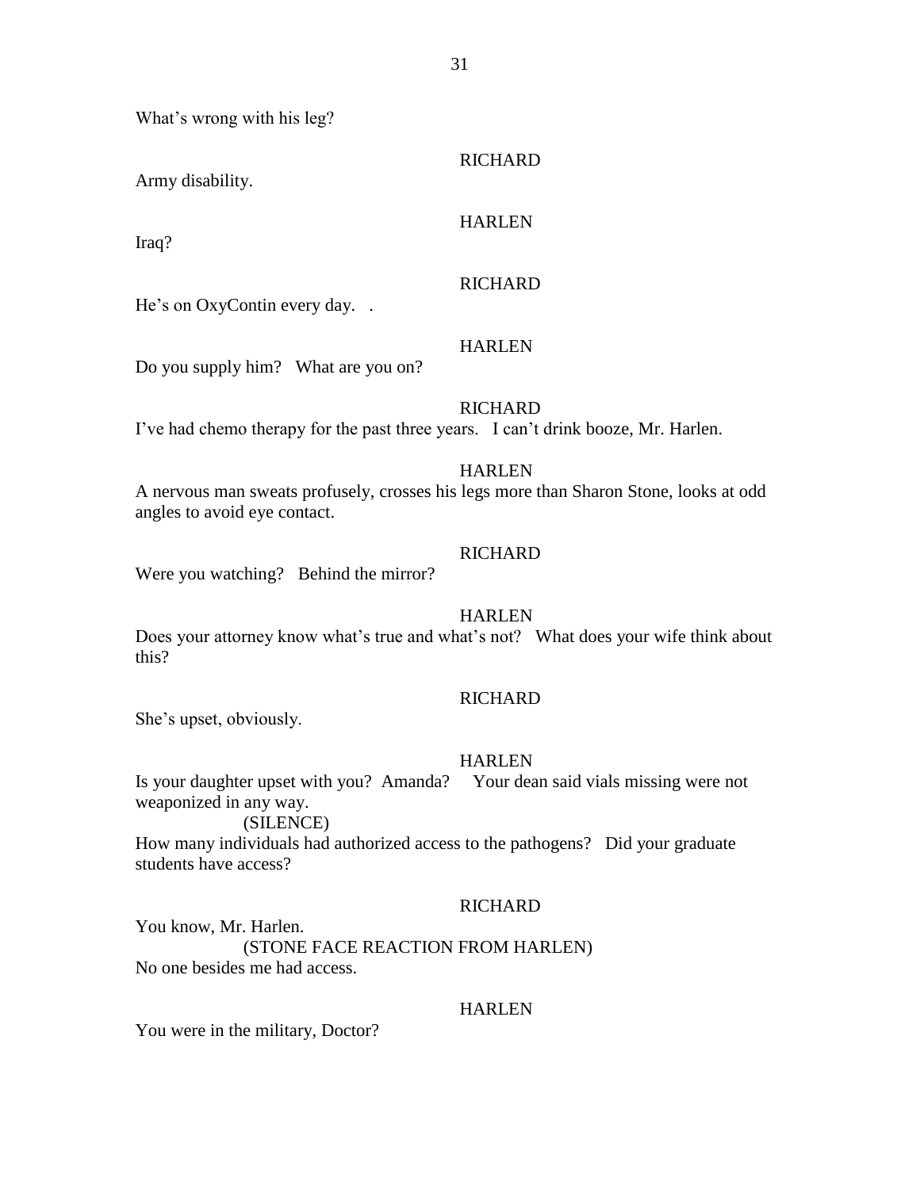What's wrong with his leg?

RICHARD

Army disability.

HARLEN

Iraq?

RICHARD

He's on OxyContin every day. .

HARLEN

Do you supply him? What are you on?

RICHARD

I've had chemo therapy for the past three years. I can't drink booze, Mr. Harlen.

HARLEN

A nervous man sweats profusely, crosses his legs more than Sharon Stone, looks at odd angles to avoid eye contact.

RICHARD

Were you watching? Behind the mirror?

HARLEN

Does your attorney know what's true and what's not? What does your wife think about this?

RICHARD

She's upset, obviously.

HARLEN

Is your daughter upset with you? Amanda? Your dean said vials missing were not weaponized in any way.

(SILENCE)

How many individuals had authorized access to the pathogens? Did your graduate students have access?

RICHARD

You know, Mr. Harlen.

(STONE FACE REACTION FROM HARLEN)

No one besides me had access.

HARLEN

You were in the military, Doctor?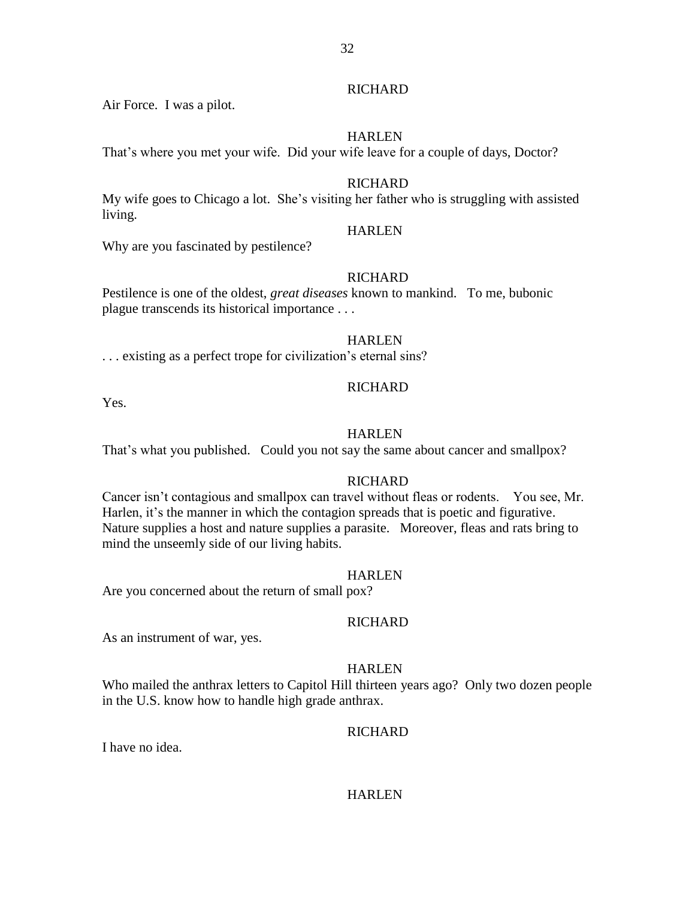RICHARD

Air Force.  I was a pilot.

HARLEN

That's where you met your wife.  Did your wife leave for a couple of days, Doctor?

RICHARD

My wife goes to Chicago a lot.  She's visiting her father who is struggling with assisted living.

HARLEN

Why are you fascinated by pestilence?

RICHARD

Pestilence is one of the oldest, *great diseases* known to mankind.   To me, bubonic plague transcends its historical importance . . .

HARLEN

. . . existing as a perfect trope for civilization's eternal sins?

RICHARD

Yes.

HARLEN

That's what you published.   Could you not say the same about cancer and smallpox?

RICHARD

Cancer isn't contagious and smallpox can travel without fleas or rodents.    You see, Mr. Harlen, it's the manner in which the contagion spreads that is poetic and figurative. Nature supplies a host and nature supplies a parasite.   Moreover, fleas and rats bring to mind the unseemly side of our living habits.

HARLEN

Are you concerned about the return of small pox?

RICHARD

As an instrument of war, yes.

HARLEN

Who mailed the anthrax letters to Capitol Hill thirteen years ago?  Only two dozen people in the U.S. know how to handle high grade anthrax.

RICHARD

I have no idea.

HARLEN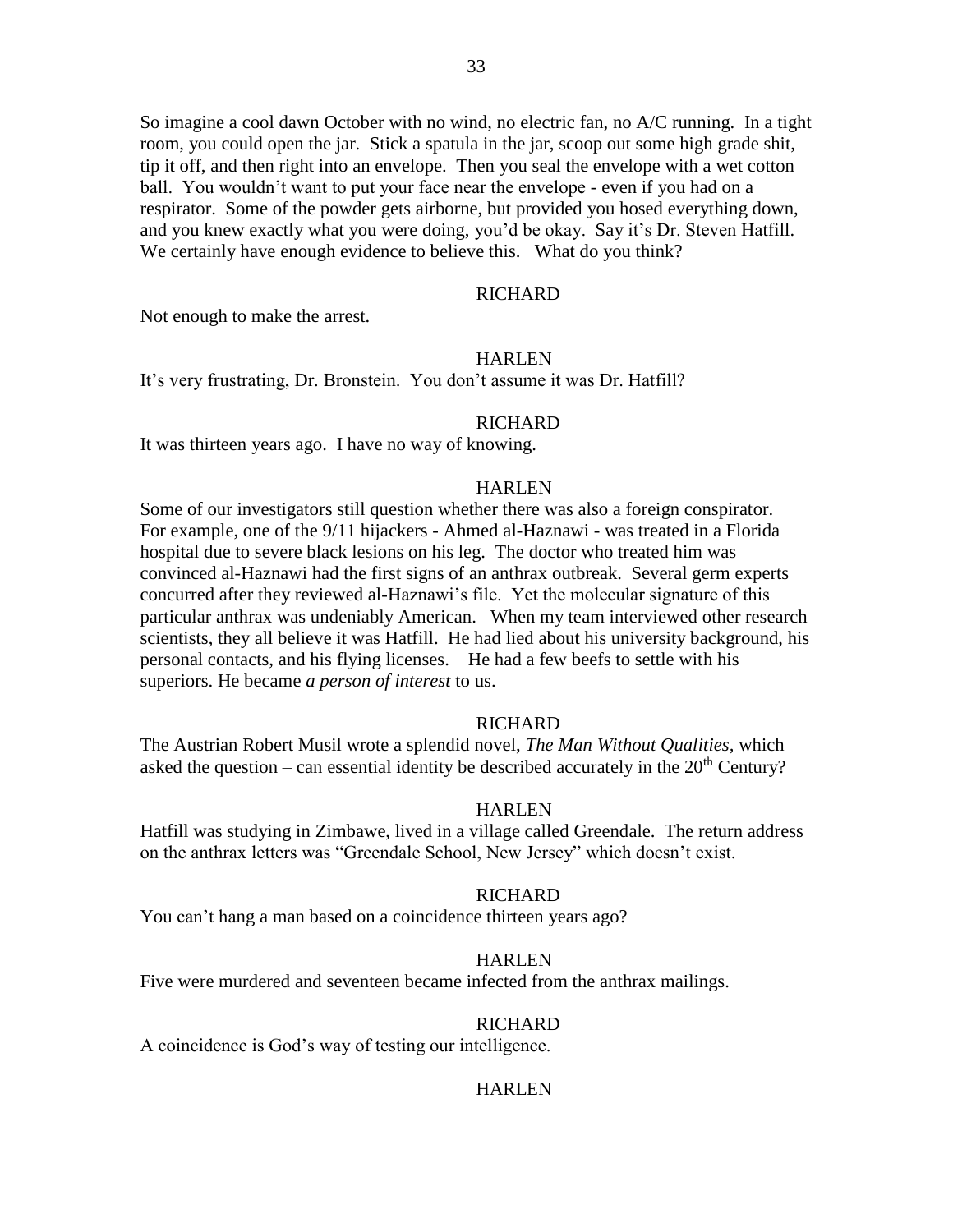So imagine a cool dawn October with no wind, no electric fan, no A/C running. In a tight room, you could open the jar. Stick a spatula in the jar, scoop out some high grade shit, tip it off, and then right into an envelope. Then you seal the envelope with a wet cotton ball. You wouldn't want to put your face near the envelope - even if you had on a respirator. Some of the powder gets airborne, but provided you hosed everything down, and you knew exactly what you were doing, you'd be okay. Say it's Dr. Steven Hatfill. We certainly have enough evidence to believe this. What do you think?

RICHARD

Not enough to make the arrest.

HARLEN

It's very frustrating, Dr. Bronstein. You don't assume it was Dr. Hatfill?

RICHARD

It was thirteen years ago. I have no way of knowing.

HARLEN

Some of our investigators still question whether there was also a foreign conspirator. For example, one of the 9/11 hijackers - Ahmed al-Haznawi - was treated in a Florida hospital due to severe black lesions on his leg. The doctor who treated him was convinced al-Haznawi had the first signs of an anthrax outbreak. Several germ experts concurred after they reviewed al-Haznawi's file. Yet the molecular signature of this particular anthrax was undeniably American. When my team interviewed other research scientists, they all believe it was Hatfill. He had lied about his university background, his personal contacts, and his flying licenses. He had a few beefs to settle with his superiors. He became *a person of interest* to us.

RICHARD

The Austrian Robert Musil wrote a splendid novel, *The Man Without Qualities*, which asked the question – can essential identity be described accurately in the 20th Century?

HARLEN

Hatfill was studying in Zimbawe, lived in a village called Greendale. The return address on the anthrax letters was "Greendale School, New Jersey" which doesn't exist.

RICHARD

You can't hang a man based on a coincidence thirteen years ago?

HARLEN

Five were murdered and seventeen became infected from the anthrax mailings.

RICHARD

A coincidence is God's way of testing our intelligence.

HARLEN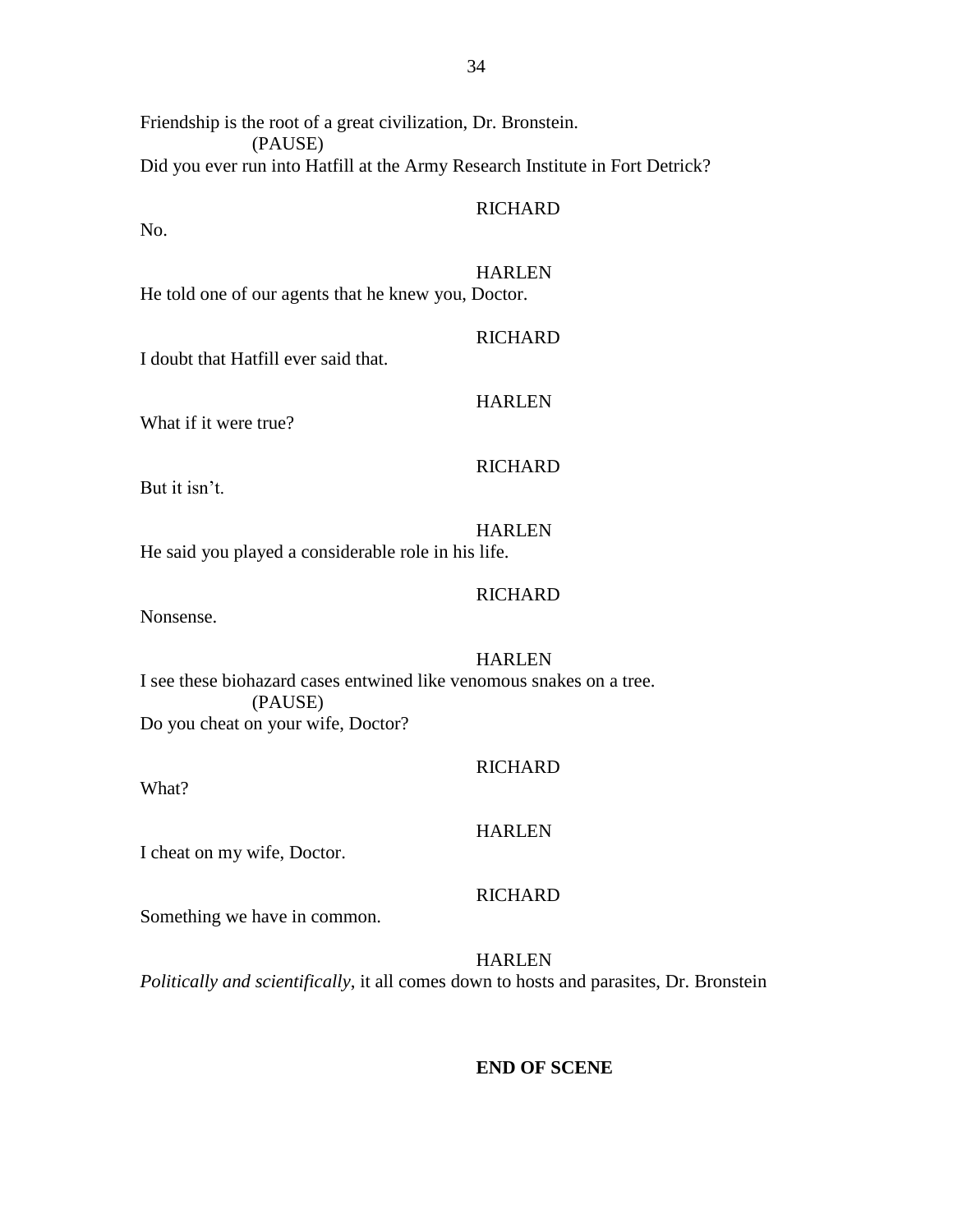Friendship is the root of a great civilization, Dr. Bronstein.
(PAUSE)
Did you ever run into Hatfill at the Army Research Institute in Fort Detrick?

RICHARD

No.

HARLEN

He told one of our agents that he knew you, Doctor.

RICHARD

I doubt that Hatfill ever said that.

HARLEN

What if it were true?

RICHARD

But it isn't.

HARLEN

He said you played a considerable role in his life.

RICHARD

Nonsense.

HARLEN

I see these biohazard cases entwined like venomous snakes on a tree.
(PAUSE)
Do you cheat on your wife, Doctor?

RICHARD

What?

HARLEN

I cheat on my wife, Doctor.

RICHARD

Something we have in common.

HARLEN

*Politically and scientifically*, it all comes down to hosts and parasites, Dr. Bronstein

**END OF SCENE**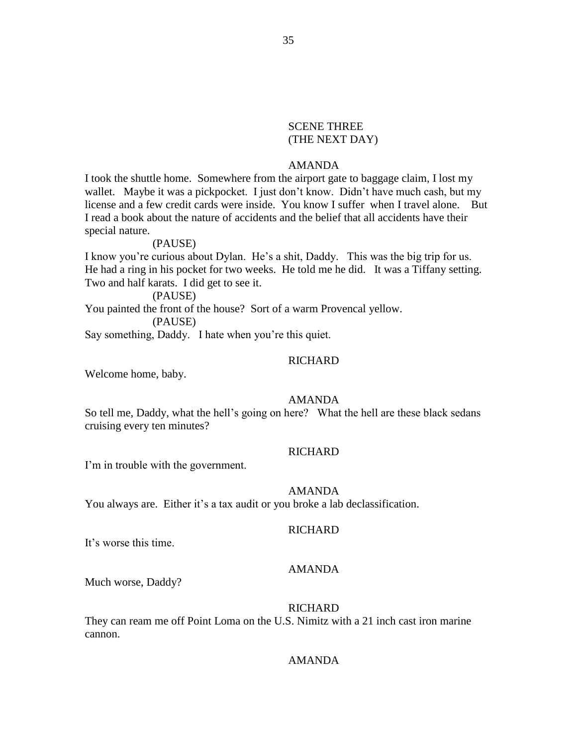SCENE THREE
(THE NEXT DAY)

AMANDA

I took the shuttle home. Somewhere from the airport gate to baggage claim, I lost my wallet. Maybe it was a pickpocket. I just don't know. Didn't have much cash, but my license and a few credit cards were inside. You know I suffer when I travel alone. But I read a book about the nature of accidents and the belief that all accidents have their special nature.

(PAUSE)

I know you're curious about Dylan. He's a shit, Daddy. This was the big trip for us. He had a ring in his pocket for two weeks. He told me he did. It was a Tiffany setting. Two and half karats. I did get to see it.

(PAUSE)

You painted the front of the house? Sort of a warm Provencal yellow.

(PAUSE)

Say something, Daddy. I hate when you're this quiet.

RICHARD

Welcome home, baby.

AMANDA

So tell me, Daddy, what the hell's going on here? What the hell are these black sedans cruising every ten minutes?

RICHARD

I'm in trouble with the government.

AMANDA

You always are. Either it's a tax audit or you broke a lab declassification.

RICHARD

It's worse this time.

AMANDA

Much worse, Daddy?

RICHARD

They can ream me off Point Loma on the U.S. Nimitz with a 21 inch cast iron marine cannon.

AMANDA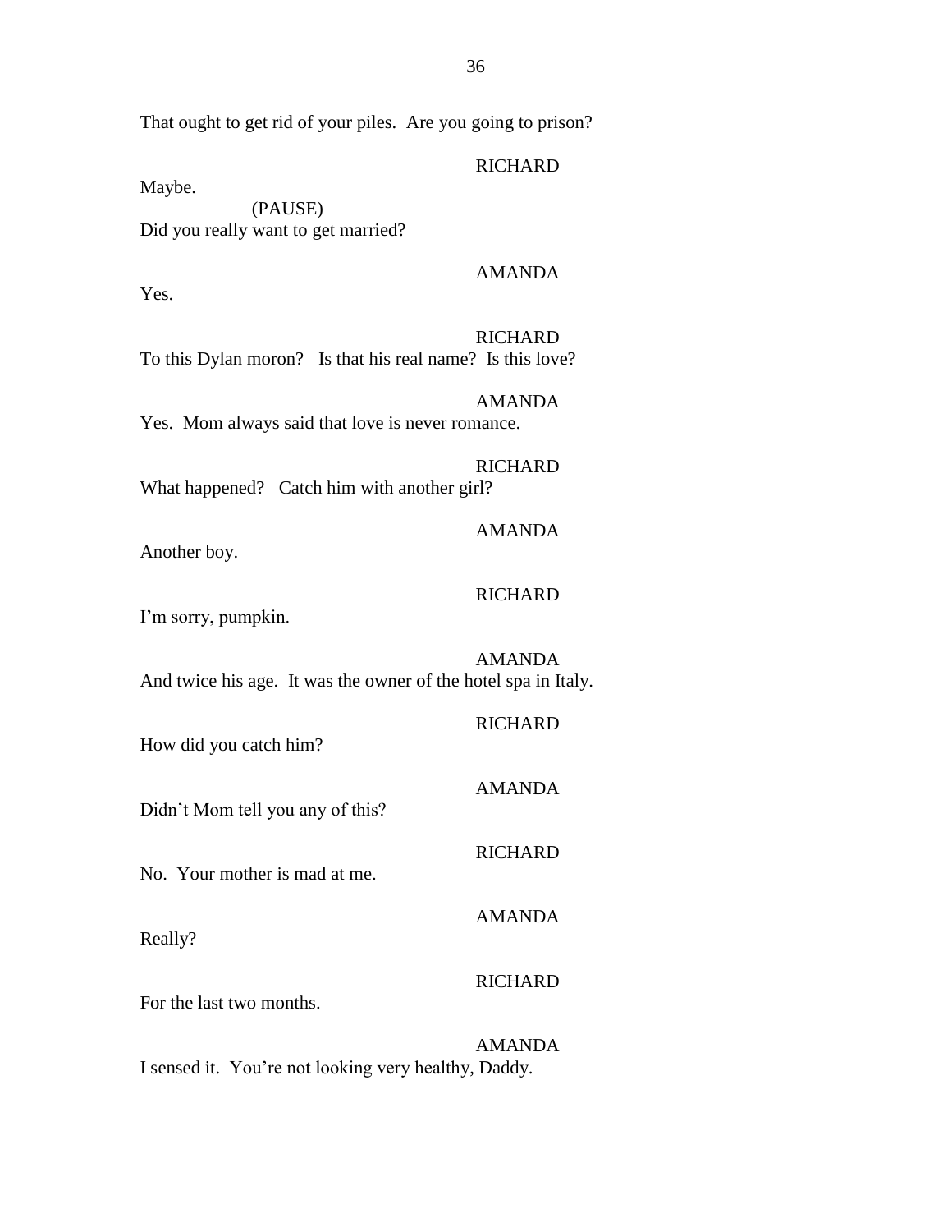That ought to get rid of your piles.  Are you going to prison?

RICHARD

Maybe.

(PAUSE)

Did you really want to get married?

AMANDA

Yes.

RICHARD

To this Dylan moron?   Is that his real name?  Is this love?

AMANDA

Yes.  Mom always said that love is never romance.

RICHARD

What happened?   Catch him with another girl?

AMANDA

Another boy.

RICHARD

I'm sorry, pumpkin.

AMANDA

And twice his age.  It was the owner of the hotel spa in Italy.

RICHARD

How did you catch him?

AMANDA

Didn't Mom tell you any of this?

RICHARD

No.  Your mother is mad at me.

AMANDA

Really?

RICHARD

For the last two months.

AMANDA

I sensed it.  You're not looking very healthy, Daddy.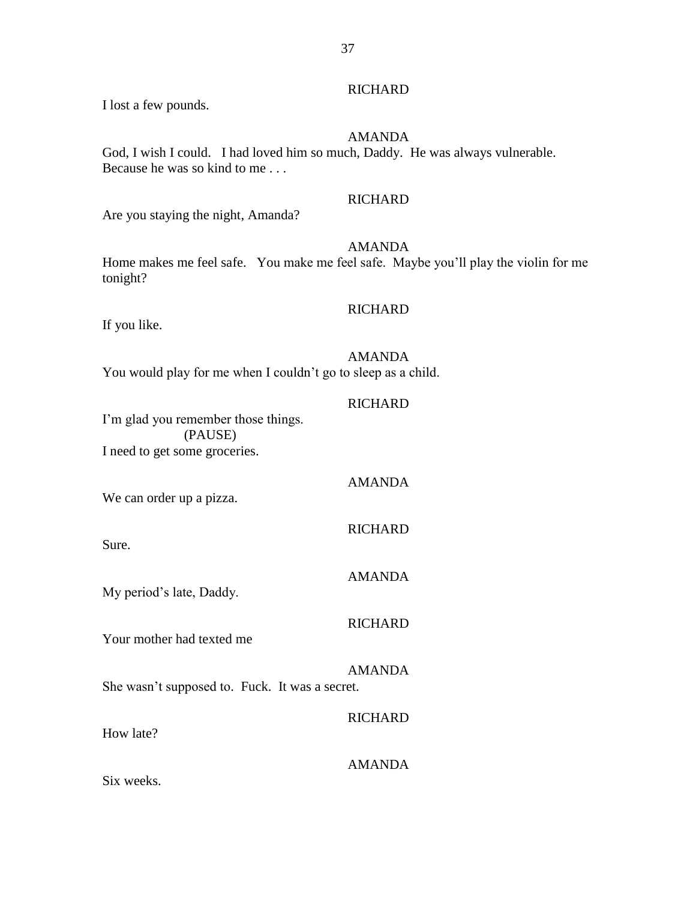RICHARD

I lost a few pounds.

AMANDA

God, I wish I could. I had loved him so much, Daddy. He was always vulnerable. Because he was so kind to me . . .

RICHARD

Are you staying the night, Amanda?

AMANDA

Home makes me feel safe. You make me feel safe. Maybe you'll play the violin for me tonight?

RICHARD

If you like.

AMANDA

You would play for me when I couldn't go to sleep as a child.

RICHARD

I'm glad you remember those things.

(PAUSE)

I need to get some groceries.

AMANDA

We can order up a pizza.

RICHARD

Sure.

AMANDA

My period's late, Daddy.

RICHARD

Your mother had texted me

AMANDA

She wasn't supposed to. Fuck. It was a secret.

RICHARD

How late?

AMANDA

Six weeks.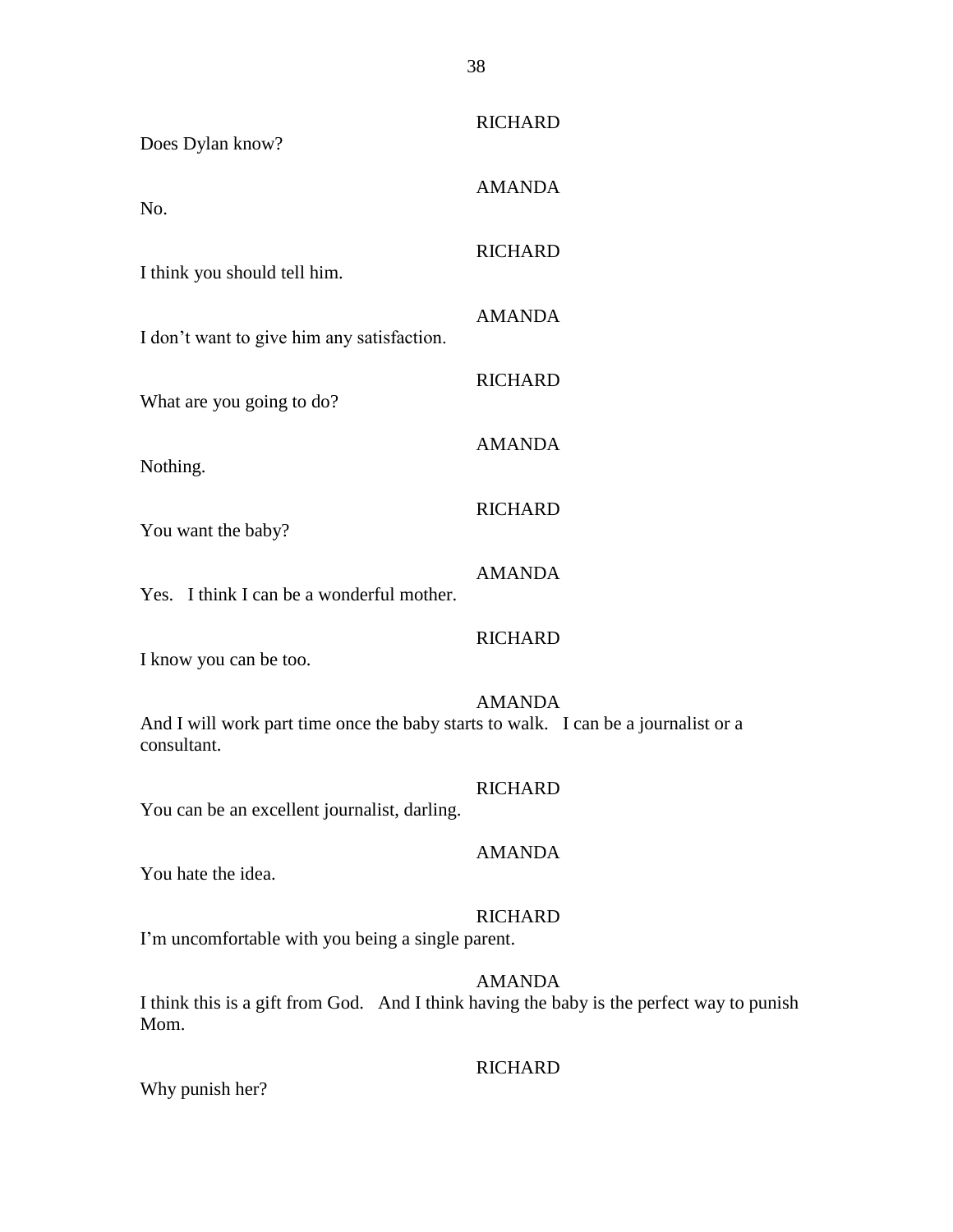RICHARD

Does Dylan know?

AMANDA

No.

RICHARD

I think you should tell him.

AMANDA

I don't want to give him any satisfaction.

RICHARD

What are you going to do?

AMANDA

Nothing.

RICHARD

You want the baby?

AMANDA

Yes. I think I can be a wonderful mother.

RICHARD

I know you can be too.

AMANDA

And I will work part time once the baby starts to walk. I can be a journalist or a consultant.

RICHARD

You can be an excellent journalist, darling.

AMANDA

You hate the idea.

RICHARD

I'm uncomfortable with you being a single parent.

AMANDA

I think this is a gift from God. And I think having the baby is the perfect way to punish Mom.

RICHARD

Why punish her?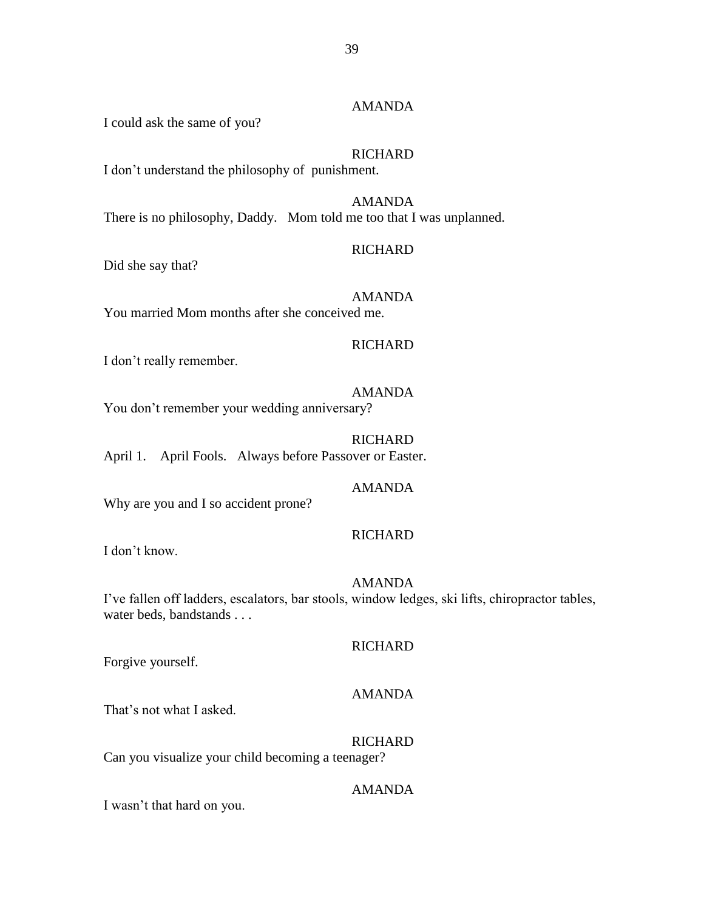AMANDA

I could ask the same of you?

RICHARD

I don't understand the philosophy of punishment.

AMANDA

There is no philosophy, Daddy. Mom told me too that I was unplanned.

RICHARD

Did she say that?

AMANDA

You married Mom months after she conceived me.

RICHARD

I don't really remember.

AMANDA

You don't remember your wedding anniversary?

RICHARD

April 1. April Fools. Always before Passover or Easter.

AMANDA

Why are you and I so accident prone?

RICHARD

I don't know.

AMANDA

I've fallen off ladders, escalators, bar stools, window ledges, ski lifts, chiropractor tables, water beds, bandstands . . .

RICHARD

Forgive yourself.

AMANDA

That's not what I asked.

RICHARD

Can you visualize your child becoming a teenager?

AMANDA

I wasn't that hard on you.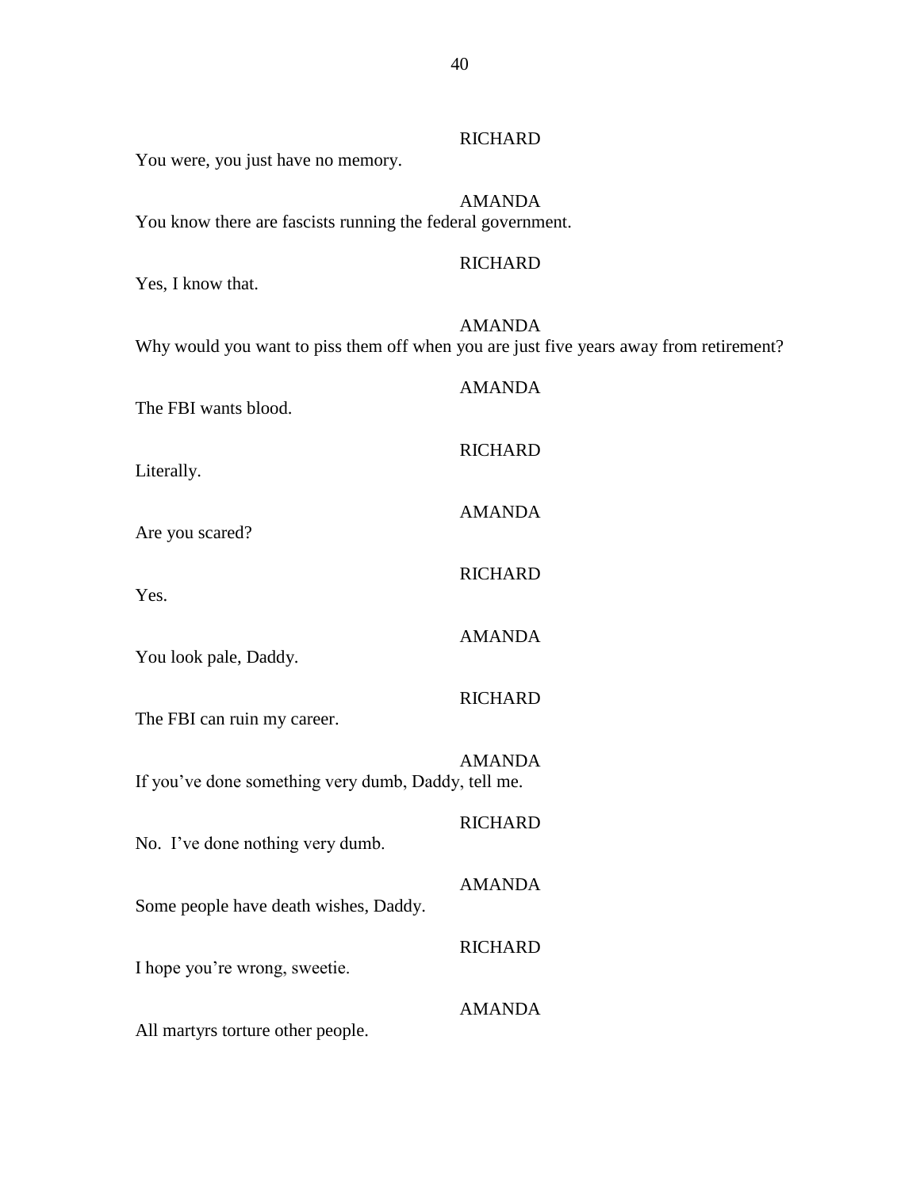RICHARD

You were, you just have no memory.

AMANDA

You know there are fascists running the federal government.

RICHARD

Yes, I know that.

AMANDA

Why would you want to piss them off when you are just five years away from retirement?

AMANDA

The FBI wants blood.

RICHARD

Literally.

AMANDA

Are you scared?

RICHARD

Yes.

AMANDA

You look pale, Daddy.

RICHARD

The FBI can ruin my career.

AMANDA

If you've done something very dumb, Daddy, tell me.

RICHARD

No. I've done nothing very dumb.

AMANDA

Some people have death wishes, Daddy.

RICHARD

I hope you're wrong, sweetie.

AMANDA

All martyrs torture other people.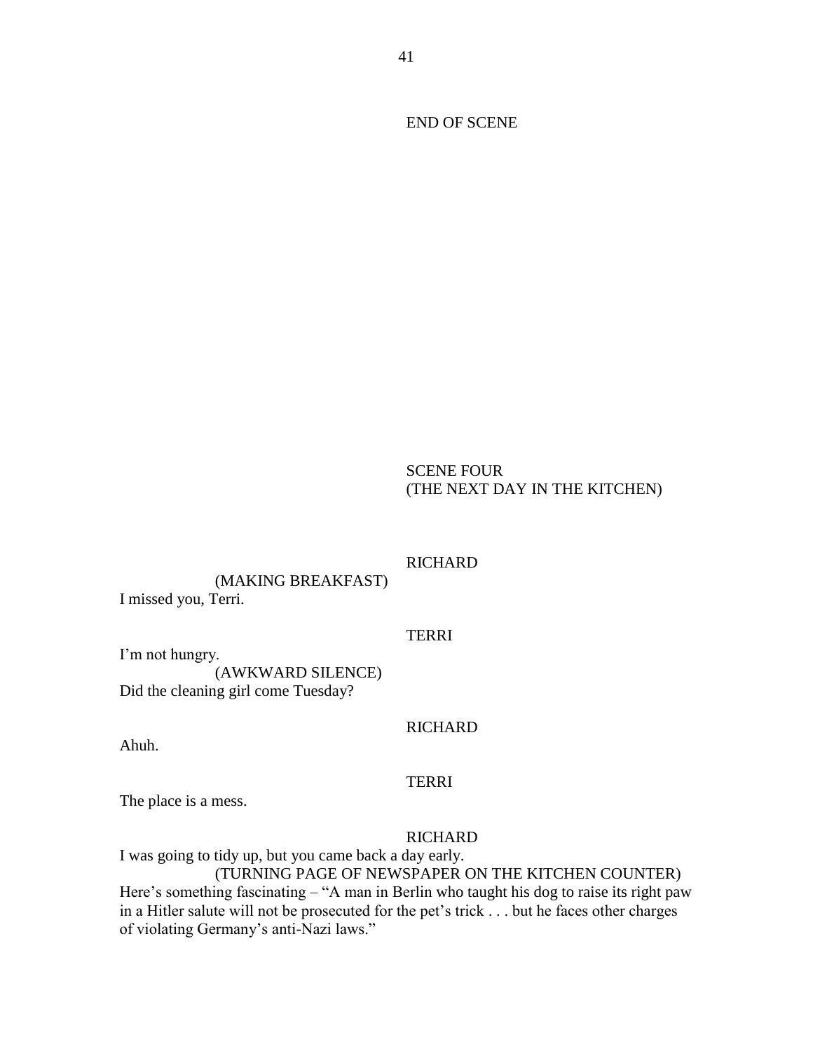END OF SCENE

SCENE FOUR
(THE NEXT DAY IN THE KITCHEN)

RICHARD

(MAKING BREAKFAST)
I missed you, Terri.

TERRI

I'm not hungry.
(AWKWARD SILENCE)
Did the cleaning girl come Tuesday?

RICHARD

Ahuh.

TERRI

The place is a mess.

RICHARD

I was going to tidy up, but you came back a day early.
(TURNING PAGE OF NEWSPAPER ON THE KITCHEN COUNTER)
Here's something fascinating – "A man in Berlin who taught his dog to raise its right paw in a Hitler salute will not be prosecuted for the pet's trick . . . but he faces other charges of violating Germany's anti-Nazi laws."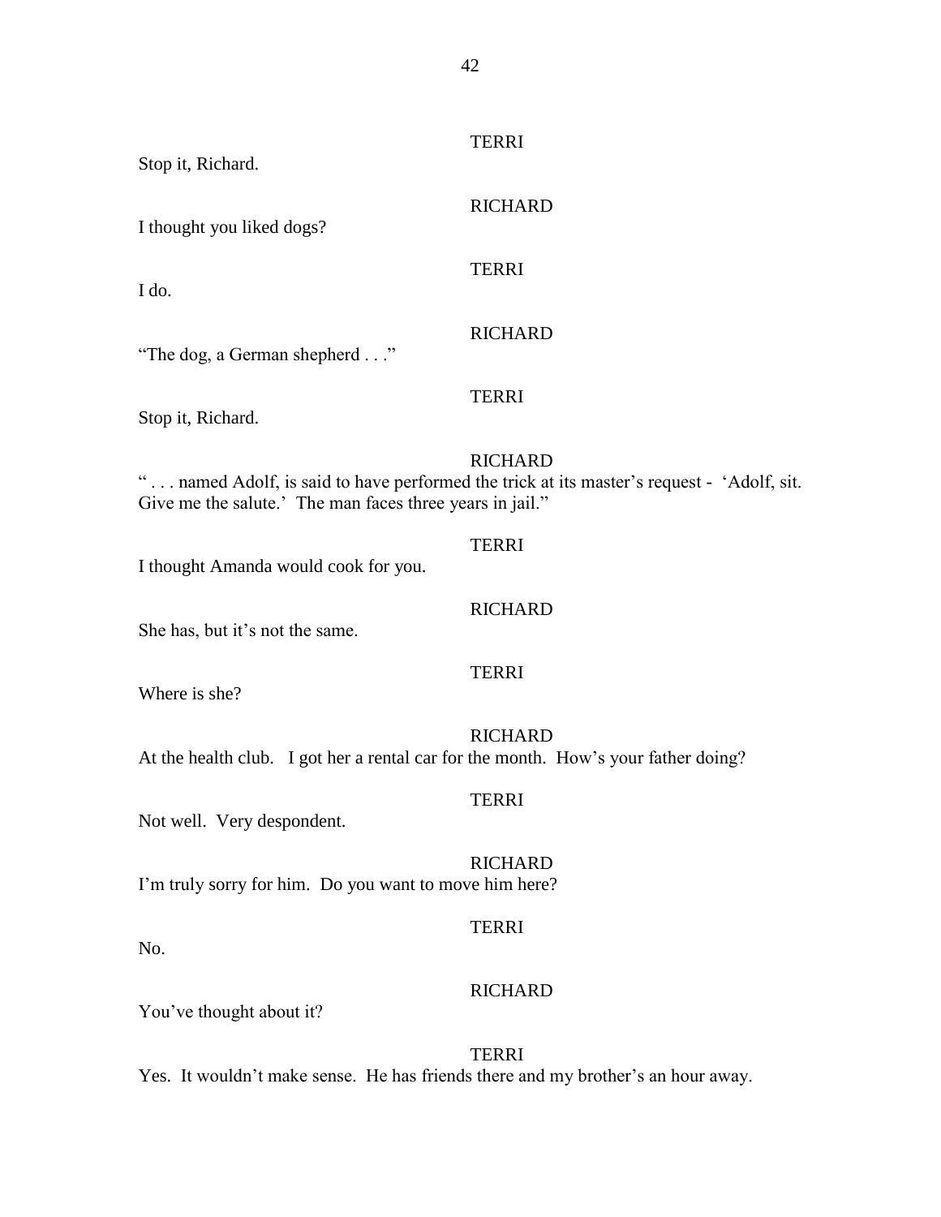TERRI

Stop it, Richard.

RICHARD

I thought you liked dogs?

TERRI

I do.

RICHARD

"The dog, a German shepherd . . ."

TERRI

Stop it, Richard.

RICHARD

" . . . named Adolf, is said to have performed the trick at its master's request - 'Adolf, sit. Give me the salute.' The man faces three years in jail."

TERRI

I thought Amanda would cook for you.

RICHARD

She has, but it's not the same.

TERRI

Where is she?

RICHARD

At the health club. I got her a rental car for the month. How's your father doing?

TERRI

Not well. Very despondent.

RICHARD

I'm truly sorry for him. Do you want to move him here?

TERRI

No.

RICHARD

You've thought about it?

TERRI

Yes. It wouldn't make sense. He has friends there and my brother's an hour away.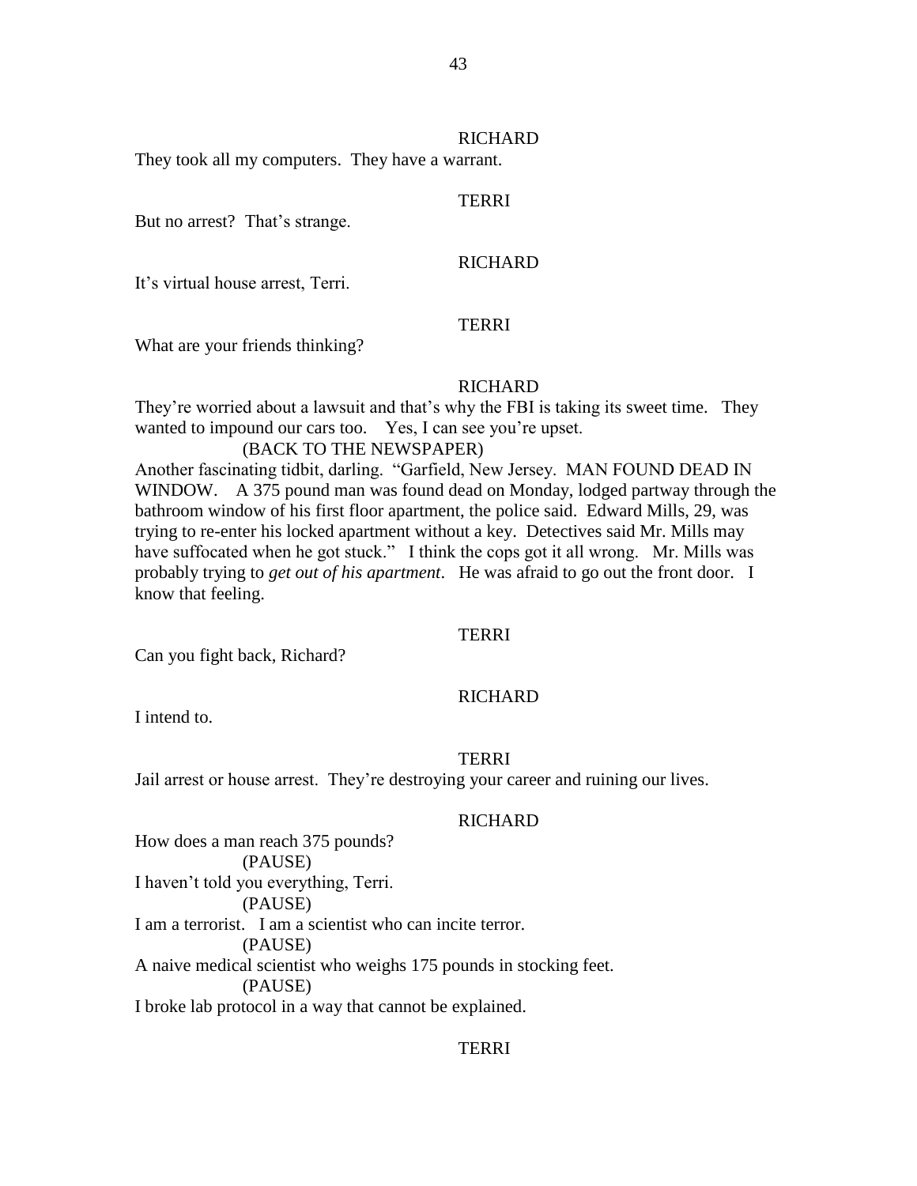RICHARD

They took all my computers.  They have a warrant.

TERRI

But no arrest?  That's strange.

RICHARD

It's virtual house arrest, Terri.

TERRI

What are your friends thinking?

RICHARD

They're worried about a lawsuit and that's why the FBI is taking its sweet time.  They wanted to impound our cars too.  Yes, I can see you're upset.

(BACK TO THE NEWSPAPER)

Another fascinating tidbit, darling.  "Garfield, New Jersey.  MAN FOUND DEAD IN WINDOW.  A 375 pound man was found dead on Monday, lodged partway through the bathroom window of his first floor apartment, the police said.  Edward Mills, 29, was trying to re-enter his locked apartment without a key.  Detectives said Mr. Mills may have suffocated when he got stuck."  I think the cops got it all wrong.  Mr. Mills was probably trying to *get out of his apartment*.  He was afraid to go out the front door.  I know that feeling.

TERRI

Can you fight back, Richard?

RICHARD

I intend to.

TERRI

Jail arrest or house arrest.  They're destroying your career and ruining our lives.

RICHARD

How does a man reach 375 pounds?

(PAUSE)

I haven't told you everything, Terri.

(PAUSE)

I am a terrorist.  I am a scientist who can incite terror.

(PAUSE)

A naive medical scientist who weighs 175 pounds in stocking feet.

(PAUSE)

I broke lab protocol in a way that cannot be explained.

TERRI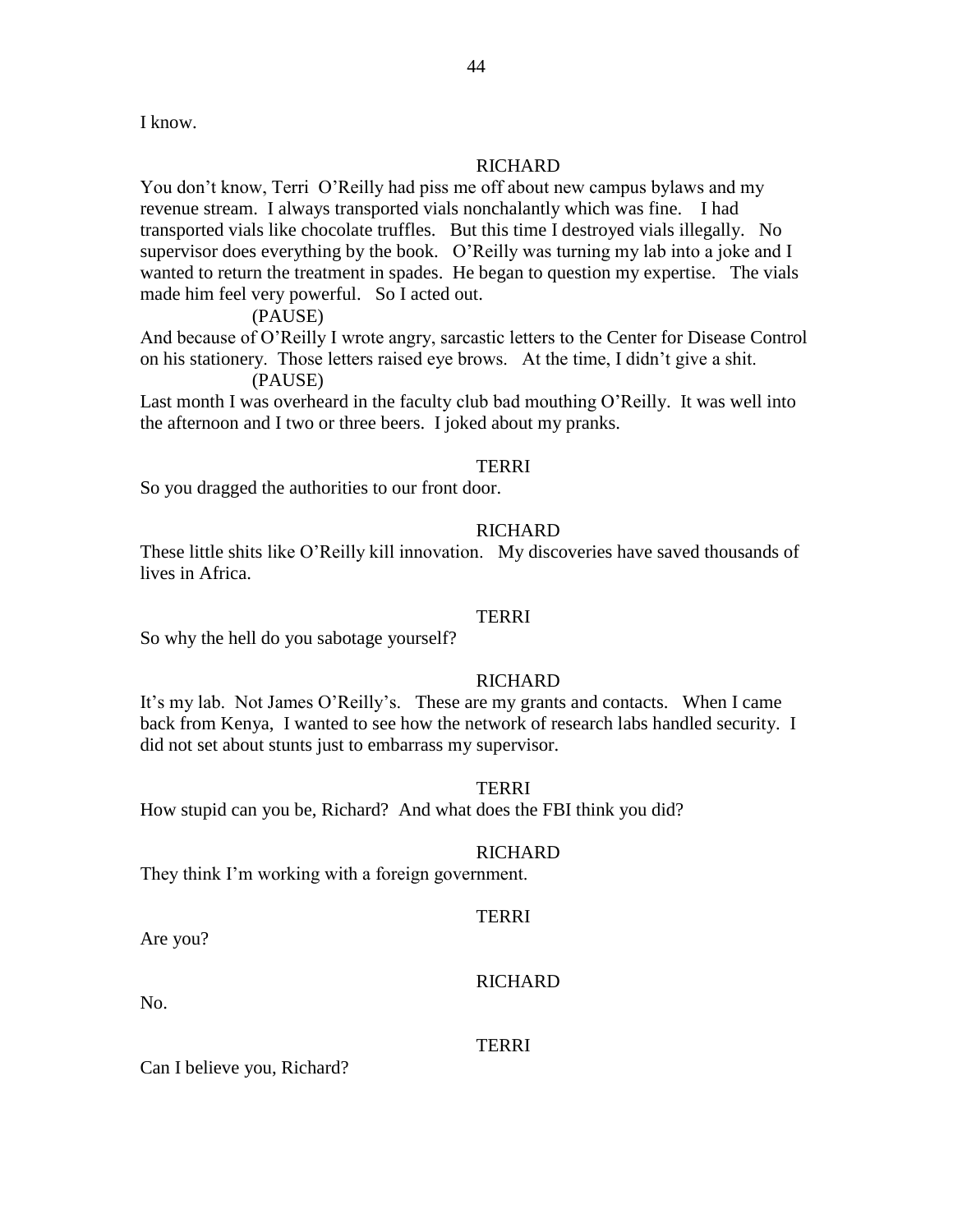I know.

RICHARD

You don't know, Terri O'Reilly had piss me off about new campus bylaws and my revenue stream. I always transported vials nonchalantly which was fine. I had transported vials like chocolate truffles. But this time I destroyed vials illegally. No supervisor does everything by the book. O'Reilly was turning my lab into a joke and I wanted to return the treatment in spades. He began to question my expertise. The vials made him feel very powerful. So I acted out.

(PAUSE)

And because of O'Reilly I wrote angry, sarcastic letters to the Center for Disease Control on his stationery. Those letters raised eye brows. At the time, I didn't give a shit.

(PAUSE)

Last month I was overheard in the faculty club bad mouthing O'Reilly. It was well into the afternoon and I two or three beers. I joked about my pranks.

TERRI

So you dragged the authorities to our front door.

RICHARD

These little shits like O'Reilly kill innovation. My discoveries have saved thousands of lives in Africa.

TERRI

So why the hell do you sabotage yourself?

RICHARD

It's my lab. Not James O'Reilly's. These are my grants and contacts. When I came back from Kenya, I wanted to see how the network of research labs handled security. I did not set about stunts just to embarrass my supervisor.

TERRI

How stupid can you be, Richard? And what does the FBI think you did?

RICHARD

They think I'm working with a foreign government.

TERRI

Are you?

RICHARD

No.

TERRI

Can I believe you, Richard?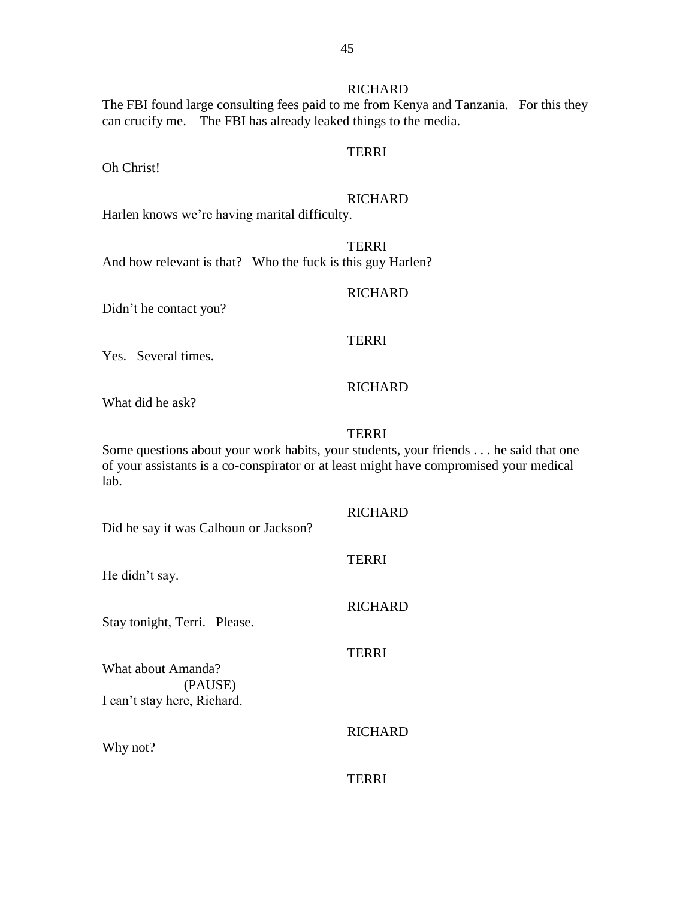RICHARD

The FBI found large consulting fees paid to me from Kenya and Tanzania.   For this they can crucify me.    The FBI has already leaked things to the media.

TERRI

Oh Christ!

RICHARD

Harlen knows we're having marital difficulty.

TERRI

And how relevant is that?   Who the fuck is this guy Harlen?

RICHARD

Didn't he contact you?

TERRI

Yes.   Several times.

RICHARD

What did he ask?

TERRI

Some questions about your work habits, your students, your friends . . . he said that one of your assistants is a co-conspirator or at least might have compromised your medical lab.

RICHARD

Did he say it was Calhoun or Jackson?

TERRI

He didn't say.

RICHARD

Stay tonight, Terri.   Please.

TERRI

What about Amanda?

(PAUSE)

I can't stay here, Richard.

RICHARD

Why not?

TERRI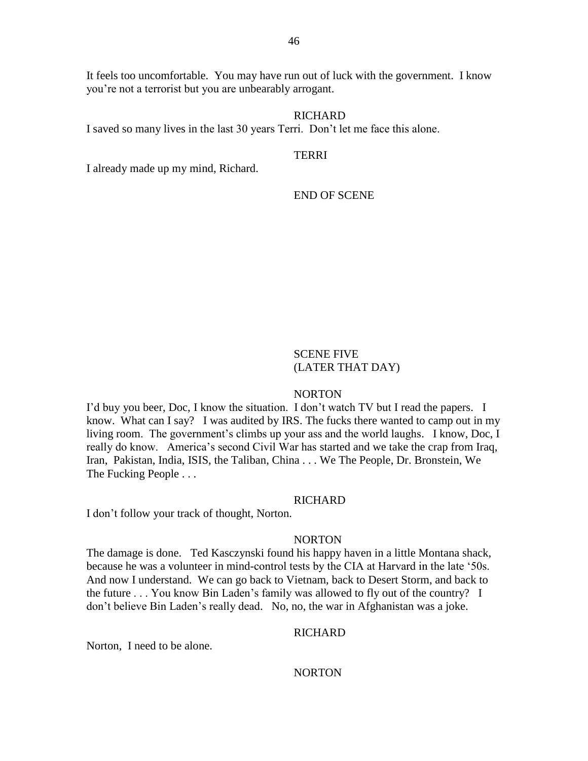It feels too uncomfortable. You may have run out of luck with the government. I know you're not a terrorist but you are unbearably arrogant.

RICHARD

I saved so many lives in the last 30 years Terri. Don't let me face this alone.

TERRI

I already made up my mind, Richard.

END OF SCENE

SCENE FIVE
(LATER THAT DAY)

NORTON

I'd buy you beer, Doc, I know the situation. I don't watch TV but I read the papers. I know. What can I say? I was audited by IRS. The fucks there wanted to camp out in my living room. The government's climbs up your ass and the world laughs. I know, Doc, I really do know. America's second Civil War has started and we take the crap from Iraq, Iran, Pakistan, India, ISIS, the Taliban, China . . . We The People, Dr. Bronstein, We The Fucking People . . .

RICHARD

I don't follow your track of thought, Norton.

NORTON

The damage is done. Ted Kasczynski found his happy haven in a little Montana shack, because he was a volunteer in mind-control tests by the CIA at Harvard in the late '50s. And now I understand. We can go back to Vietnam, back to Desert Storm, and back to the future . . . You know Bin Laden's family was allowed to fly out of the country? I don't believe Bin Laden's really dead. No, no, the war in Afghanistan was a joke.

RICHARD

Norton, I need to be alone.

NORTON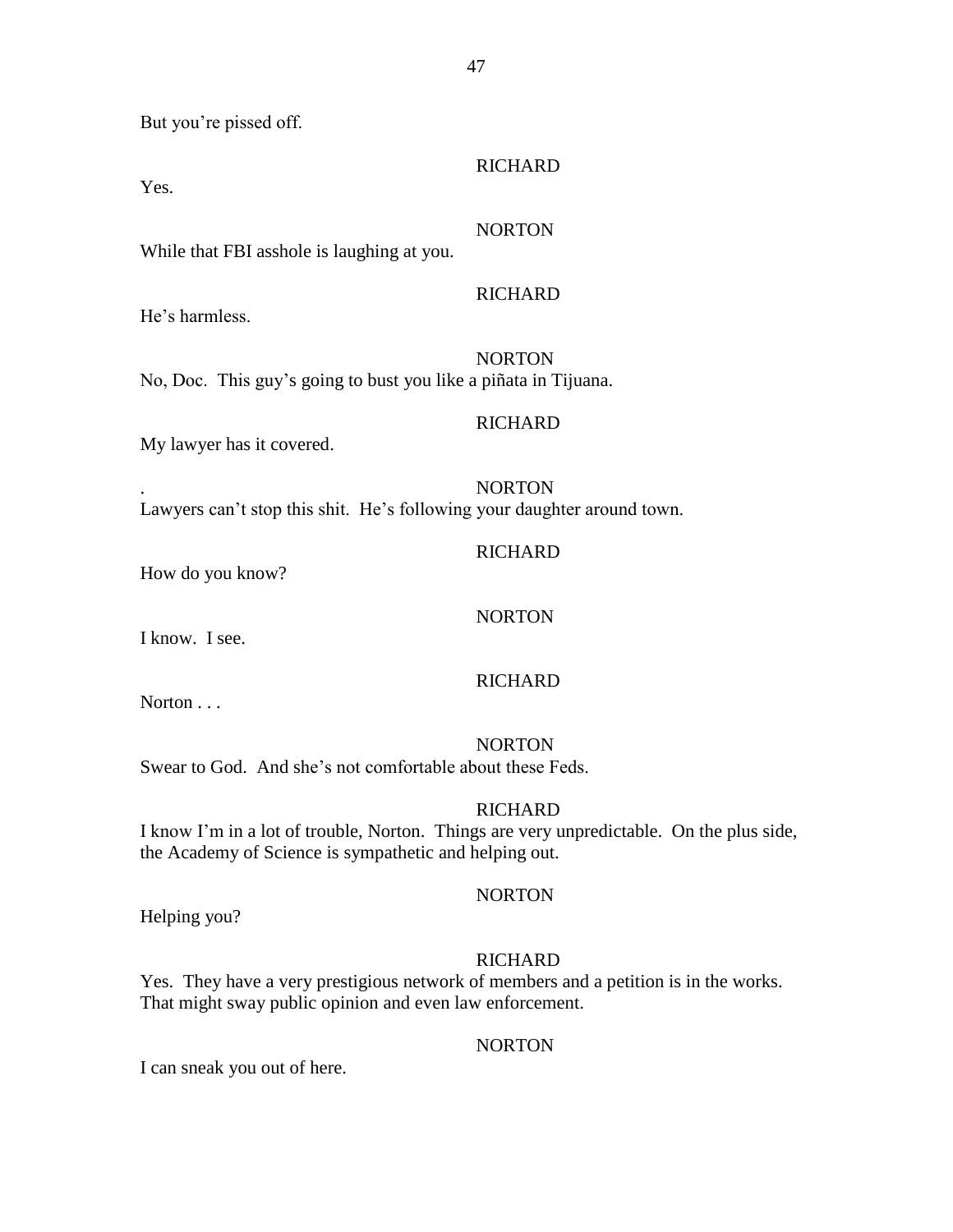But you're pissed off.

RICHARD

Yes.

NORTON

While that FBI asshole is laughing at you.

RICHARD

He's harmless.

NORTON

No, Doc. This guy's going to bust you like a piñata in Tijuana.

RICHARD

My lawyer has it covered.

. NORTON

Lawyers can't stop this shit. He's following your daughter around town.

RICHARD

How do you know?

NORTON

I know. I see.

RICHARD

Norton . . .

NORTON

Swear to God. And she's not comfortable about these Feds.

RICHARD

I know I'm in a lot of trouble, Norton. Things are very unpredictable. On the plus side, the Academy of Science is sympathetic and helping out.

NORTON

Helping you?

RICHARD

Yes. They have a very prestigious network of members and a petition is in the works. That might sway public opinion and even law enforcement.

NORTON

I can sneak you out of here.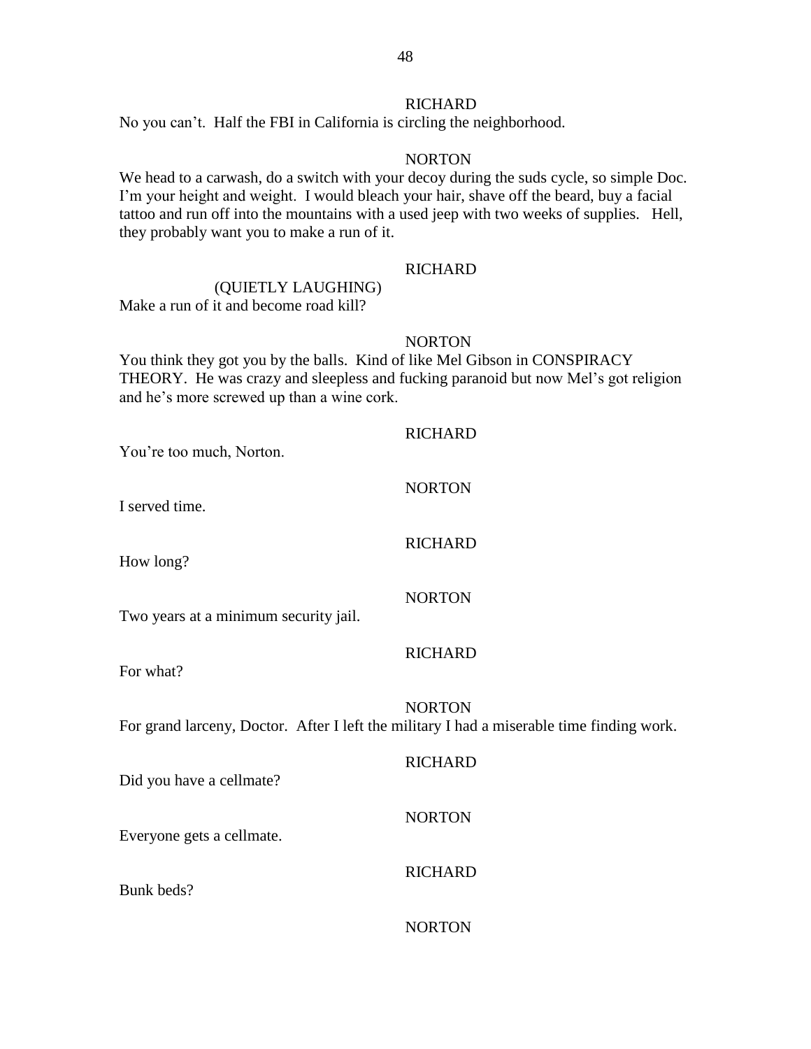RICHARD

No you can't. Half the FBI in California is circling the neighborhood.

NORTON

We head to a carwash, do a switch with your decoy during the suds cycle, so simple Doc. I'm your height and weight. I would bleach your hair, shave off the beard, buy a facial tattoo and run off into the mountains with a used jeep with two weeks of supplies. Hell, they probably want you to make a run of it.

RICHARD

(QUIETLY LAUGHING)

Make a run of it and become road kill?

NORTON

You think they got you by the balls. Kind of like Mel Gibson in CONSPIRACY THEORY. He was crazy and sleepless and fucking paranoid but now Mel's got religion and he's more screwed up than a wine cork.

RICHARD

You're too much, Norton.

NORTON

I served time.

RICHARD

How long?

NORTON

Two years at a minimum security jail.

RICHARD

For what?

NORTON

For grand larceny, Doctor. After I left the military I had a miserable time finding work.

RICHARD

Did you have a cellmate?

NORTON

Everyone gets a cellmate.

RICHARD

Bunk beds?

NORTON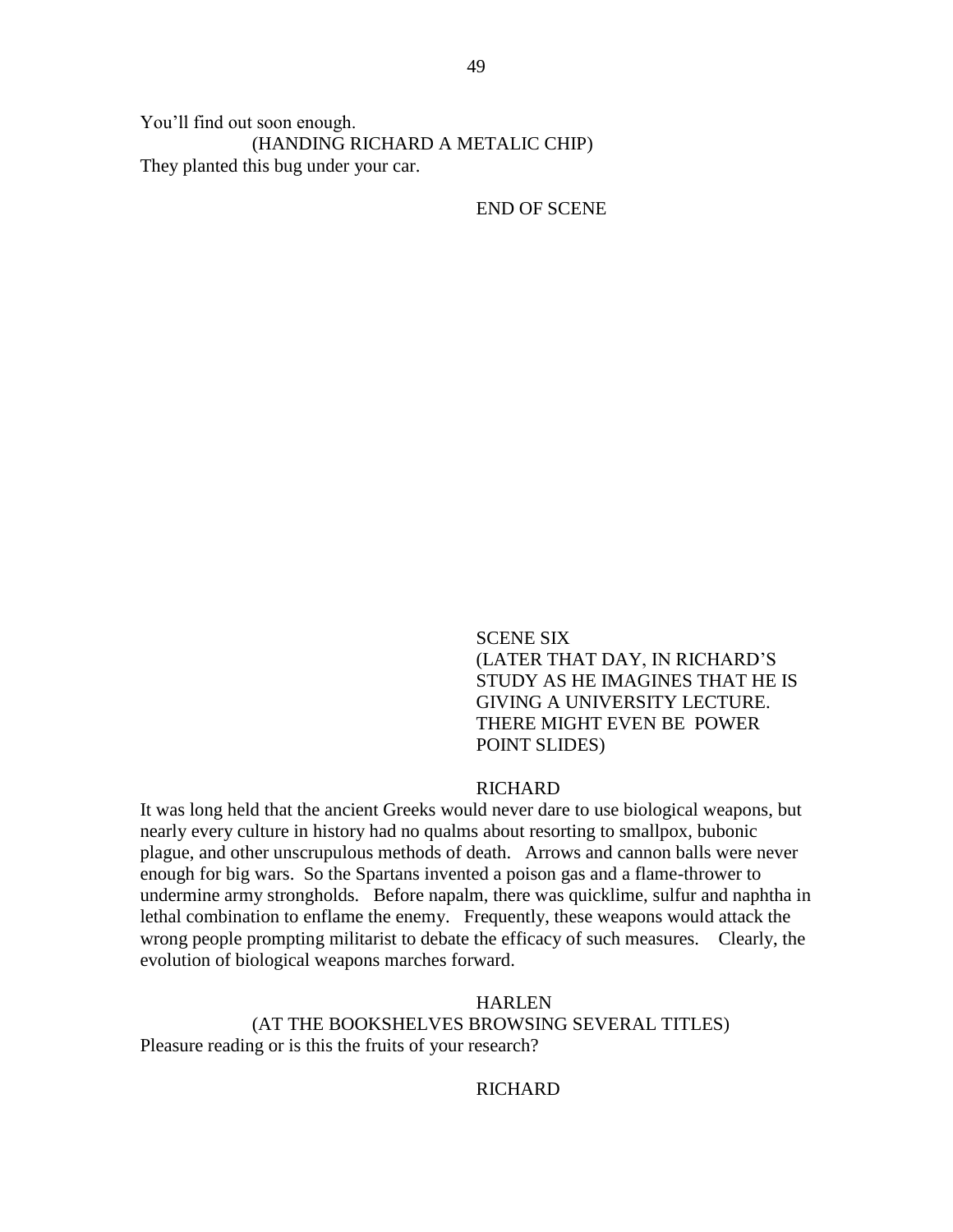You'll find out soon enough.

(HANDING RICHARD A METALIC CHIP)

They planted this bug under your car.

END OF SCENE

SCENE SIX

(LATER THAT DAY, IN RICHARD'S STUDY AS HE IMAGINES THAT HE IS GIVING A UNIVERSITY LECTURE. THERE MIGHT EVEN BE POWER POINT SLIDES)

RICHARD

It was long held that the ancient Greeks would never dare to use biological weapons, but nearly every culture in history had no qualms about resorting to smallpox, bubonic plague, and other unscrupulous methods of death. Arrows and cannon balls were never enough for big wars. So the Spartans invented a poison gas and a flame-thrower to undermine army strongholds. Before napalm, there was quicklime, sulfur and naphtha in lethal combination to enflame the enemy. Frequently, these weapons would attack the wrong people prompting militarist to debate the efficacy of such measures. Clearly, the evolution of biological weapons marches forward.

HARLEN

(AT THE BOOKSHELVES BROWSING SEVERAL TITLES)

Pleasure reading or is this the fruits of your research?

RICHARD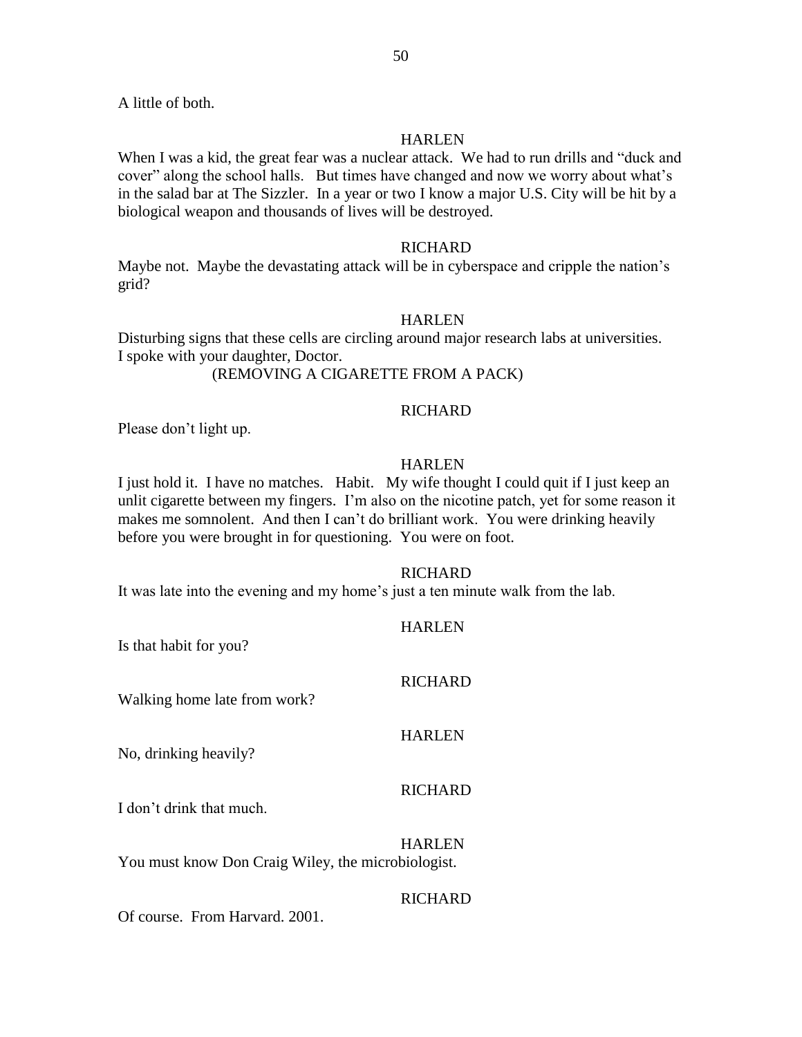A little of both.

HARLEN

When I was a kid, the great fear was a nuclear attack. We had to run drills and "duck and cover" along the school halls. But times have changed and now we worry about what's in the salad bar at The Sizzler. In a year or two I know a major U.S. City will be hit by a biological weapon and thousands of lives will be destroyed.

RICHARD

Maybe not. Maybe the devastating attack will be in cyberspace and cripple the nation's grid?

HARLEN

Disturbing signs that these cells are circling around major research labs at universities. I spoke with your daughter, Doctor.

(REMOVING A CIGARETTE FROM A PACK)

RICHARD

Please don't light up.

HARLEN

I just hold it. I have no matches. Habit. My wife thought I could quit if I just keep an unlit cigarette between my fingers. I'm also on the nicotine patch, yet for some reason it makes me somnolent. And then I can't do brilliant work. You were drinking heavily before you were brought in for questioning. You were on foot.

RICHARD

It was late into the evening and my home's just a ten minute walk from the lab.

HARLEN

Is that habit for you?

RICHARD

Walking home late from work?

HARLEN

No, drinking heavily?

RICHARD

I don't drink that much.

HARLEN

You must know Don Craig Wiley, the microbiologist.

RICHARD

Of course. From Harvard. 2001.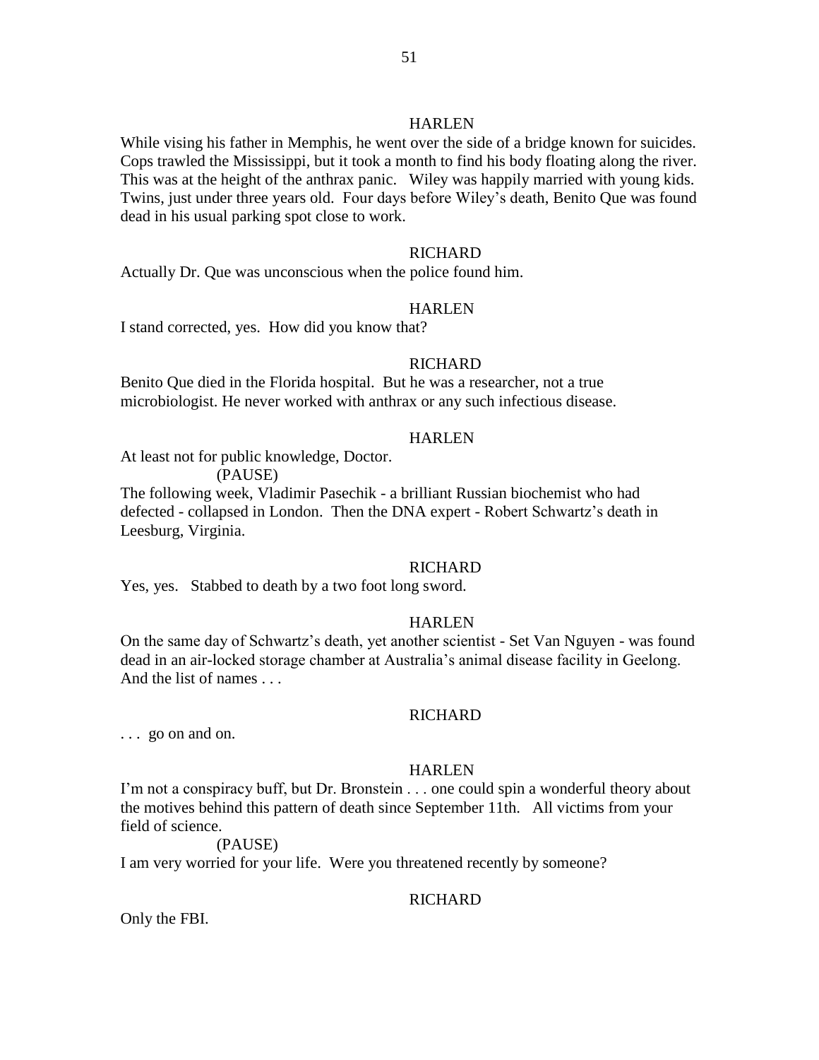HARLEN

While vising his father in Memphis, he went over the side of a bridge known for suicides. Cops trawled the Mississippi, but it took a month to find his body floating along the river. This was at the height of the anthrax panic. Wiley was happily married with young kids. Twins, just under three years old. Four days before Wiley's death, Benito Que was found dead in his usual parking spot close to work.

RICHARD

Actually Dr. Que was unconscious when the police found him.

HARLEN

I stand corrected, yes. How did you know that?

RICHARD

Benito Que died in the Florida hospital. But he was a researcher, not a true microbiologist. He never worked with anthrax or any such infectious disease.

HARLEN

At least not for public knowledge, Doctor.

(PAUSE)

The following week, Vladimir Pasechik - a brilliant Russian biochemist who had defected - collapsed in London. Then the DNA expert - Robert Schwartz's death in Leesburg, Virginia.

RICHARD

Yes, yes. Stabbed to death by a two foot long sword.

HARLEN

On the same day of Schwartz's death, yet another scientist - Set Van Nguyen - was found dead in an air-locked storage chamber at Australia's animal disease facility in Geelong. And the list of names . . .

RICHARD

. . . go on and on.

HARLEN

I'm not a conspiracy buff, but Dr. Bronstein . . . one could spin a wonderful theory about the motives behind this pattern of death since September 11th. All victims from your field of science.

(PAUSE)

I am very worried for your life. Were you threatened recently by someone?

RICHARD

Only the FBI.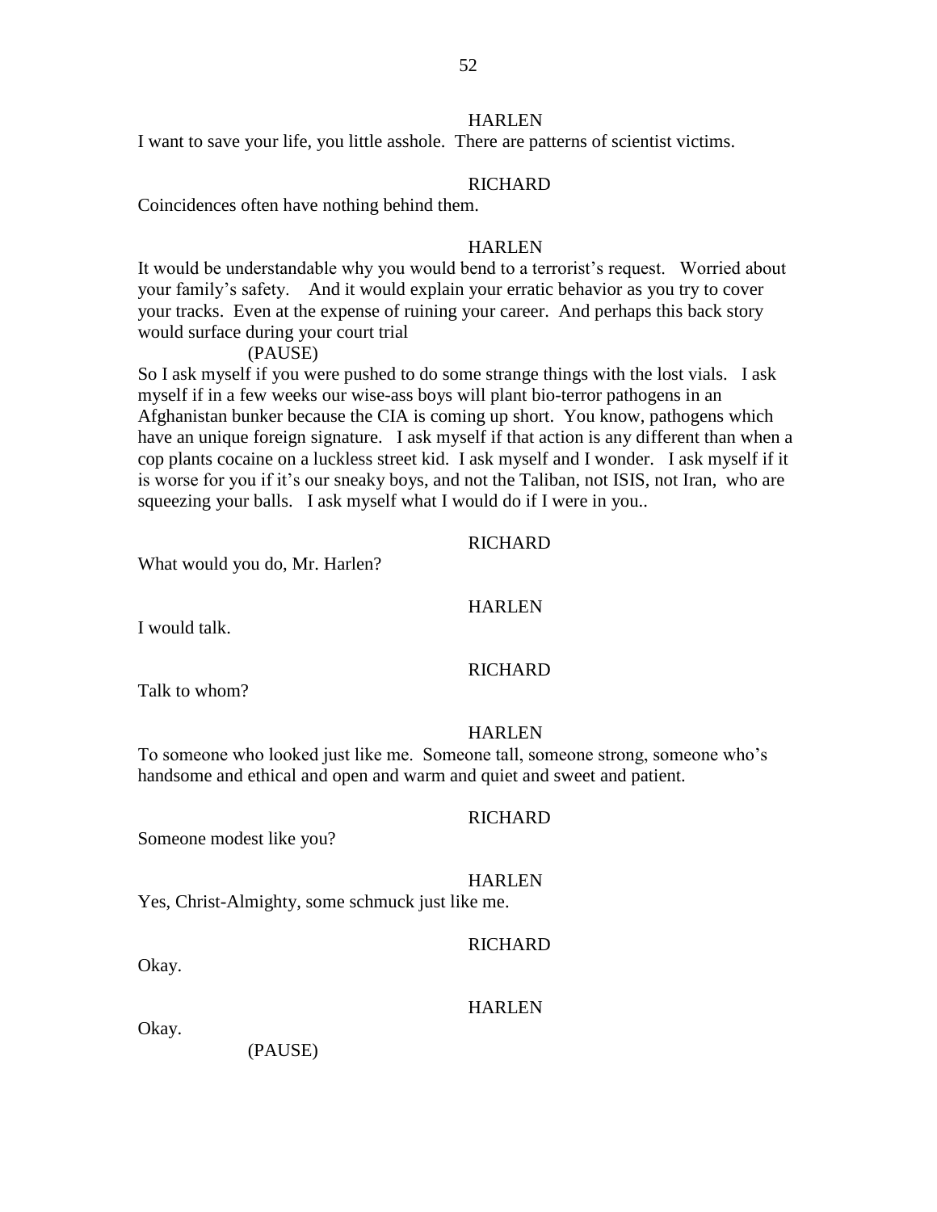HARLEN

I want to save your life, you little asshole. There are patterns of scientist victims.

RICHARD

Coincidences often have nothing behind them.

HARLEN

It would be understandable why you would bend to a terrorist's request. Worried about your family's safety. And it would explain your erratic behavior as you try to cover your tracks. Even at the expense of ruining your career. And perhaps this back story would surface during your court trial

(PAUSE)

So I ask myself if you were pushed to do some strange things with the lost vials. I ask myself if in a few weeks our wise-ass boys will plant bio-terror pathogens in an Afghanistan bunker because the CIA is coming up short. You know, pathogens which have an unique foreign signature. I ask myself if that action is any different than when a cop plants cocaine on a luckless street kid. I ask myself and I wonder. I ask myself if it is worse for you if it's our sneaky boys, and not the Taliban, not ISIS, not Iran, who are squeezing your balls. I ask myself what I would do if I were in you..

RICHARD

What would you do, Mr. Harlen?

HARLEN

I would talk.

RICHARD

Talk to whom?

HARLEN

To someone who looked just like me. Someone tall, someone strong, someone who's handsome and ethical and open and warm and quiet and sweet and patient.

RICHARD

Someone modest like you?

HARLEN

Yes, Christ-Almighty, some schmuck just like me.

RICHARD

Okay.

HARLEN

Okay.

(PAUSE)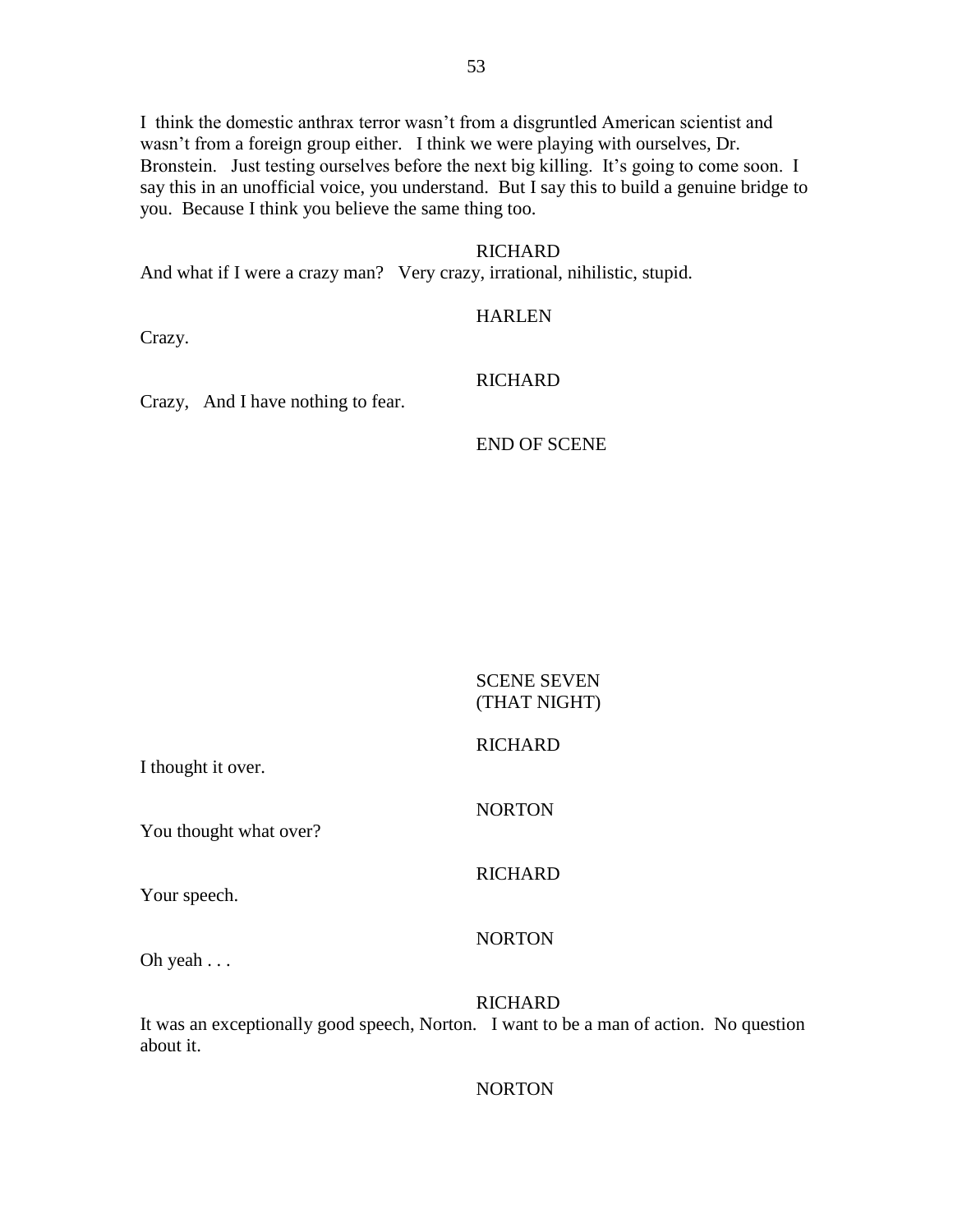I think the domestic anthrax terror wasn't from a disgruntled American scientist and wasn't from a foreign group either. I think we were playing with ourselves, Dr. Bronstein. Just testing ourselves before the next big killing. It's going to come soon. I say this in an unofficial voice, you understand. But I say this to build a genuine bridge to you. Because I think you believe the same thing too.

RICHARD

And what if I were a crazy man? Very crazy, irrational, nihilistic, stupid.

HARLEN

Crazy.

RICHARD

Crazy, And I have nothing to fear.

END OF SCENE

SCENE SEVEN
(THAT NIGHT)

RICHARD

I thought it over.

NORTON

You thought what over?

RICHARD

Your speech.

NORTON

Oh yeah . . .

RICHARD

It was an exceptionally good speech, Norton. I want to be a man of action. No question about it.

NORTON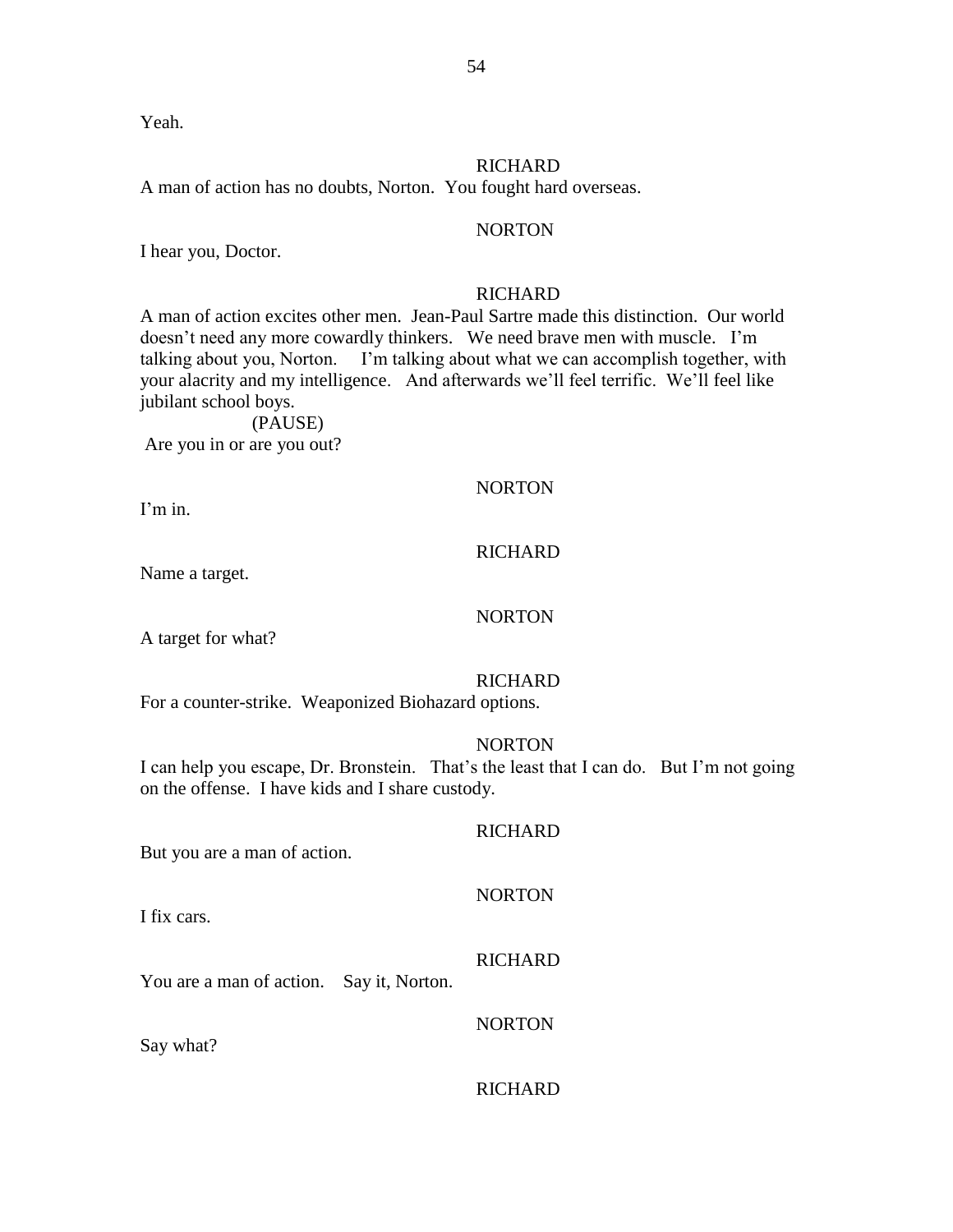Yeah.

RICHARD

A man of action has no doubts, Norton. You fought hard overseas.

NORTON

I hear you, Doctor.

RICHARD

A man of action excites other men. Jean-Paul Sartre made this distinction. Our world doesn't need any more cowardly thinkers. We need brave men with muscle. I'm talking about you, Norton. I'm talking about what we can accomplish together, with your alacrity and my intelligence. And afterwards we'll feel terrific. We'll feel like jubilant school boys.

(PAUSE)

Are you in or are you out?

NORTON

I'm in.

RICHARD

Name a target.

NORTON

A target for what?

RICHARD

For a counter-strike. Weaponized Biohazard options.

NORTON

I can help you escape, Dr. Bronstein. That's the least that I can do. But I'm not going on the offense. I have kids and I share custody.

RICHARD

But you are a man of action.

NORTON

I fix cars.

RICHARD

You are a man of action. Say it, Norton.

NORTON

Say what?

RICHARD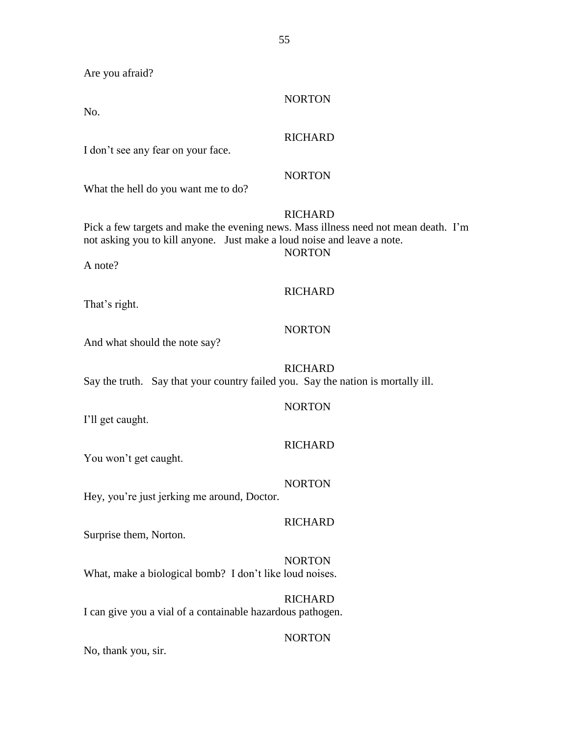Are you afraid?

NORTON

No.

RICHARD

I don't see any fear on your face.

NORTON

What the hell do you want me to do?

RICHARD

Pick a few targets and make the evening news. Mass illness need not mean death. I'm not asking you to kill anyone. Just make a loud noise and leave a note.

NORTON

A note?

RICHARD

That's right.

NORTON

And what should the note say?

RICHARD

Say the truth. Say that your country failed you. Say the nation is mortally ill.

NORTON

I'll get caught.

RICHARD

You won't get caught.

NORTON

Hey, you're just jerking me around, Doctor.

RICHARD

Surprise them, Norton.

NORTON

What, make a biological bomb? I don't like loud noises.

RICHARD

I can give you a vial of a containable hazardous pathogen.

NORTON

No, thank you, sir.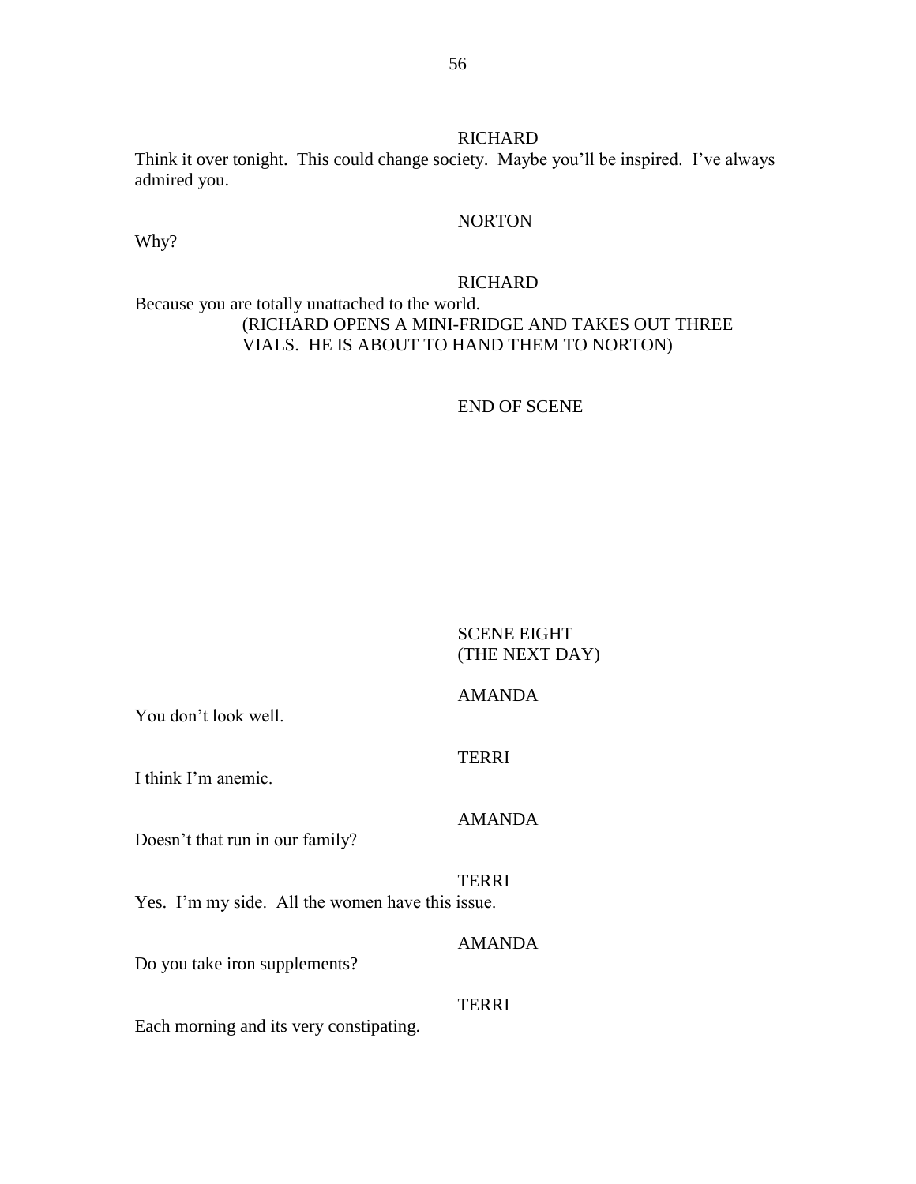RICHARD

Think it over tonight. This could change society. Maybe you'll be inspired. I've always admired you.

NORTON

Why?

RICHARD

Because you are totally unattached to the world.

(RICHARD OPENS A MINI-FRIDGE AND TAKES OUT THREE VIALS. HE IS ABOUT TO HAND THEM TO NORTON)

END OF SCENE

SCENE EIGHT
(THE NEXT DAY)

AMANDA

You don't look well.

TERRI

I think I'm anemic.

AMANDA

Doesn't that run in our family?

TERRI

Yes. I'm my side. All the women have this issue.

AMANDA

Do you take iron supplements?

TERRI

Each morning and its very constipating.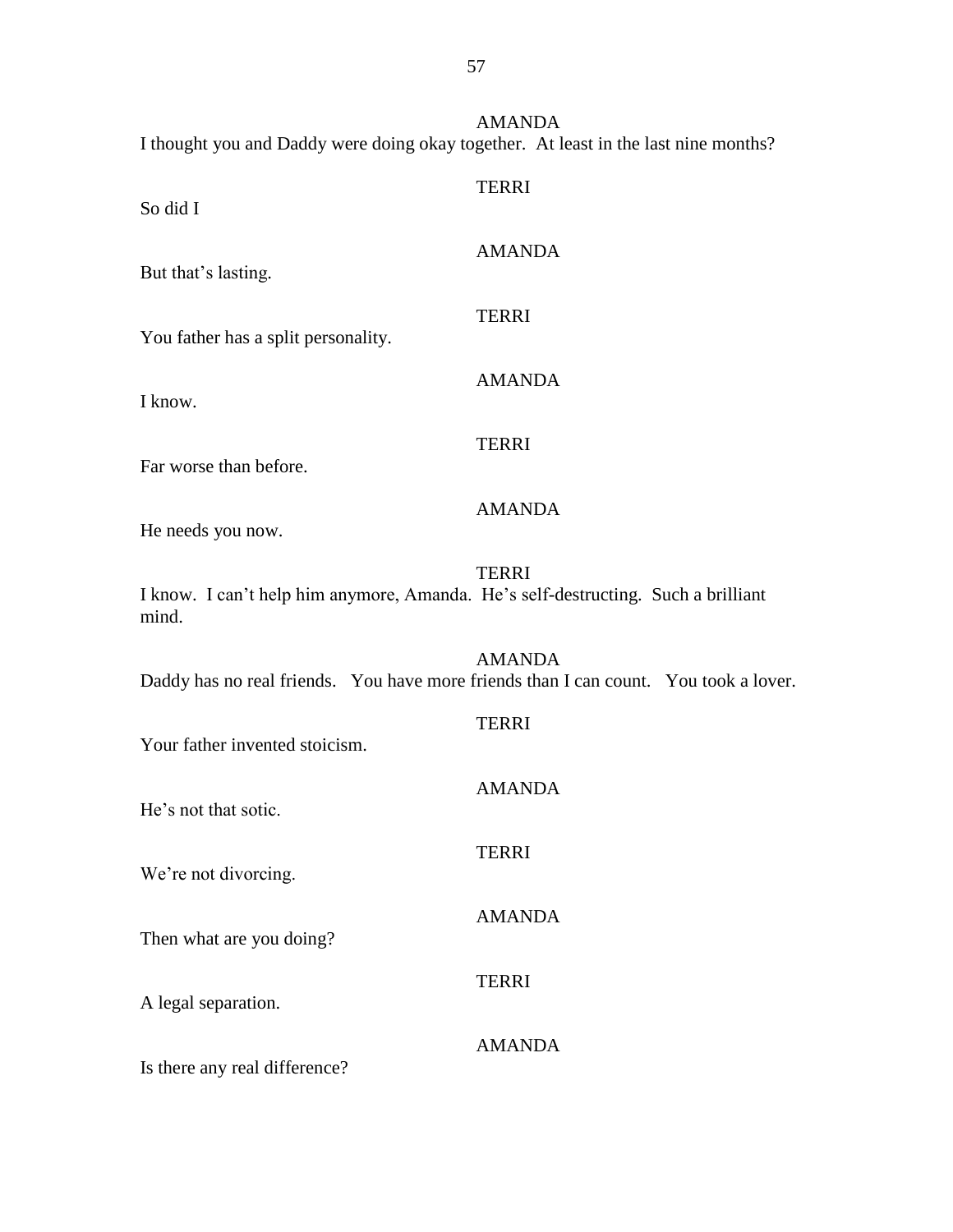AMANDA

I thought you and Daddy were doing okay together.  At least in the last nine months?

TERRI

So did I

AMANDA

But that's lasting.

TERRI

You father has a split personality.

AMANDA

I know.

TERRI

Far worse than before.

AMANDA

He needs you now.

TERRI

I know.  I can't help him anymore, Amanda.  He's self-destructing.  Such a brilliant mind.

AMANDA

Daddy has no real friends.   You have more friends than I can count.   You took a lover.

TERRI

Your father invented stoicism.

AMANDA

He's not that sotic.

TERRI

We're not divorcing.

AMANDA

Then what are you doing?

TERRI

A legal separation.

AMANDA

Is there any real difference?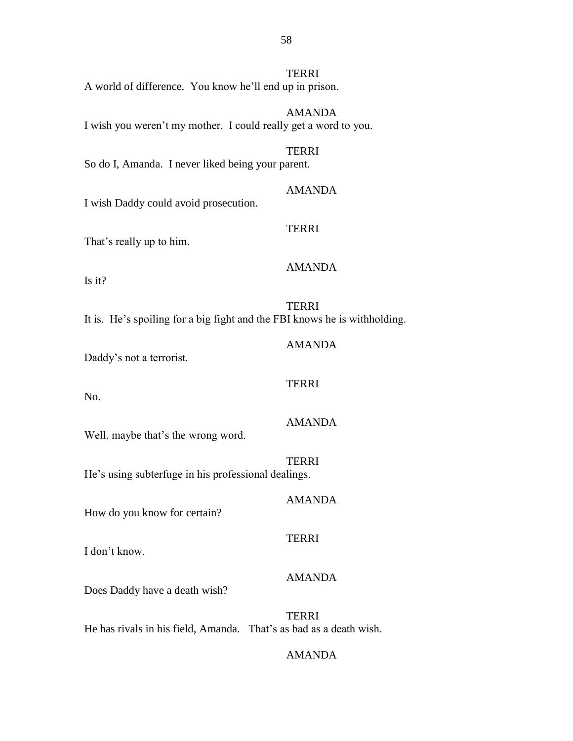TERRI

A world of difference. You know he'll end up in prison.

AMANDA

I wish you weren't my mother. I could really get a word to you.

TERRI

So do I, Amanda. I never liked being your parent.

AMANDA

I wish Daddy could avoid prosecution.

TERRI

That's really up to him.

AMANDA

Is it?

TERRI

It is. He's spoiling for a big fight and the FBI knows he is withholding.

AMANDA

Daddy's not a terrorist.

TERRI

No.

AMANDA

Well, maybe that's the wrong word.

TERRI

He's using subterfuge in his professional dealings.

AMANDA

How do you know for certain?

TERRI

I don't know.

AMANDA

Does Daddy have a death wish?

TERRI

He has rivals in his field, Amanda. That's as bad as a death wish.

AMANDA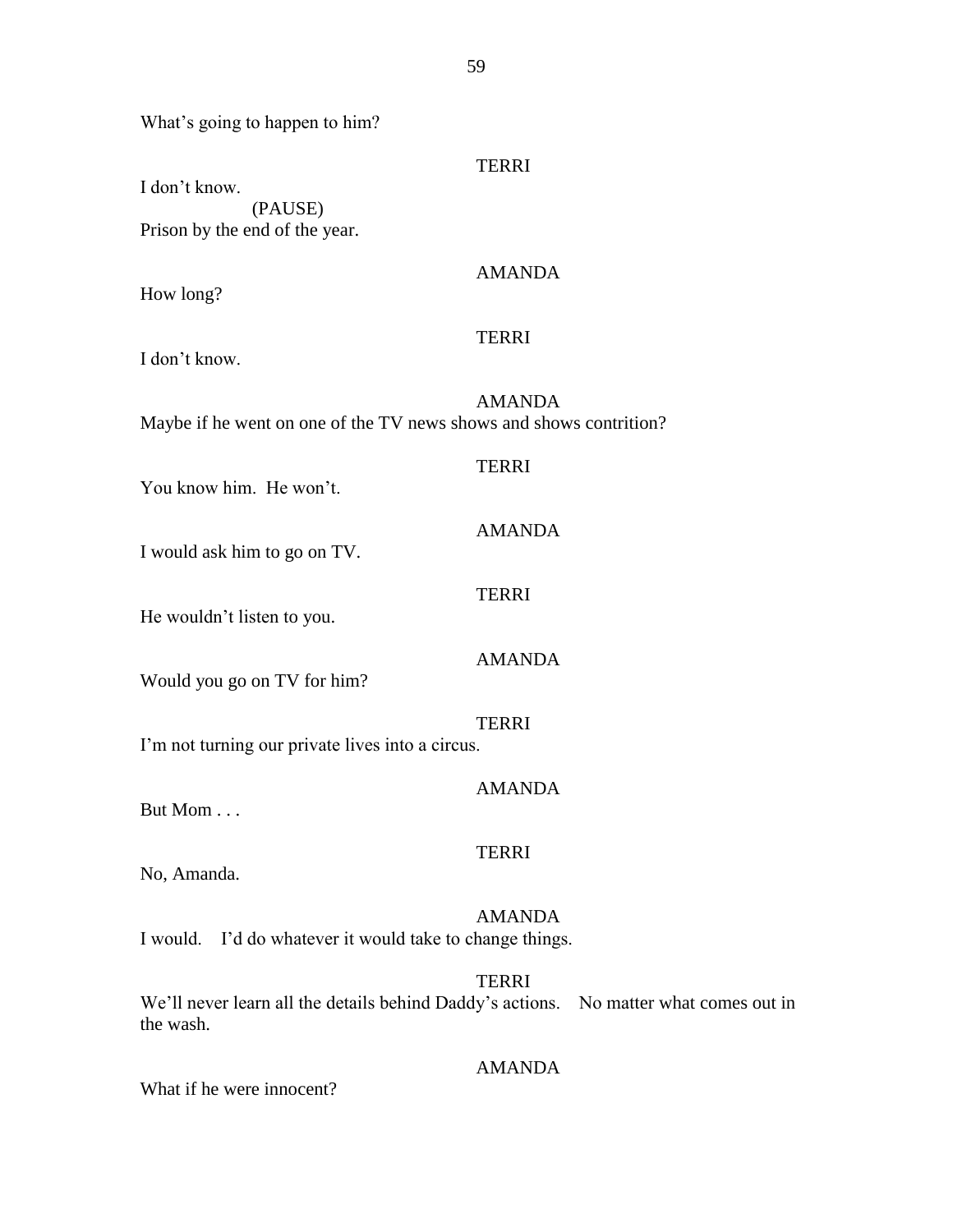What's going to happen to him?

TERRI

I don't know.

(PAUSE)

Prison by the end of the year.

AMANDA

How long?

TERRI

I don't know.

AMANDA

Maybe if he went on one of the TV news shows and shows contrition?

TERRI

You know him. He won't.

AMANDA

I would ask him to go on TV.

TERRI

He wouldn't listen to you.

AMANDA

Would you go on TV for him?

TERRI

I'm not turning our private lives into a circus.

AMANDA

But Mom . . .

TERRI

No, Amanda.

AMANDA

I would. I'd do whatever it would take to change things.

TERRI

We'll never learn all the details behind Daddy's actions. No matter what comes out in the wash.

AMANDA

What if he were innocent?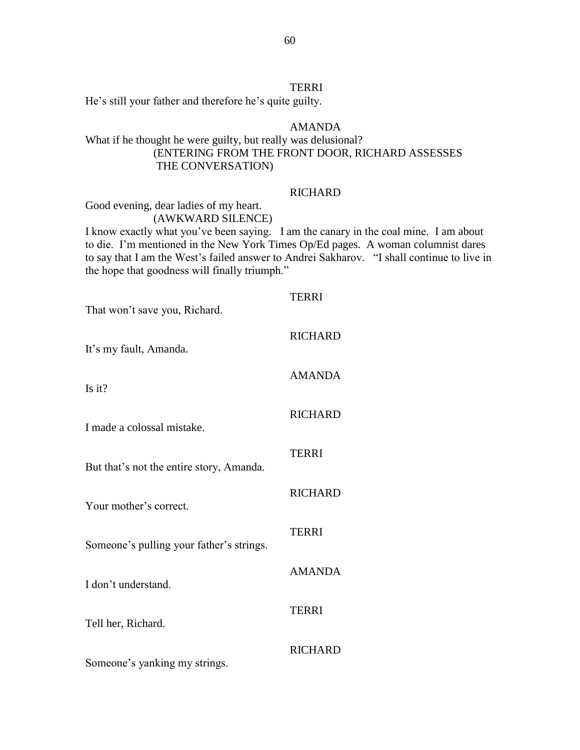TERRI

He's still your father and therefore he's quite guilty.

AMANDA

What if he thought he were guilty, but really was delusional?

(ENTERING FROM THE FRONT DOOR, RICHARD ASSESSES THE CONVERSATION)

RICHARD

Good evening, dear ladies of my heart.

(AWKWARD SILENCE)

I know exactly what you've been saying. I am the canary in the coal mine. I am about to die. I'm mentioned in the New York Times Op/Ed pages. A woman columnist dares to say that I am the West's failed answer to Andrei Sakharov. "I shall continue to live in the hope that goodness will finally triumph."

TERRI

That won't save you, Richard.

RICHARD

It's my fault, Amanda.

AMANDA

Is it?

RICHARD

I made a colossal mistake.

TERRI

But that's not the entire story, Amanda.

RICHARD

Your mother's correct.

TERRI

Someone's pulling your father's strings.

AMANDA

I don't understand.

TERRI

Tell her, Richard.

RICHARD

Someone's yanking my strings.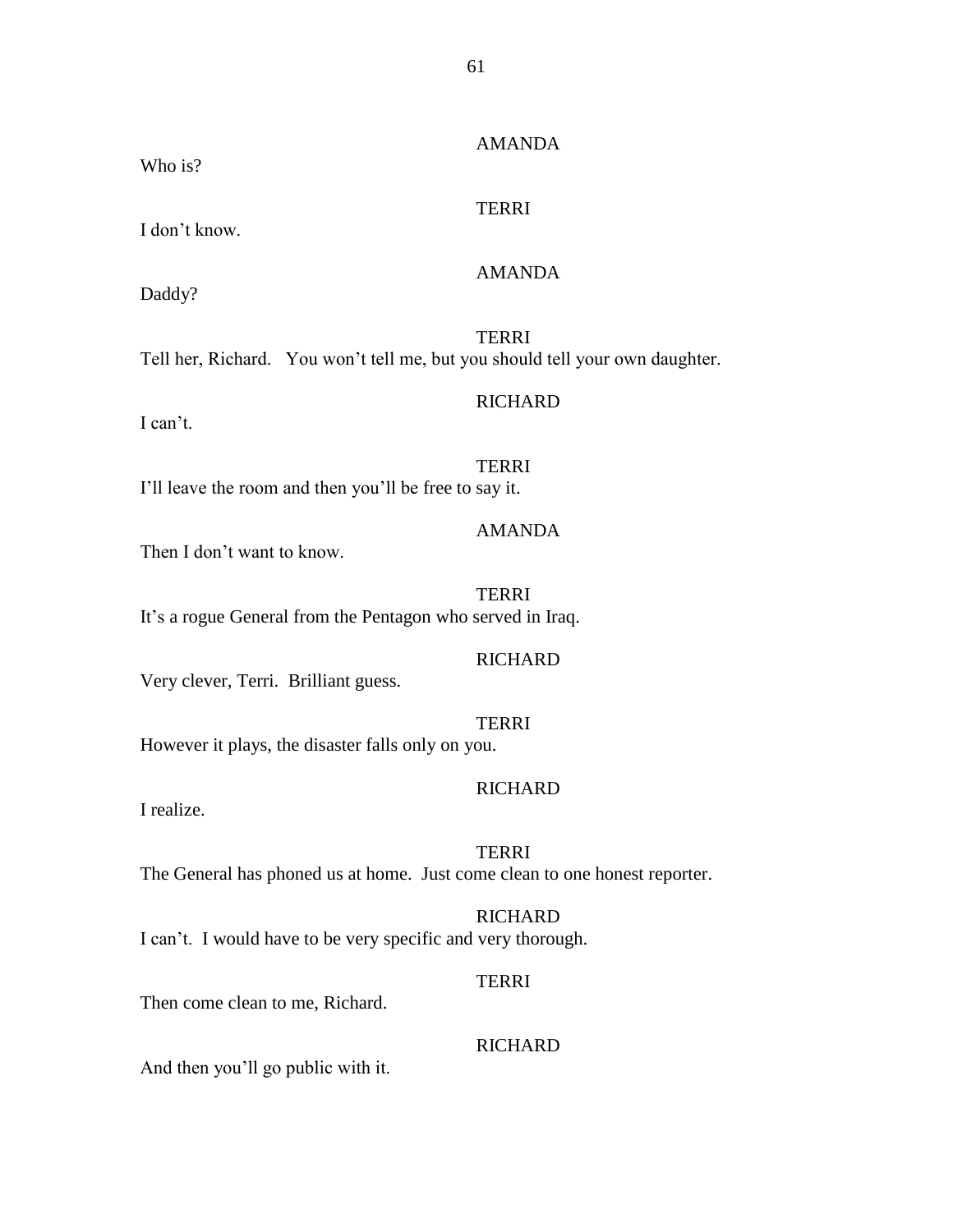AMANDA

Who is?

TERRI

I don't know.

AMANDA

Daddy?

TERRI

Tell her, Richard. You won't tell me, but you should tell your own daughter.

RICHARD

I can't.

TERRI

I'll leave the room and then you'll be free to say it.

AMANDA

Then I don't want to know.

TERRI

It's a rogue General from the Pentagon who served in Iraq.

RICHARD

Very clever, Terri. Brilliant guess.

TERRI

However it plays, the disaster falls only on you.

RICHARD

I realize.

TERRI

The General has phoned us at home. Just come clean to one honest reporter.

RICHARD

I can't. I would have to be very specific and very thorough.

TERRI

Then come clean to me, Richard.

RICHARD

And then you'll go public with it.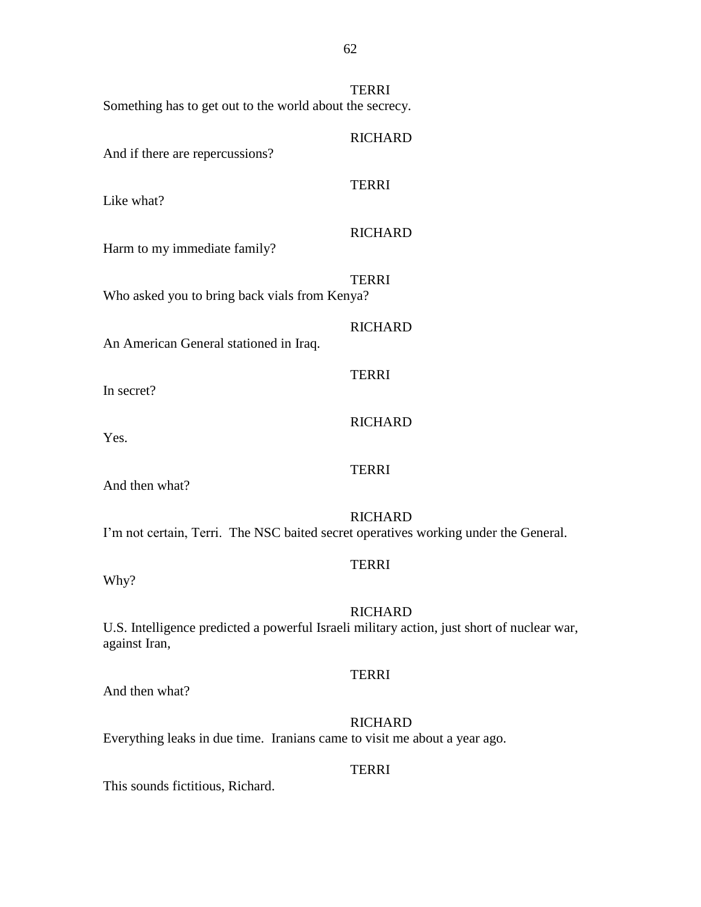TERRI

Something has to get out to the world about the secrecy.

RICHARD

And if there are repercussions?

TERRI

Like what?

RICHARD

Harm to my immediate family?

TERRI

Who asked you to bring back vials from Kenya?

RICHARD

An American General stationed in Iraq.

TERRI

In secret?

RICHARD

Yes.

TERRI

And then what?

RICHARD

I'm not certain, Terri. The NSC baited secret operatives working under the General.

TERRI

Why?

RICHARD

U.S. Intelligence predicted a powerful Israeli military action, just short of nuclear war, against Iran,

TERRI

And then what?

RICHARD

Everything leaks in due time. Iranians came to visit me about a year ago.

TERRI

This sounds fictitious, Richard.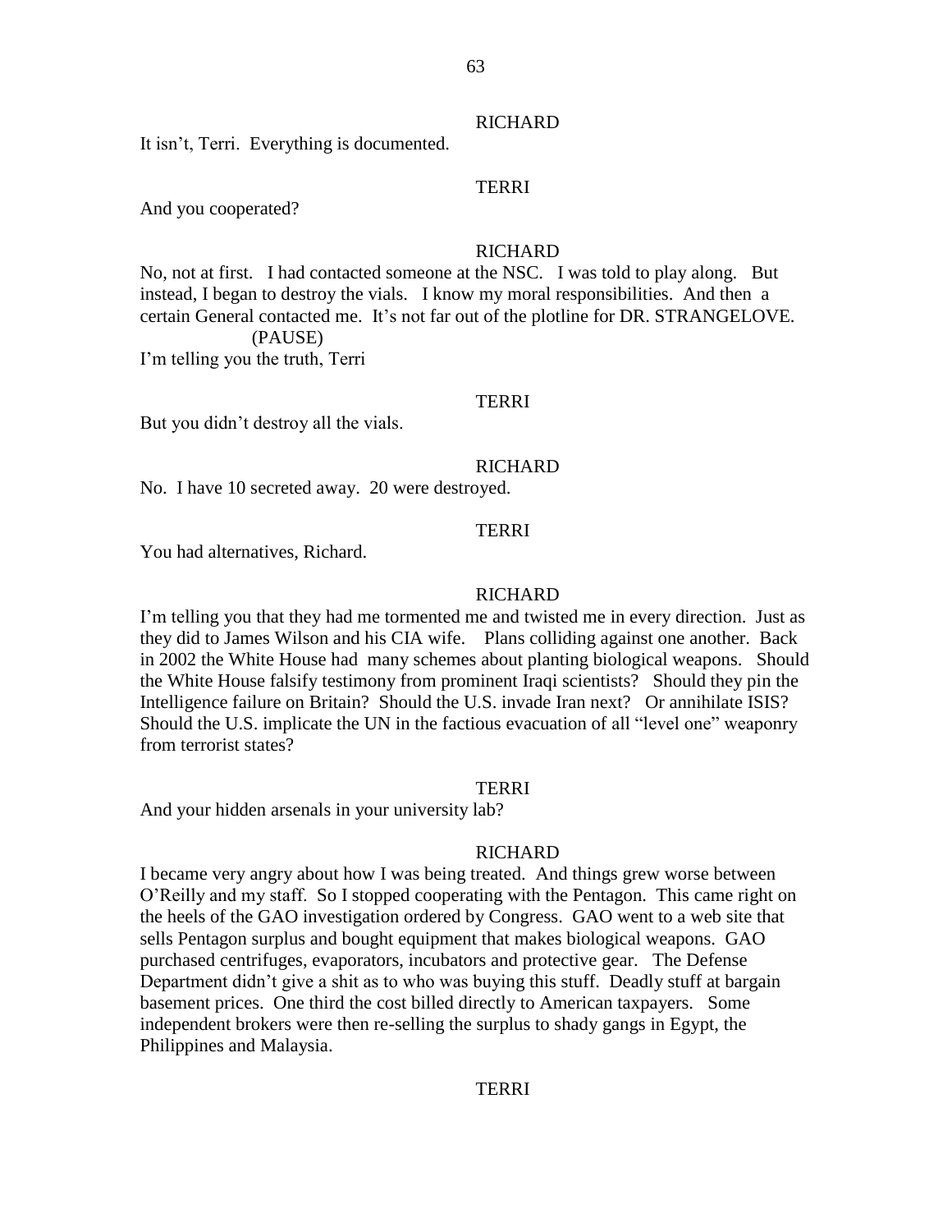RICHARD

It isn't, Terri. Everything is documented.

TERRI

And you cooperated?

RICHARD

No, not at first. I had contacted someone at the NSC. I was told to play along. But instead, I began to destroy the vials. I know my moral responsibilities. And then a certain General contacted me. It's not far out of the plotline for DR. STRANGELOVE.

(PAUSE)

I'm telling you the truth, Terri

TERRI

But you didn't destroy all the vials.

RICHARD

No. I have 10 secreted away. 20 were destroyed.

TERRI

You had alternatives, Richard.

RICHARD

I'm telling you that they had me tormented me and twisted me in every direction. Just as they did to James Wilson and his CIA wife. Plans colliding against one another. Back in 2002 the White House had many schemes about planting biological weapons. Should the White House falsify testimony from prominent Iraqi scientists? Should they pin the Intelligence failure on Britain? Should the U.S. invade Iran next? Or annihilate ISIS? Should the U.S. implicate the UN in the factious evacuation of all "level one" weaponry from terrorist states?

TERRI

And your hidden arsenals in your university lab?

RICHARD

I became very angry about how I was being treated. And things grew worse between O'Reilly and my staff. So I stopped cooperating with the Pentagon. This came right on the heels of the GAO investigation ordered by Congress. GAO went to a web site that sells Pentagon surplus and bought equipment that makes biological weapons. GAO purchased centrifuges, evaporators, incubators and protective gear. The Defense Department didn't give a shit as to who was buying this stuff. Deadly stuff at bargain basement prices. One third the cost billed directly to American taxpayers. Some independent brokers were then re-selling the surplus to shady gangs in Egypt, the Philippines and Malaysia.

TERRI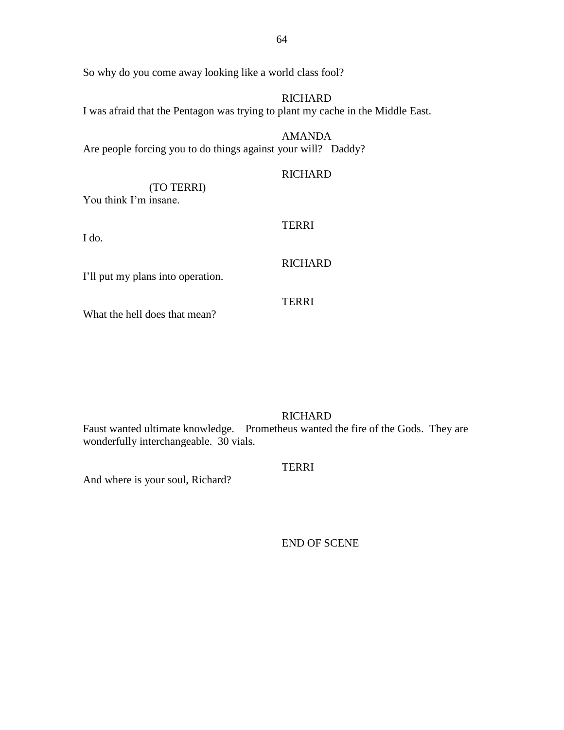So why do you come away looking like a world class fool?

RICHARD

I was afraid that the Pentagon was trying to plant my cache in the Middle East.

AMANDA

Are people forcing you to do things against your will? Daddy?

RICHARD

(TO TERRI)

You think I'm insane.

TERRI

I do.

RICHARD

I'll put my plans into operation.

TERRI

What the hell does that mean?

RICHARD

Faust wanted ultimate knowledge. Prometheus wanted the fire of the Gods. They are wonderfully interchangeable. 30 vials.

TERRI

And where is your soul, Richard?

END OF SCENE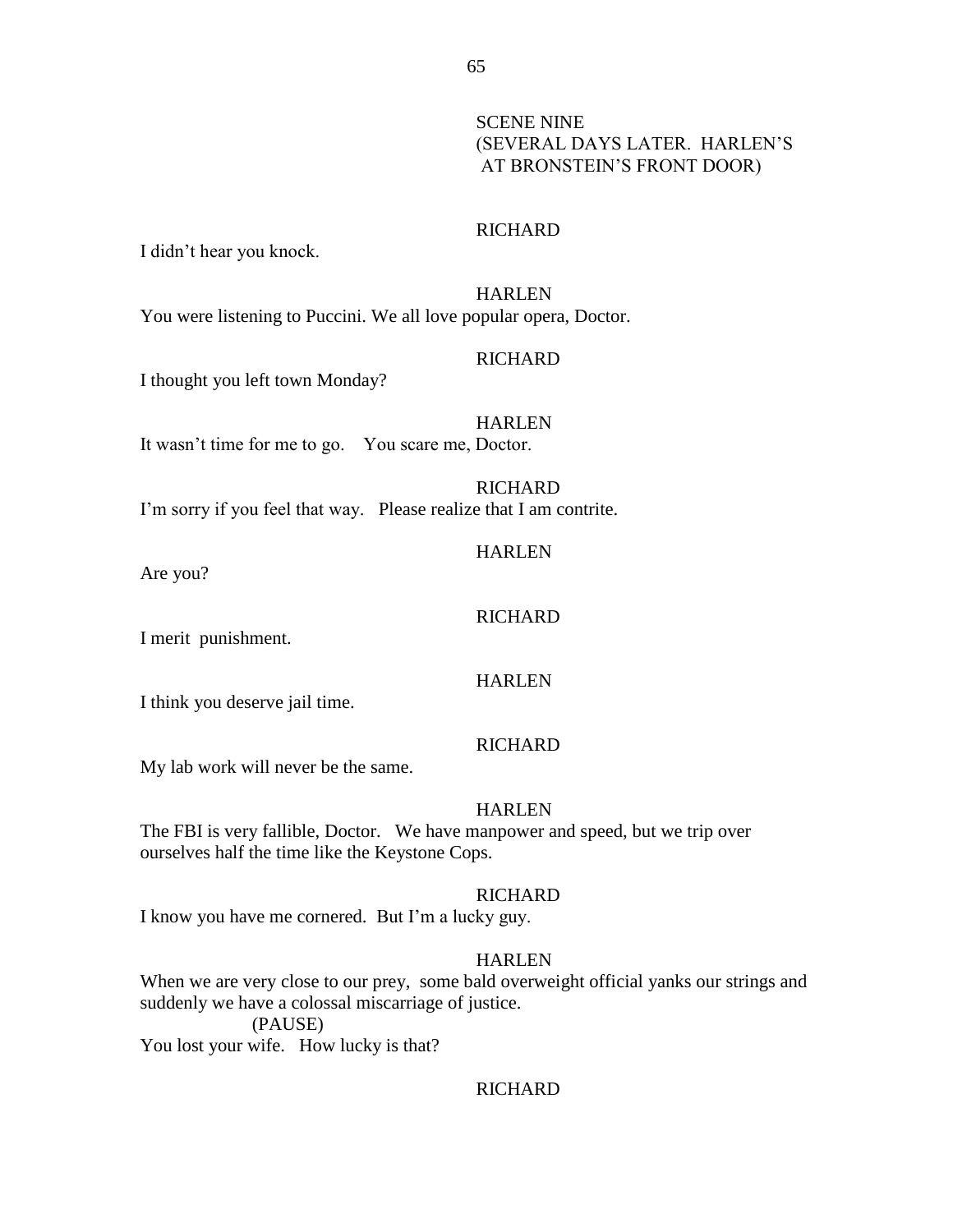SCENE NINE
(SEVERAL DAYS LATER. HARLEN'S AT BRONSTEIN'S FRONT DOOR)

RICHARD

I didn't hear you knock.

HARLEN

You were listening to Puccini. We all love popular opera, Doctor.

RICHARD

I thought you left town Monday?

HARLEN

It wasn't time for me to go. You scare me, Doctor.

RICHARD

I'm sorry if you feel that way. Please realize that I am contrite.

HARLEN

Are you?

RICHARD

I merit punishment.

HARLEN

I think you deserve jail time.

RICHARD

My lab work will never be the same.

HARLEN

The FBI is very fallible, Doctor. We have manpower and speed, but we trip over ourselves half the time like the Keystone Cops.

RICHARD

I know you have me cornered. But I'm a lucky guy.

HARLEN

When we are very close to our prey, some bald overweight official yanks our strings and suddenly we have a colossal miscarriage of justice.

(PAUSE)

You lost your wife. How lucky is that?

RICHARD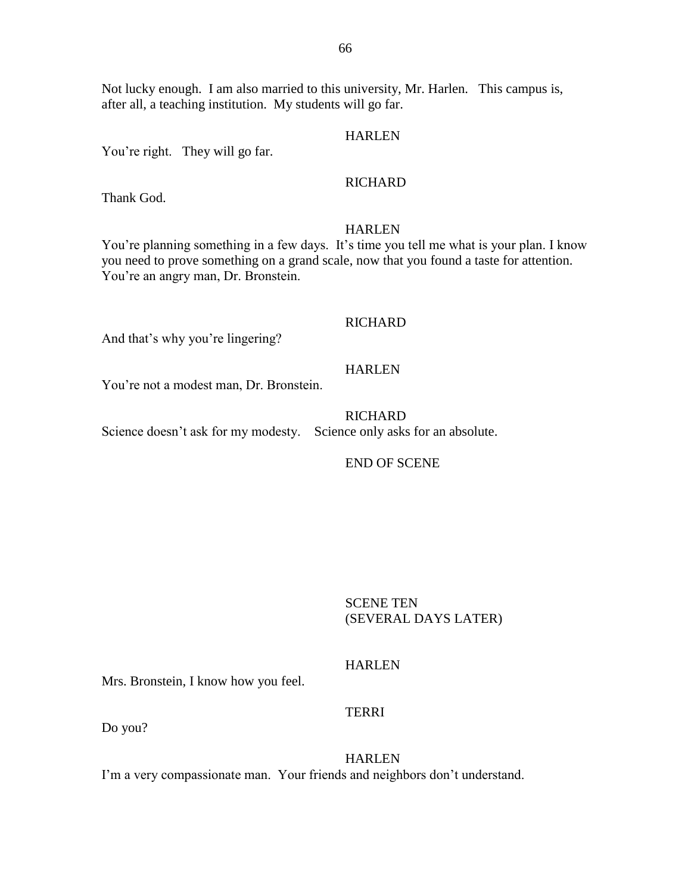Not lucky enough. I am also married to this university, Mr. Harlen. This campus is, after all, a teaching institution. My students will go far.

HARLEN

You're right. They will go far.

RICHARD

Thank God.

HARLEN

You're planning something in a few days. It's time you tell me what is your plan. I know you need to prove something on a grand scale, now that you found a taste for attention. You're an angry man, Dr. Bronstein.

RICHARD

And that's why you're lingering?

HARLEN

You're not a modest man, Dr. Bronstein.

RICHARD

Science doesn't ask for my modesty. Science only asks for an absolute.

END OF SCENE

SCENE TEN
(SEVERAL DAYS LATER)

HARLEN

Mrs. Bronstein, I know how you feel.

TERRI

Do you?

HARLEN

I'm a very compassionate man. Your friends and neighbors don't understand.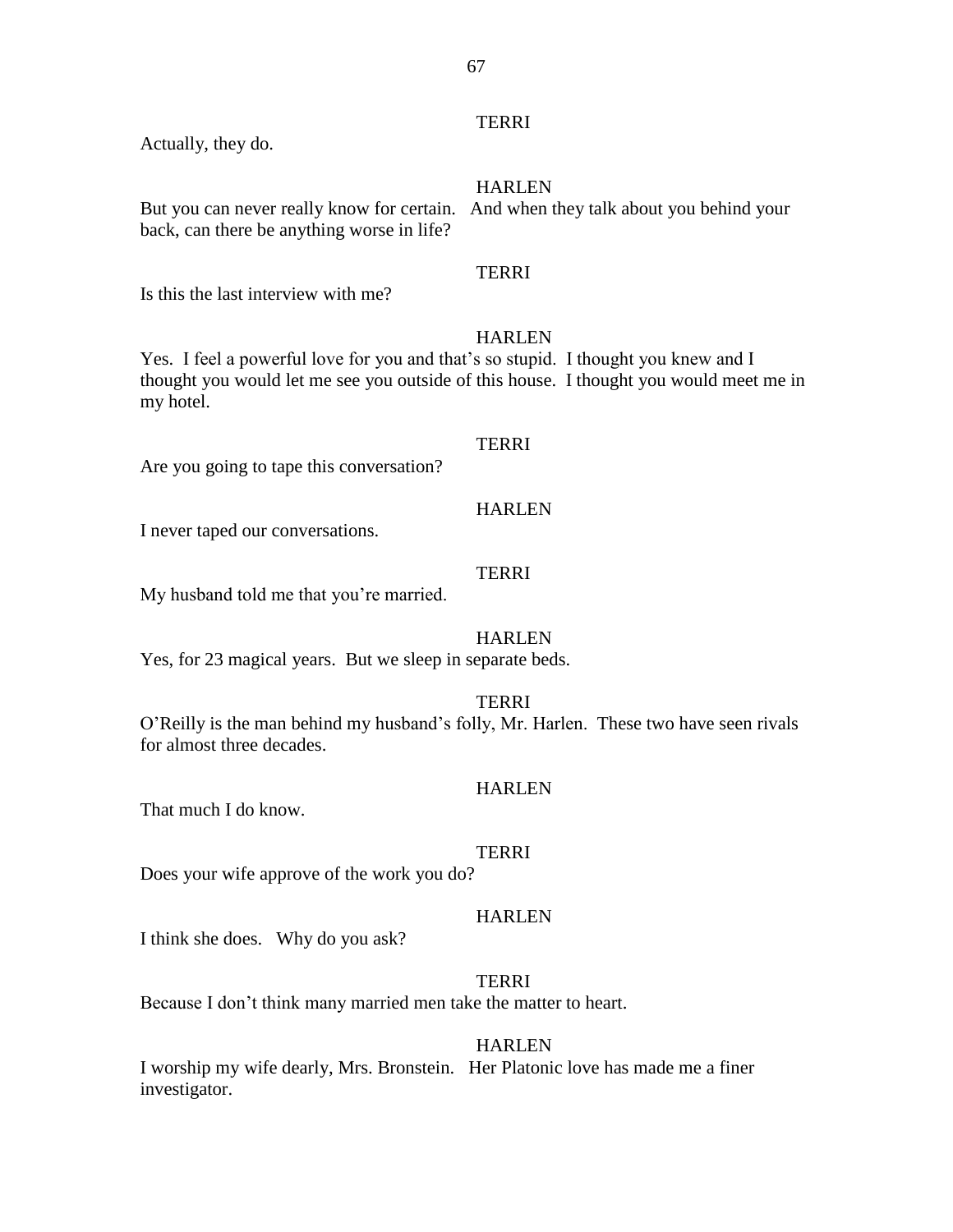TERRI

Actually, they do.

HARLEN

But you can never really know for certain. And when they talk about you behind your back, can there be anything worse in life?

TERRI

Is this the last interview with me?

HARLEN

Yes. I feel a powerful love for you and that's so stupid. I thought you knew and I thought you would let me see you outside of this house. I thought you would meet me in my hotel.

TERRI

Are you going to tape this conversation?

HARLEN

I never taped our conversations.

TERRI

My husband told me that you're married.

HARLEN

Yes, for 23 magical years. But we sleep in separate beds.

TERRI

O'Reilly is the man behind my husband's folly, Mr. Harlen. These two have seen rivals for almost three decades.

HARLEN

That much I do know.

TERRI

Does your wife approve of the work you do?

HARLEN

I think she does. Why do you ask?

TERRI

Because I don't think many married men take the matter to heart.

HARLEN

I worship my wife dearly, Mrs. Bronstein. Her Platonic love has made me a finer investigator.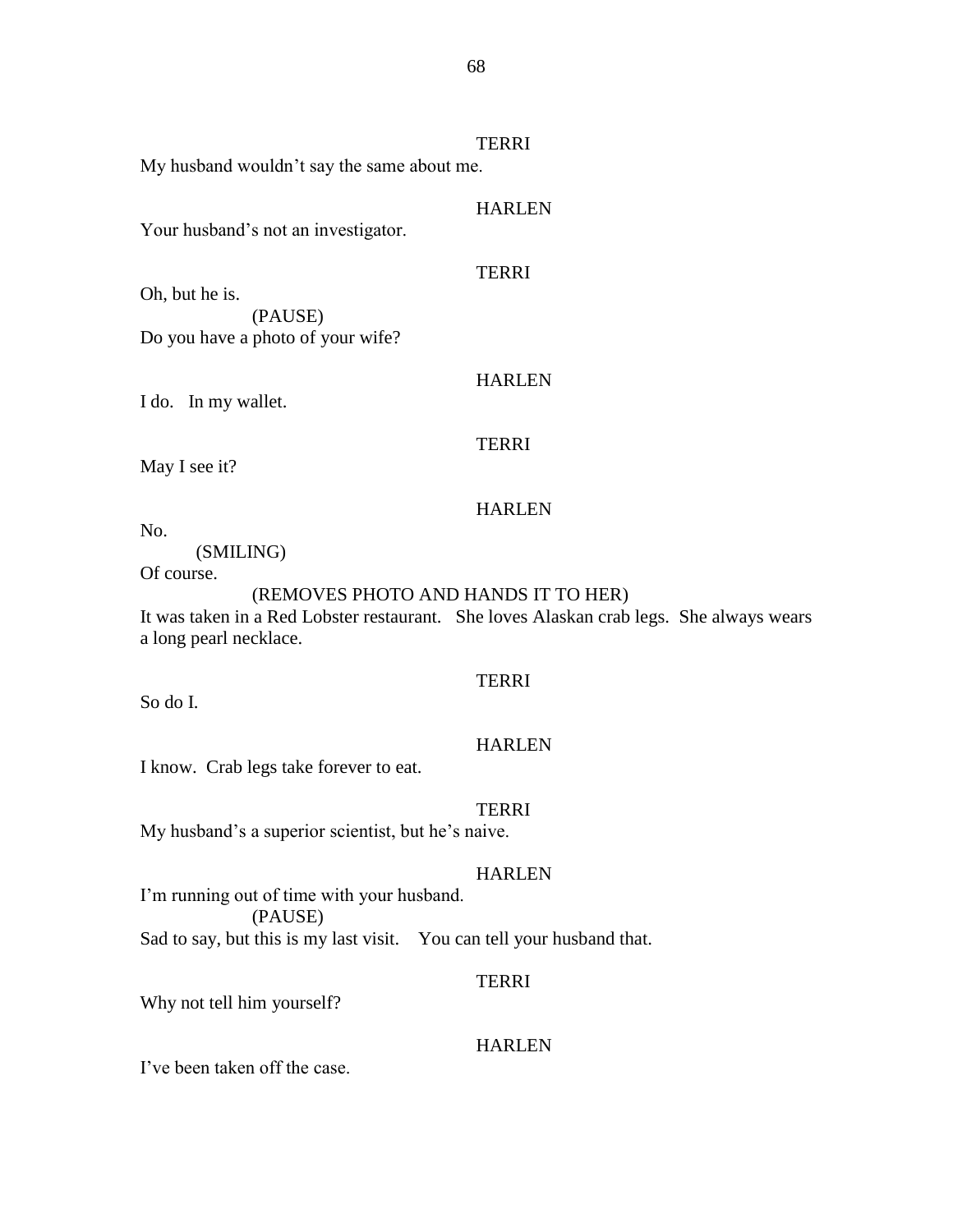TERRI

My husband wouldn't say the same about me.

HARLEN

Your husband's not an investigator.

TERRI

Oh, but he is.

(PAUSE)

Do you have a photo of your wife?

HARLEN

I do. In my wallet.

TERRI

May I see it?

HARLEN

No.

(SMILING)

Of course.

(REMOVES PHOTO AND HANDS IT TO HER)

It was taken in a Red Lobster restaurant. She loves Alaskan crab legs. She always wears a long pearl necklace.

TERRI

So do I.

HARLEN

I know. Crab legs take forever to eat.

TERRI

My husband's a superior scientist, but he's naive.

HARLEN

I'm running out of time with your husband.

(PAUSE)

Sad to say, but this is my last visit. You can tell your husband that.

TERRI

Why not tell him yourself?

HARLEN

I've been taken off the case.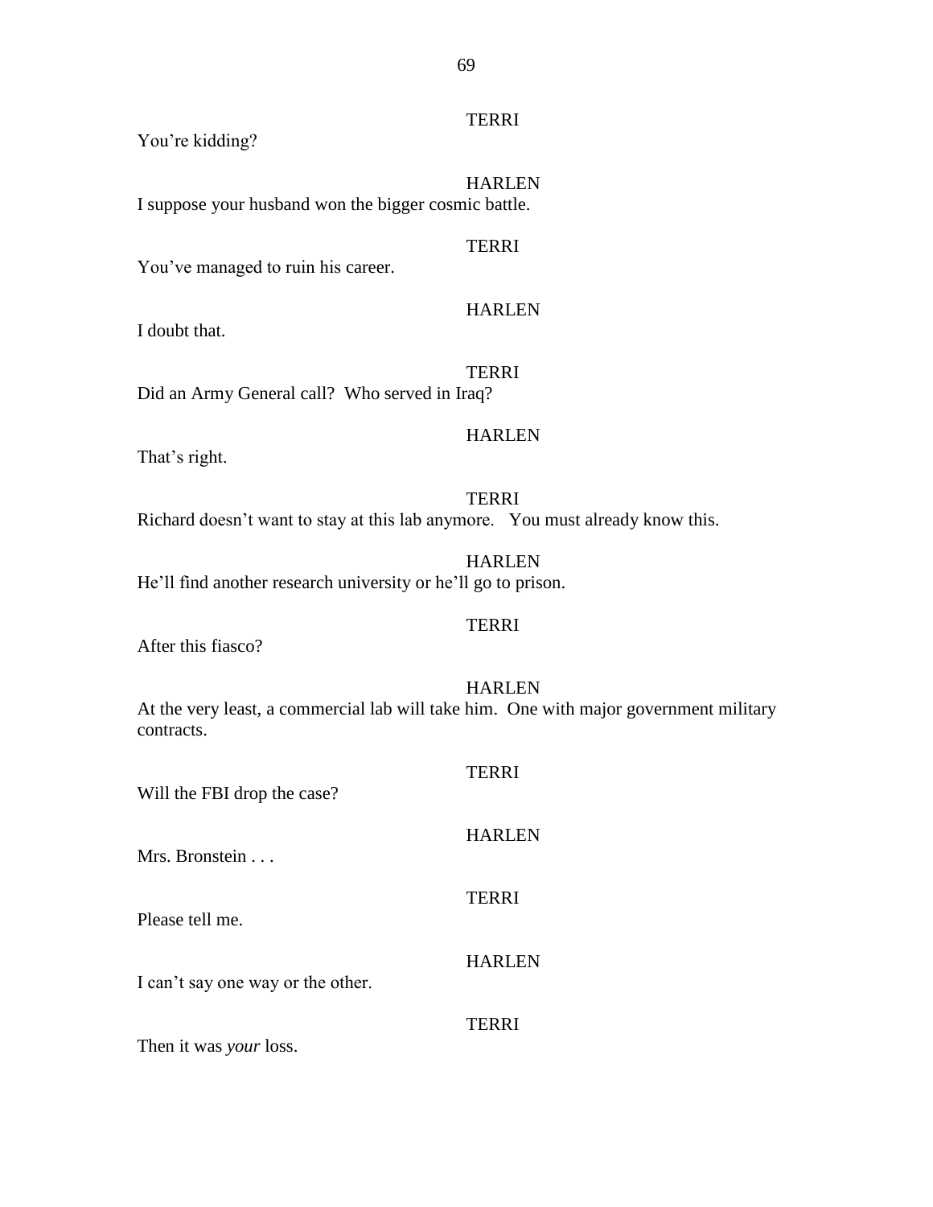TERRI

You're kidding?

HARLEN

I suppose your husband won the bigger cosmic battle.

TERRI

You've managed to ruin his career.

HARLEN

I doubt that.

TERRI

Did an Army General call? Who served in Iraq?

HARLEN

That's right.

TERRI

Richard doesn't want to stay at this lab anymore. You must already know this.

HARLEN

He'll find another research university or he'll go to prison.

TERRI

After this fiasco?

HARLEN

At the very least, a commercial lab will take him. One with major government military contracts.

TERRI

Will the FBI drop the case?

HARLEN

Mrs. Bronstein . . .

TERRI

Please tell me.

HARLEN

I can't say one way or the other.

TERRI

Then it was *your* loss.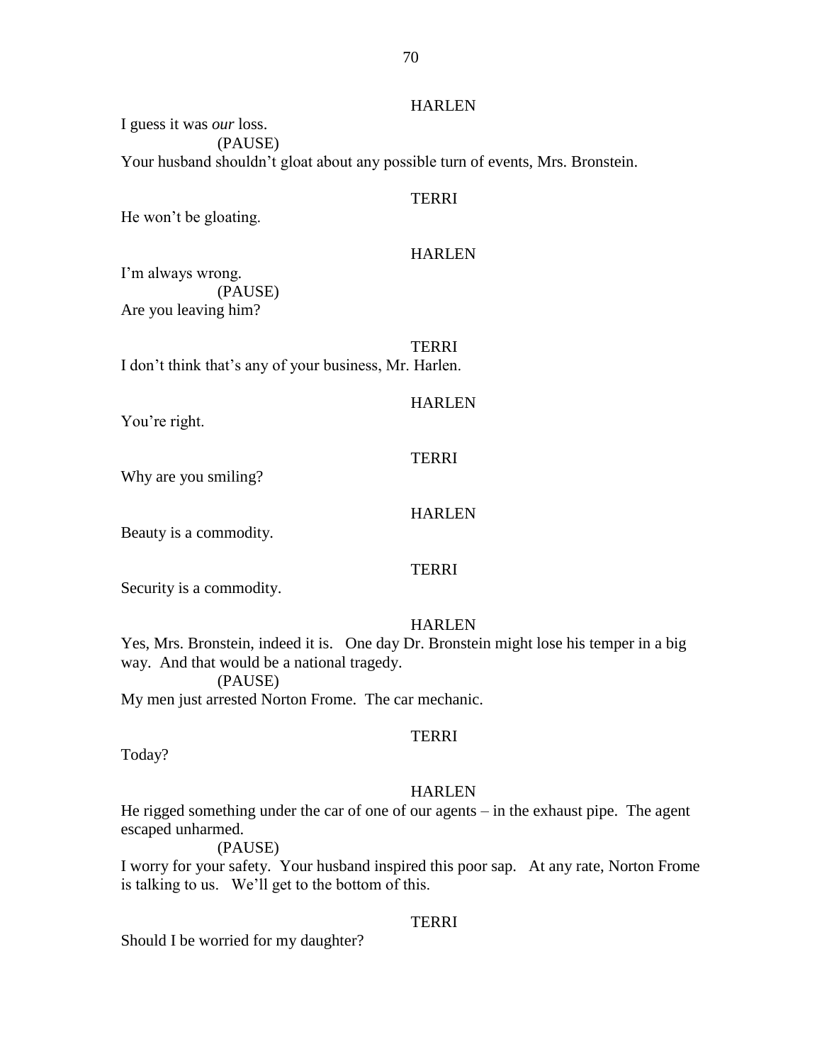HARLEN

I guess it was *our* loss.

(PAUSE)

Your husband shouldn't gloat about any possible turn of events, Mrs. Bronstein.

TERRI

He won't be gloating.

HARLEN

I'm always wrong.

(PAUSE)

Are you leaving him?

TERRI

I don't think that's any of your business, Mr. Harlen.

HARLEN

You're right.

TERRI

Why are you smiling?

HARLEN

Beauty is a commodity.

TERRI

Security is a commodity.

HARLEN

Yes, Mrs. Bronstein, indeed it is. One day Dr. Bronstein might lose his temper in a big way. And that would be a national tragedy.

(PAUSE)

My men just arrested Norton Frome. The car mechanic.

TERRI

Today?

HARLEN

He rigged something under the car of one of our agents – in the exhaust pipe. The agent escaped unharmed.

(PAUSE)

I worry for your safety. Your husband inspired this poor sap. At any rate, Norton Frome is talking to us. We'll get to the bottom of this.

TERRI

Should I be worried for my daughter?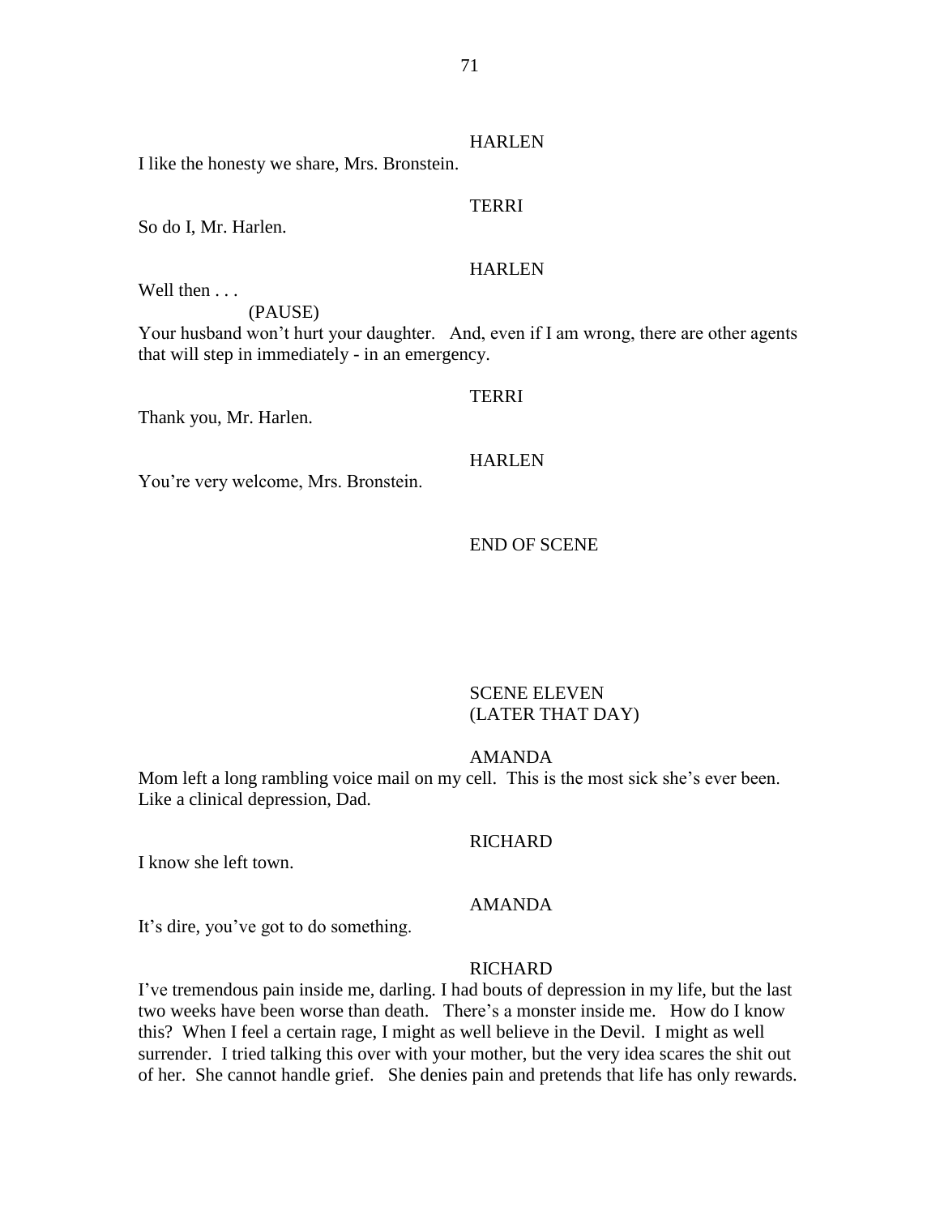HARLEN

I like the honesty we share, Mrs. Bronstein.

TERRI

So do I, Mr. Harlen.

HARLEN

Well then . . .

(PAUSE)

Your husband won't hurt your daughter. And, even if I am wrong, there are other agents that will step in immediately - in an emergency.

TERRI

Thank you, Mr. Harlen.

HARLEN

You're very welcome, Mrs. Bronstein.

END OF SCENE

SCENE ELEVEN
(LATER THAT DAY)

AMANDA

Mom left a long rambling voice mail on my cell. This is the most sick she's ever been. Like a clinical depression, Dad.

RICHARD

I know she left town.

AMANDA

It's dire, you've got to do something.

RICHARD

I've tremendous pain inside me, darling. I had bouts of depression in my life, but the last two weeks have been worse than death. There's a monster inside me. How do I know this? When I feel a certain rage, I might as well believe in the Devil. I might as well surrender. I tried talking this over with your mother, but the very idea scares the shit out of her. She cannot handle grief. She denies pain and pretends that life has only rewards.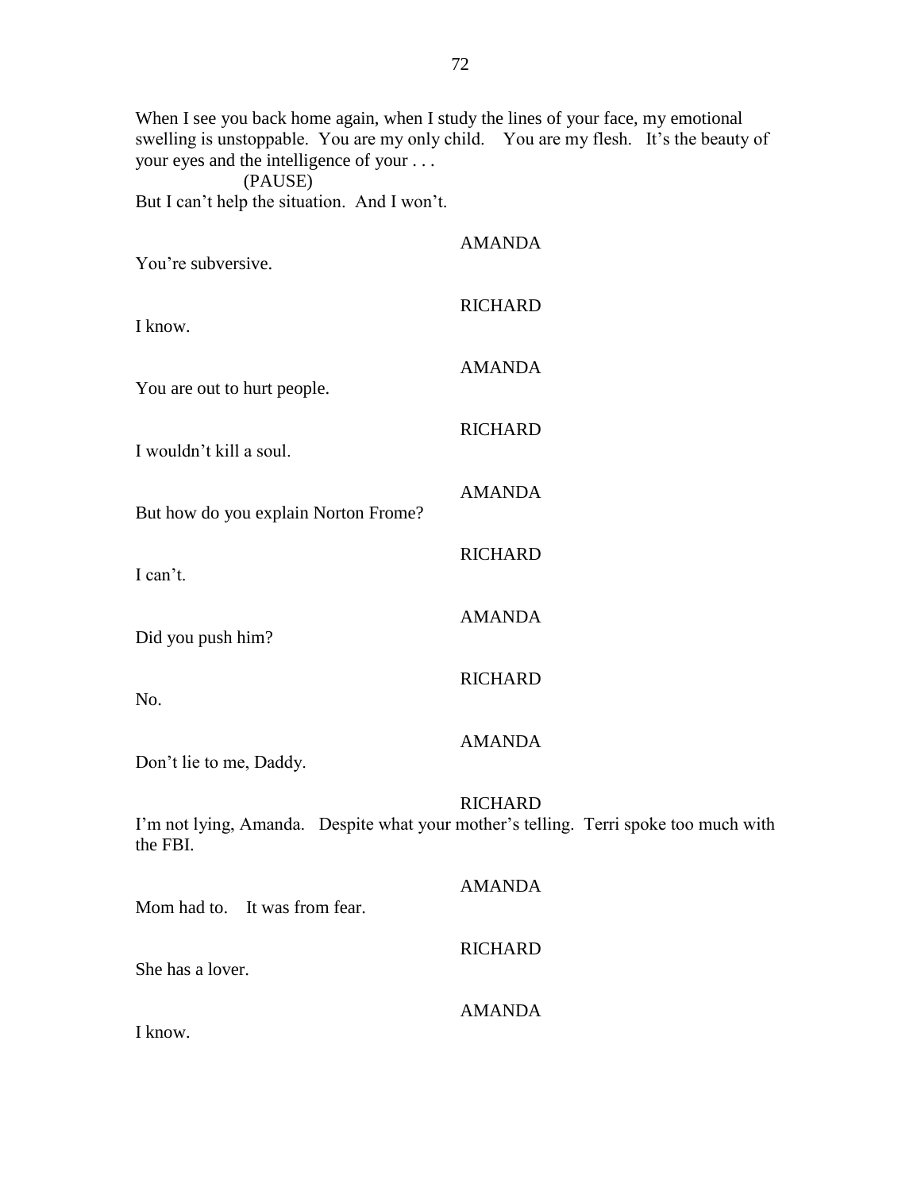When I see you back home again, when I study the lines of your face, my emotional swelling is unstoppable. You are my only child. You are my flesh. It's the beauty of your eyes and the intelligence of your . . .

(PAUSE)

But I can't help the situation. And I won't.

AMANDA

You're subversive.

RICHARD

I know.

AMANDA

You are out to hurt people.

RICHARD

I wouldn't kill a soul.

AMANDA

But how do you explain Norton Frome?

RICHARD

I can't.

AMANDA

Did you push him?

RICHARD

No.

AMANDA

Don't lie to me, Daddy.

RICHARD

I'm not lying, Amanda. Despite what your mother's telling. Terri spoke too much with the FBI.

AMANDA

Mom had to. It was from fear.

RICHARD

She has a lover.

AMANDA

I know.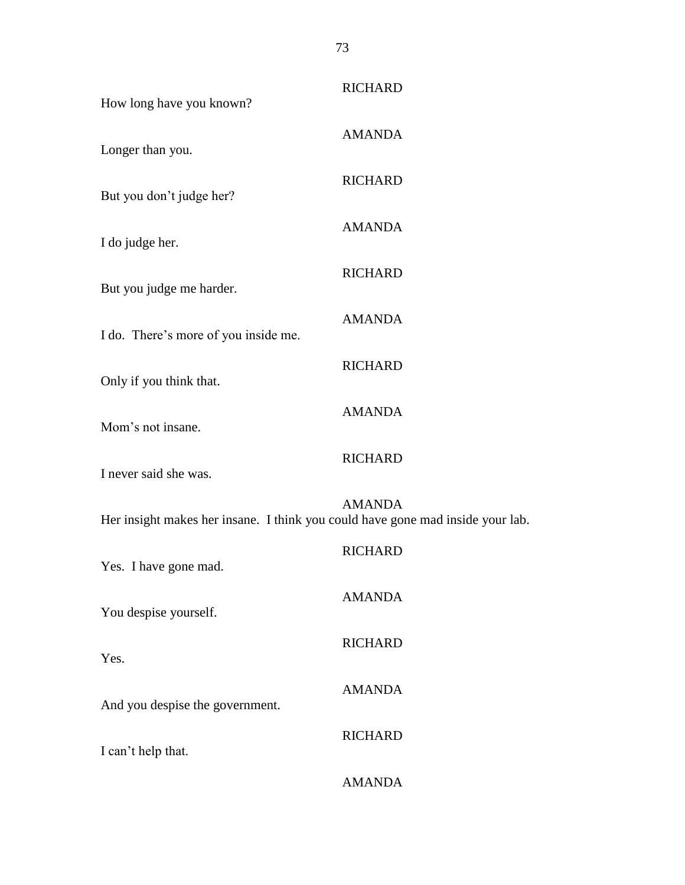RICHARD

How long have you known?

AMANDA

Longer than you.

RICHARD

But you don't judge her?

AMANDA

I do judge her.

RICHARD

But you judge me harder.

AMANDA

I do. There's more of you inside me.

RICHARD

Only if you think that.

AMANDA

Mom's not insane.

RICHARD

I never said she was.

AMANDA

Her insight makes her insane. I think you could have gone mad inside your lab.

RICHARD

Yes. I have gone mad.

AMANDA

You despise yourself.

RICHARD

Yes.

AMANDA

And you despise the government.

RICHARD

I can't help that.

AMANDA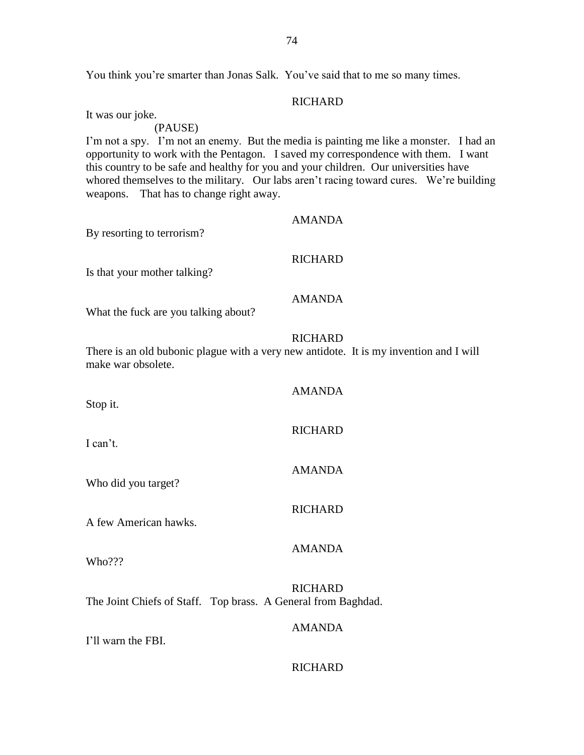You think you're smarter than Jonas Salk. You've said that to me so many times.

RICHARD

It was our joke.

(PAUSE)

I'm not a spy. I'm not an enemy. But the media is painting me like a monster. I had an opportunity to work with the Pentagon. I saved my correspondence with them. I want this country to be safe and healthy for you and your children. Our universities have whored themselves to the military. Our labs aren't racing toward cures. We're building weapons. That has to change right away.

AMANDA

By resorting to terrorism?

RICHARD

Is that your mother talking?

AMANDA

What the fuck are you talking about?

RICHARD

There is an old bubonic plague with a very new antidote. It is my invention and I will make war obsolete.

AMANDA

Stop it.

RICHARD

I can't.

AMANDA

Who did you target?

RICHARD

A few American hawks.

AMANDA

Who???

RICHARD

The Joint Chiefs of Staff. Top brass. A General from Baghdad.

AMANDA

I'll warn the FBI.

RICHARD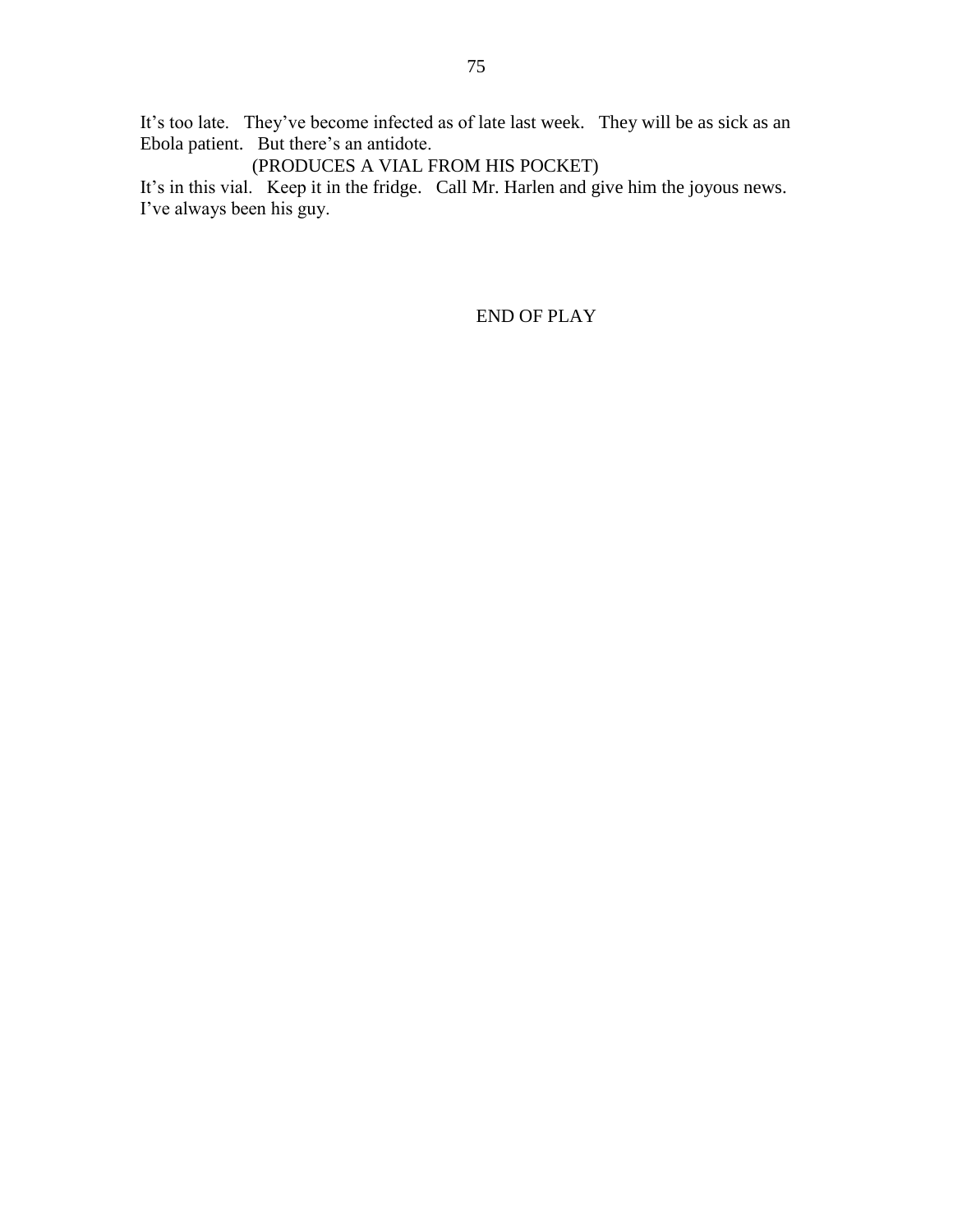It's too late. They've become infected as of late last week. They will be as sick as an Ebola patient. But there's an antidote.

(PRODUCES A VIAL FROM HIS POCKET)

It's in this vial. Keep it in the fridge. Call Mr. Harlen and give him the joyous news. I've always been his guy.

END OF PLAY